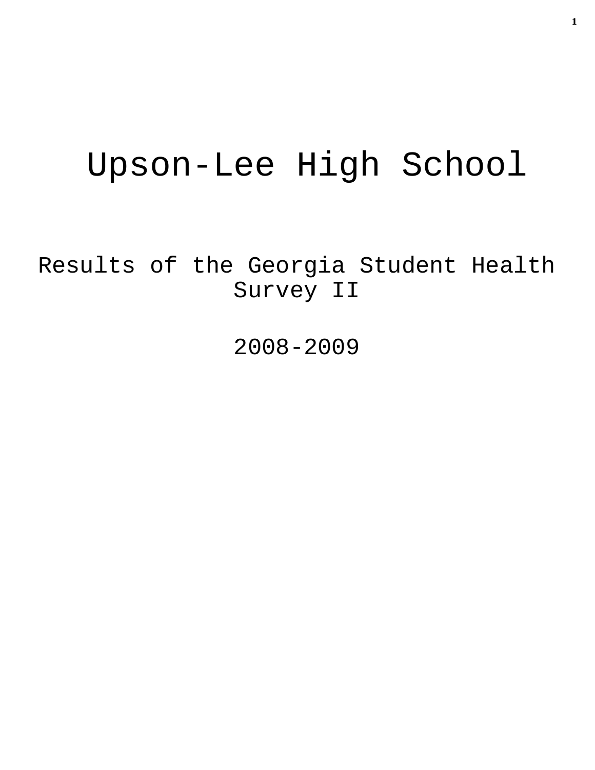# Upson-Lee High School

## Results of the Georgia Student Health Survey II

## 2008-2009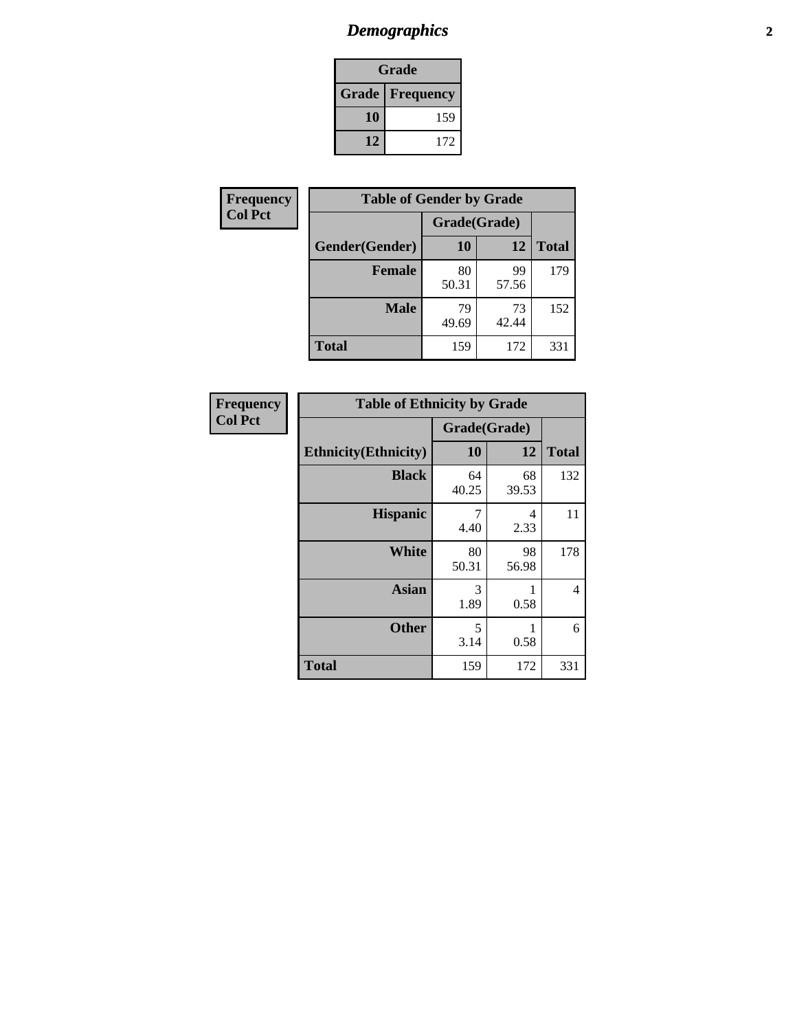# Demographics

| Grade | |
|---|---|
| **Grade** | **Frequency** |
| **10** | 159 |
| **12** | 172 |

**Frequency**
**Col Pct**

| Table of Gender by Grade | | | |
|---|---|---|---|
| | Grade(Grade) | | |
| **Gender(Gender)** | **10** | **12** | **Total** |
| **Female** | 80<br>50.31 | 99<br>57.56 | 179 |
| **Male** | 79<br>49.69 | 73<br>42.44 | 152 |
| **Total** | 159 | 172 | 331 |

**Frequency**
**Col Pct**

| Table of Ethnicity by Grade | | | |
|---|---|---|---|
| | Grade(Grade) | | |
| **Ethnicity(Ethnicity)** | **10** | **12** | **Total** |
| **Black** | 64<br>40.25 | 68<br>39.53 | 132 |
| **Hispanic** | 7<br>4.40 | 4<br>2.33 | 11 |
| **White** | 80<br>50.31 | 98<br>56.98 | 178 |
| **Asian** | 3<br>1.89 | 1<br>0.58 | 4 |
| **Other** | 5<br>3.14 | 1<br>0.58 | 6 |
| **Total** | 159 | 172 | 331 |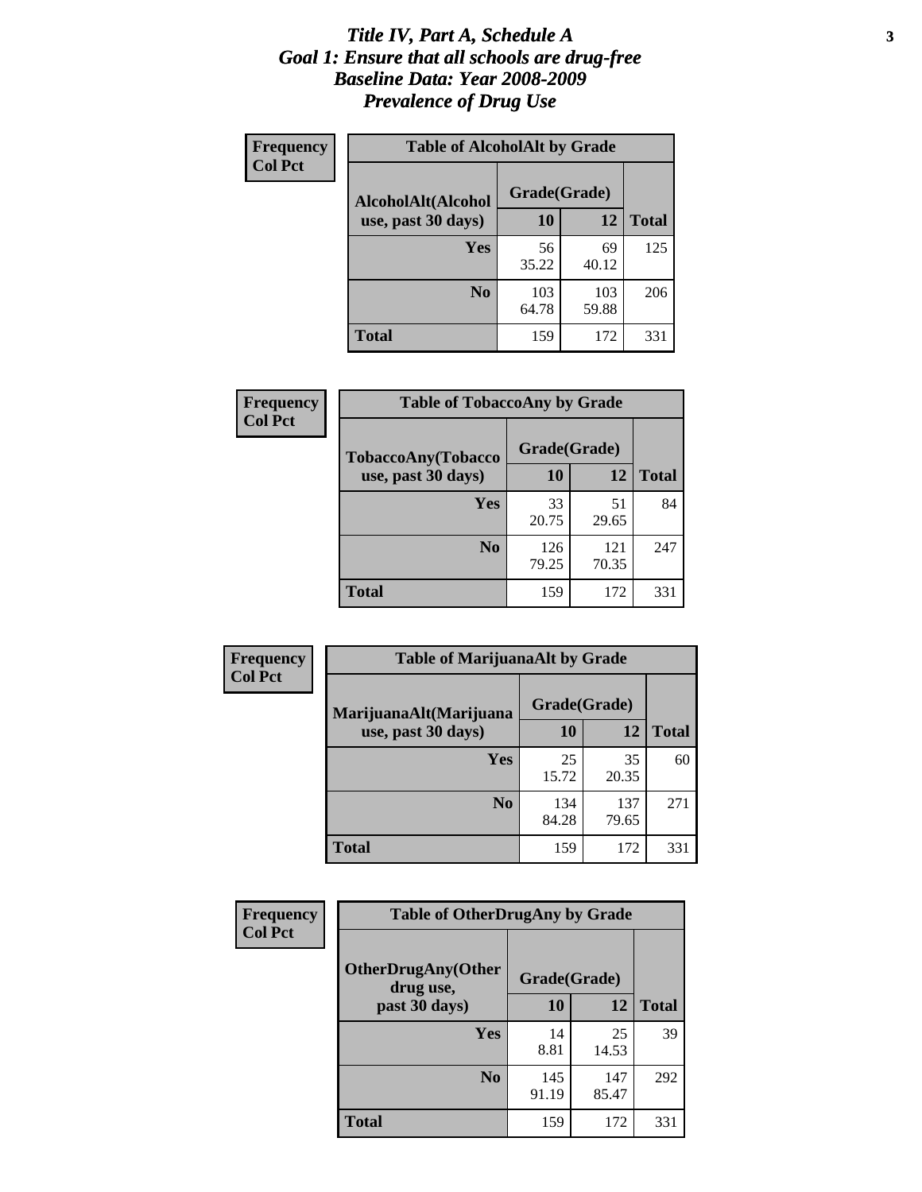# *Title IV, Part A, Schedule A*
# *Goal 1: Ensure that all schools are drug-free*
# *Baseline Data: Year 2008-2009*
# *Prevalence of Drug Use*

**Frequency**
**Col Pct**

**Table of AlcoholAlt by Grade**

| AlcoholAlt(Alcohol use, past 30 days) | Grade(Grade) 10 | 12 | Total |
|---|---|---|---|
| **Yes** | 56<br>35.22 | 69<br>40.12 | 125 |
| **No** | 103<br>64.78 | 103<br>59.88 | 206 |
| **Total** | 159 | 172 | 331 |

**Frequency**
**Col Pct**

**Table of TobaccoAny by Grade**

| TobaccoAny(Tobacco use, past 30 days) | Grade(Grade) 10 | 12 | Total |
|---|---|---|---|
| **Yes** | 33<br>20.75 | 51<br>29.65 | 84 |
| **No** | 126<br>79.25 | 121<br>70.35 | 247 |
| **Total** | 159 | 172 | 331 |

**Frequency**
**Col Pct**

**Table of MarijuanaAlt by Grade**

| MarijuanaAlt(Marijuana use, past 30 days) | Grade(Grade) 10 | 12 | Total |
|---|---|---|---|
| **Yes** | 25<br>15.72 | 35<br>20.35 | 60 |
| **No** | 134<br>84.28 | 137<br>79.65 | 271 |
| **Total** | 159 | 172 | 331 |

**Frequency**
**Col Pct**

**Table of OtherDrugAny by Grade**

| OtherDrugAny(Other drug use, past 30 days) | Grade(Grade) 10 | 12 | Total |
|---|---|---|---|
| **Yes** | 14<br>8.81 | 25<br>14.53 | 39 |
| **No** | 145<br>91.19 | 147<br>85.47 | 292 |
| **Total** | 159 | 172 | 331 |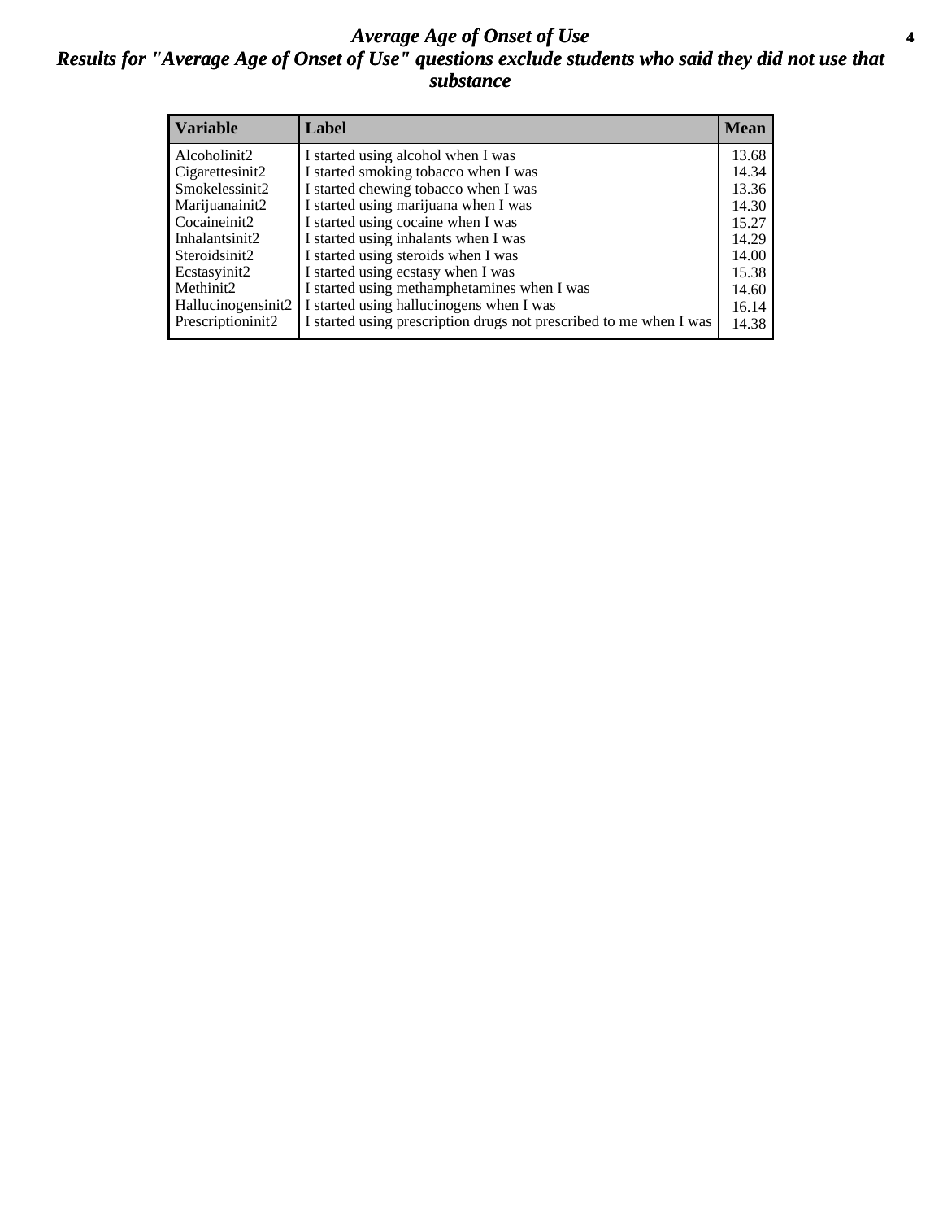# *Average Age of Onset of Use*

## *Results for "Average Age of Onset of Use" questions exclude students who said they did not use that substance*

| Variable | Label | Mean |
|---|---|---|
| Alcoholinit2 | I started using alcohol when I was | 13.68 |
| Cigarettesinit2 | I started smoking tobacco when I was | 14.34 |
| Smokelessinit2 | I started chewing tobacco when I was | 13.36 |
| Marijuanainit2 | I started using marijuana when I was | 14.30 |
| Cocaineinit2 | I started using cocaine when I was | 15.27 |
| Inhalantsinit2 | I started using inhalants when I was | 14.29 |
| Steroidsinit2 | I started using steroids when I was | 14.00 |
| Ecstasyinit2 | I started using ecstasy when I was | 15.38 |
| Methinit2 | I started using methamphetamines when I was | 14.60 |
| Hallucinogensinit2 | I started using hallucinogens when I was | 16.14 |
| Prescriptioninit2 | I started using prescription drugs not prescribed to me when I was | 14.38 |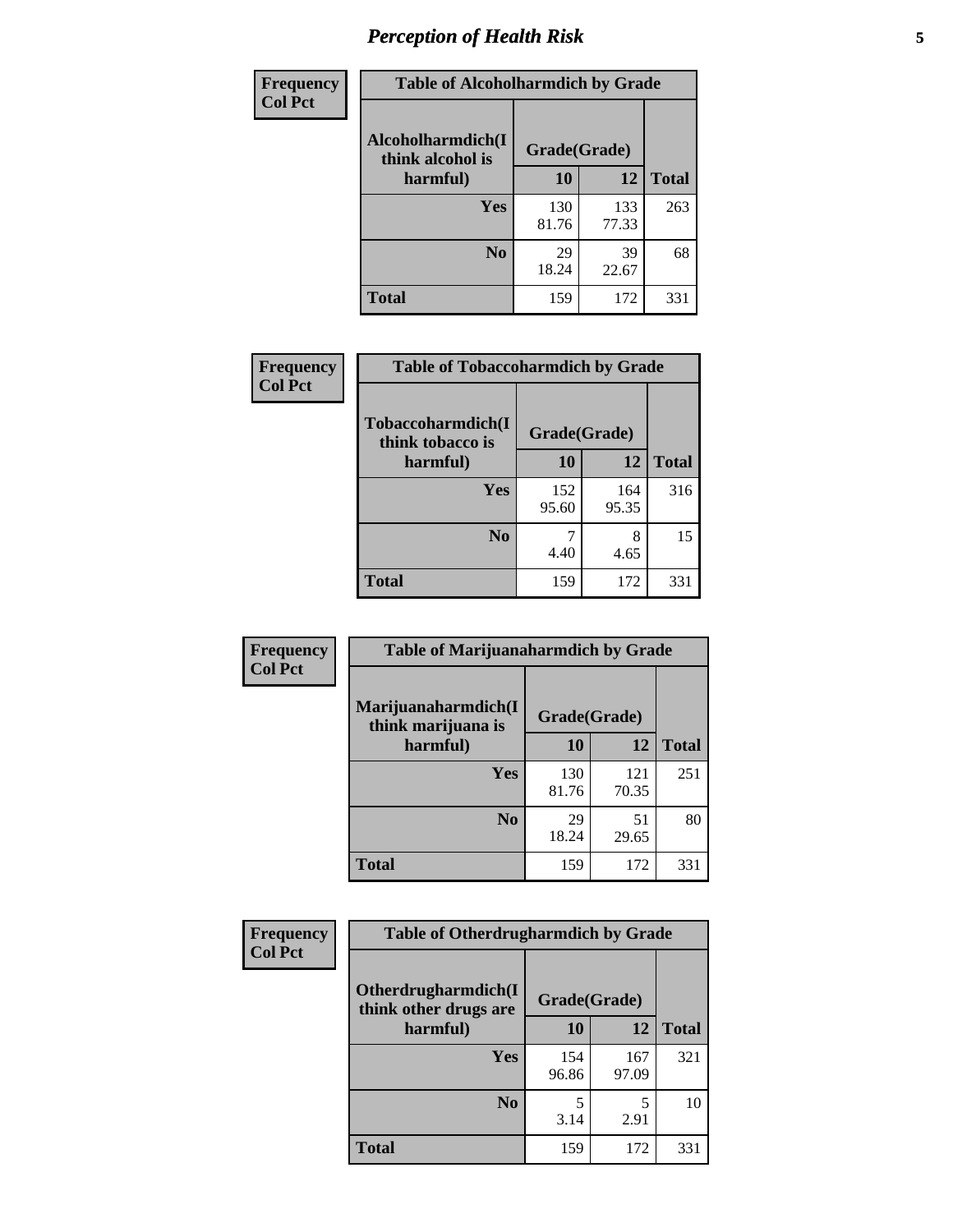| Frequency Col Pct | Table of Alcoholharmdich by Grade | | |
|---|---|---|---|
| Alcoholharmdich(I think alcohol is harmful) | Grade(Grade) | | |
| | 10 | 12 | Total |
| Yes | 130<br>81.76 | 133<br>77.33 | 263 |
| No | 29<br>18.24 | 39<br>22.67 | 68 |
| Total | 159 | 172 | 331 |

| Frequency Col Pct | Table of Tobaccoharmdich by Grade | | |
|---|---|---|---|
| Tobaccoharmdich(I think tobacco is harmful) | Grade(Grade) | | |
| | 10 | 12 | Total |
| Yes | 152<br>95.60 | 164<br>95.35 | 316 |
| No | 7<br>4.40 | 8<br>4.65 | 15 |
| Total | 159 | 172 | 331 |

| Frequency Col Pct | Table of Marijuanaharmdich by Grade | | |
|---|---|---|---|
| Marijuanaharmdich(I think marijuana is harmful) | Grade(Grade) | | |
| | 10 | 12 | Total |
| Yes | 130<br>81.76 | 121<br>70.35 | 251 |
| No | 29<br>18.24 | 51<br>29.65 | 80 |
| Total | 159 | 172 | 331 |

| Frequency Col Pct | Table of Otherdrugharmdich by Grade | | |
|---|---|---|---|
| Otherdrugharmdich(I think other drugs are harmful) | Grade(Grade) | | |
| | 10 | 12 | Total |
| Yes | 154<br>96.86 | 167<br>97.09 | 321 |
| No | 5<br>3.14 | 5<br>2.91 | 10 |
| Total | 159 | 172 | 331 |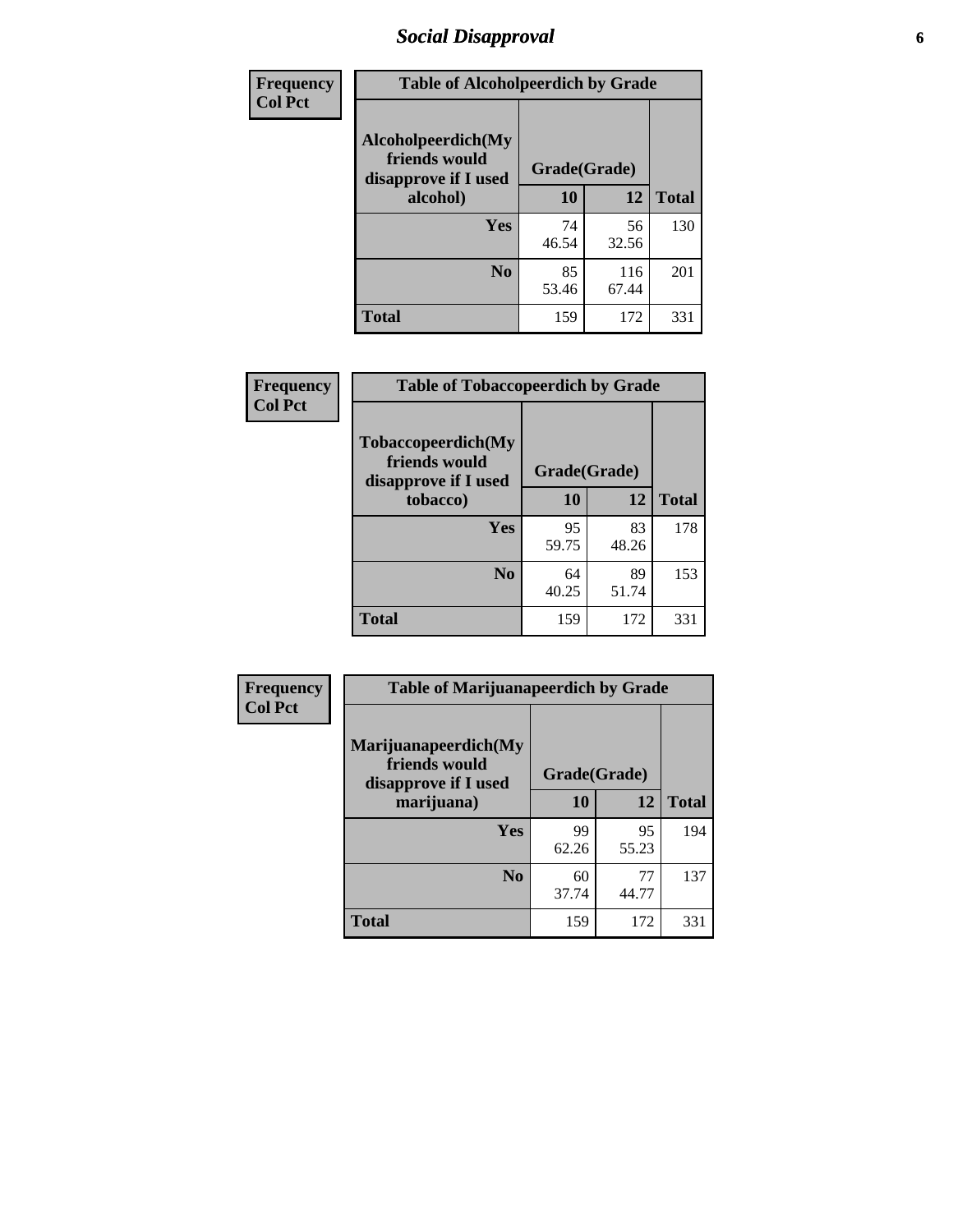# Social Disapproval

| Frequency<br>Col Pct | Table of Alcoholpeerdich by Grade | | |
|---|---|---|---|
| Alcoholpeerdich(My friends would disapprove if I used alcohol) | Grade(Grade) | | |
| | 10 | 12 | Total |
| Yes | 74<br>46.54 | 56<br>32.56 | 130 |
| No | 85<br>53.46 | 116<br>67.44 | 201 |
| Total | 159 | 172 | 331 |

| Frequency<br>Col Pct | Table of Tobaccopeerdich by Grade | | |
|---|---|---|---|
| Tobaccopeerdich(My friends would disapprove if I used tobacco) | Grade(Grade) | | |
| | 10 | 12 | Total |
| Yes | 95<br>59.75 | 83<br>48.26 | 178 |
| No | 64<br>40.25 | 89<br>51.74 | 153 |
| Total | 159 | 172 | 331 |

| Frequency<br>Col Pct | Table of Marijuanapeerdich by Grade | | |
|---|---|---|---|
| Marijuanapeerdich(My friends would disapprove if I used marijuana) | Grade(Grade) | | |
| | 10 | 12 | Total |
| Yes | 99<br>62.26 | 95<br>55.23 | 194 |
| No | 60<br>37.74 | 77<br>44.77 | 137 |
| Total | 159 | 172 | 331 |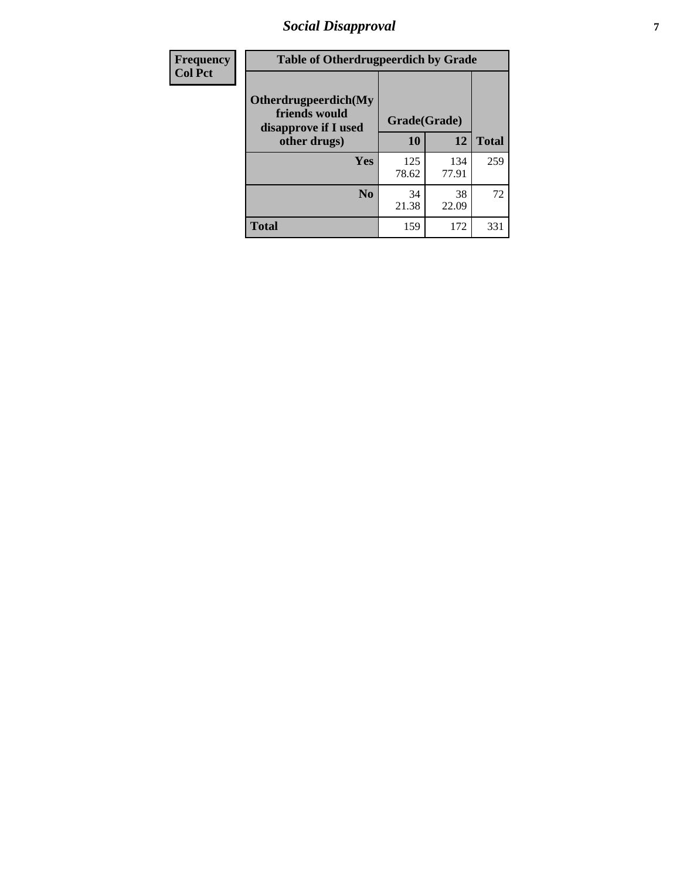| Frequency Col Pct | Table of Otherdrugpeerdich by Grade | | | |
|---|---|---|---|---|
| | Otherdrugpeerdich(My friends would disapprove if I used other drugs) | Grade(Grade) | | |
| | | 10 | 12 | Total |
| | Yes | 125<br>78.62 | 134<br>77.91 | 259 |
| | No | 34<br>21.38 | 38<br>22.09 | 72 |
| | Total | 159 | 172 | 331 |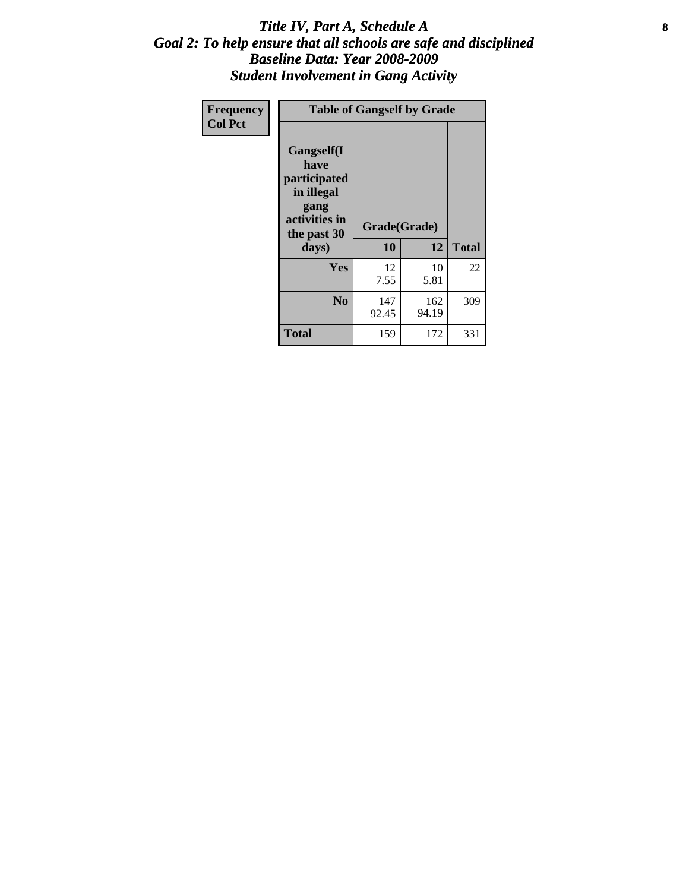# *Title IV, Part A, Schedule A*
## *Goal 2: To help ensure that all schools are safe and disciplined*
## *Baseline Data: Year 2008-2009*
## *Student Involvement in Gang Activity*

| Frequency<br>Col Pct | Table of Gangself by Grade | | |
|---|---|---|---|
| **Gangself(I have participated in illegal gang activities in the past 30 days)** | **Grade(Grade)** | | |
| | **10** | **12** | **Total** |
| **Yes** | 12<br>7.55 | 10<br>5.81 | 22 |
| **No** | 147<br>92.45 | 162<br>94.19 | 309 |
| **Total** | 159 | 172 | 331 |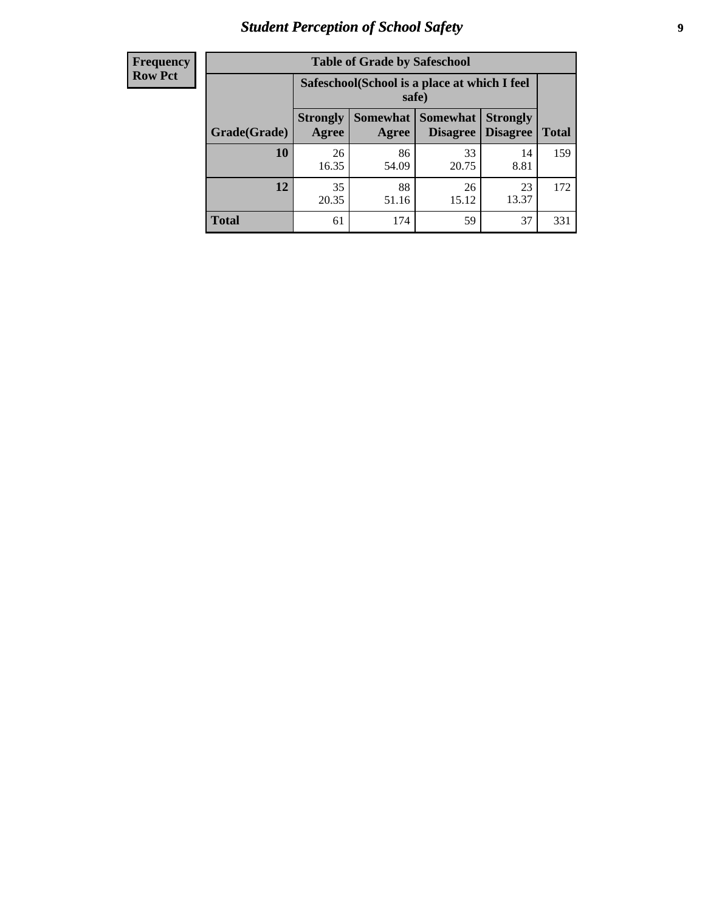| Frequency Row Pct |
|---|

**Table of Grade by Safeschool**

| Grade(Grade) | Safeschool(School is a place at which I feel safe) | | | | Total |
|---|---|---|---|---|---|
| | Strongly Agree | Somewhat Agree | Somewhat Disagree | Strongly Disagree | |
| 10 | 26<br>16.35 | 86<br>54.09 | 33<br>20.75 | 14<br>8.81 | 159 |
| 12 | 35<br>20.35 | 88<br>51.16 | 26<br>15.12 | 23<br>13.37 | 172 |
| Total | 61 | 174 | 59 | 37 | 331 |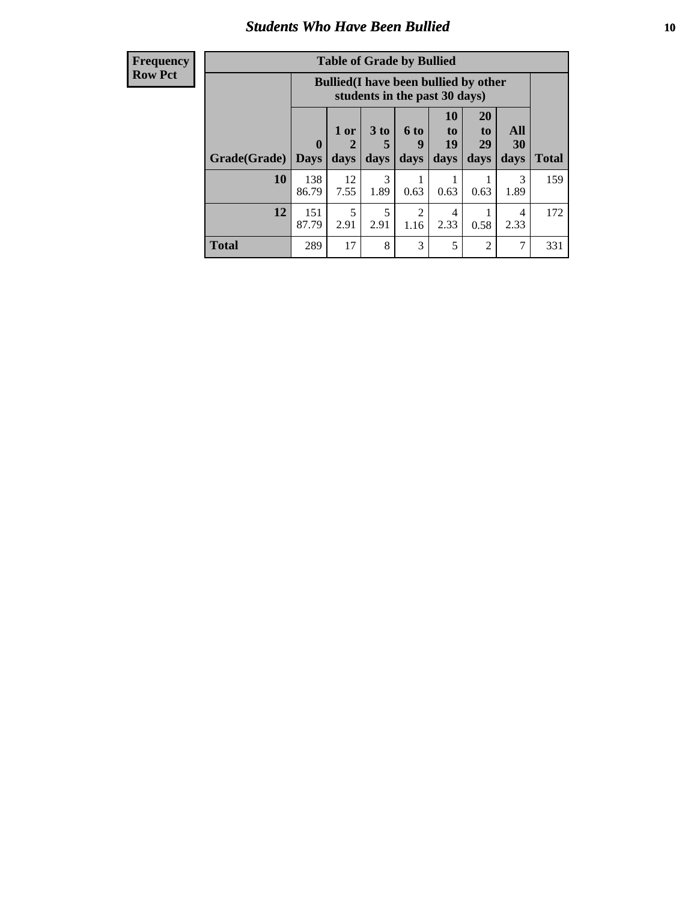## Students Who Have Been Bullied

| Frequency Row Pct |
|---|

**Table of Grade by Bullied**

| Grade(Grade) | Bullied(I have been bullied by other students in the past 30 days) 0 Days | 1 or 2 days | 3 to 5 days | 6 to 9 days | 10 to 19 days | 20 to 29 days | All 30 days | Total |
|---|---|---|---|---|---|---|---|---|
| **10** | 138<br>86.79 | 12<br>7.55 | 3<br>1.89 | 1<br>0.63 | 1<br>0.63 | 1<br>0.63 | 3<br>1.89 | 159 |
| **12** | 151<br>87.79 | 5<br>2.91 | 5<br>2.91 | 2<br>1.16 | 4<br>2.33 | 1<br>0.58 | 4<br>2.33 | 172 |
| **Total** | 289 | 17 | 8 | 3 | 5 | 2 | 7 | 331 |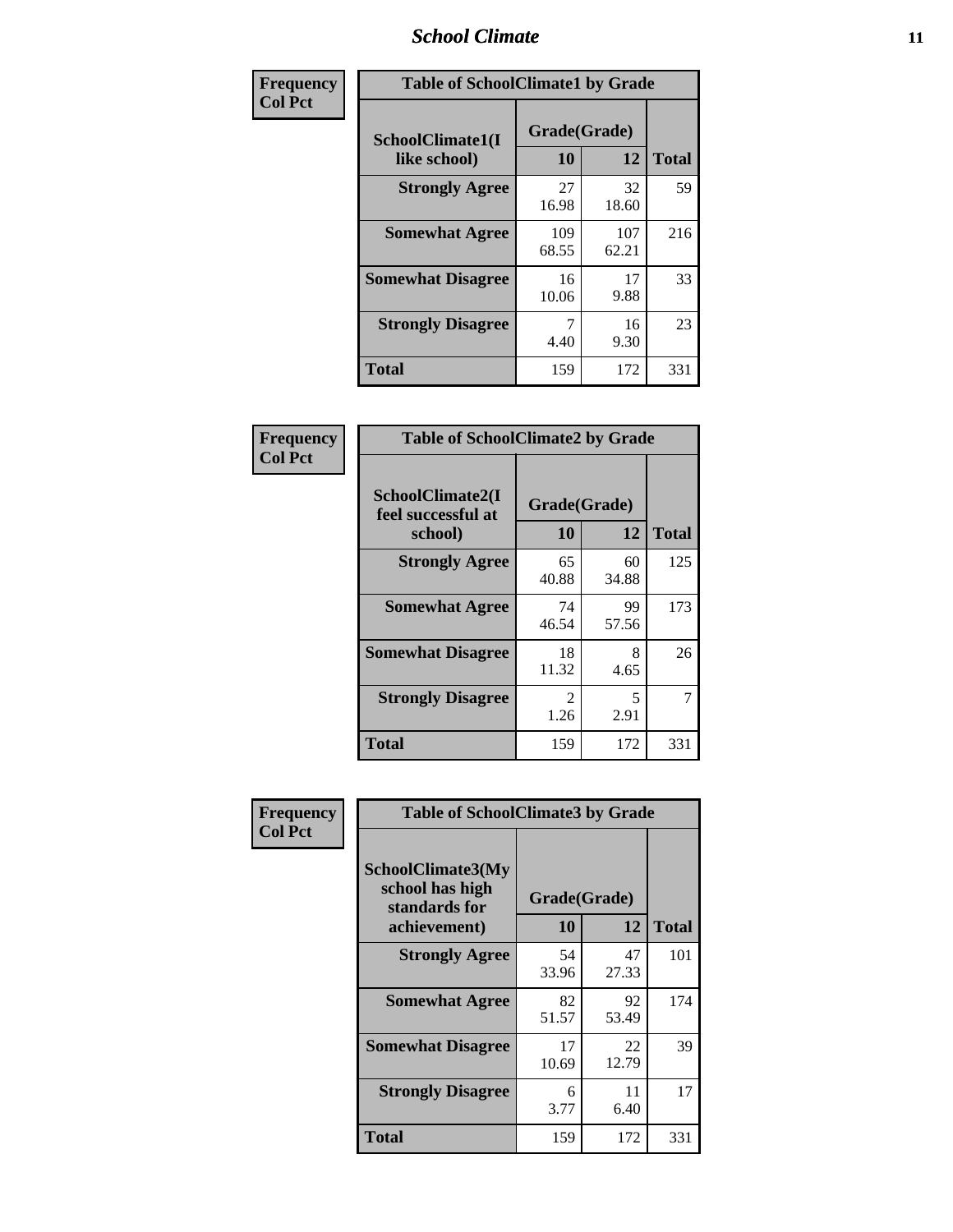| Frequency<br>Col Pct | | | |
|---|---|---|---|

**Table of SchoolClimate1 by Grade**

| SchoolClimate1(I like school) | Grade(Grade) 10 | 12 | Total |
|---|---|---|---|
| Strongly Agree | 27<br>16.98 | 32<br>18.60 | 59 |
| Somewhat Agree | 109<br>68.55 | 107<br>62.21 | 216 |
| Somewhat Disagree | 16<br>10.06 | 17<br>9.88 | 33 |
| Strongly Disagree | 7<br>4.40 | 16<br>9.30 | 23 |
| Total | 159 | 172 | 331 |

| Frequency<br>Col Pct | | | |
|---|---|---|---|

**Table of SchoolClimate2 by Grade**

| SchoolClimate2(I feel successful at school) | Grade(Grade) 10 | 12 | Total |
|---|---|---|---|
| Strongly Agree | 65<br>40.88 | 60<br>34.88 | 125 |
| Somewhat Agree | 74<br>46.54 | 99<br>57.56 | 173 |
| Somewhat Disagree | 18<br>11.32 | 8<br>4.65 | 26 |
| Strongly Disagree | 2<br>1.26 | 5<br>2.91 | 7 |
| Total | 159 | 172 | 331 |

| Frequency<br>Col Pct | | | |
|---|---|---|---|

**Table of SchoolClimate3 by Grade**

| SchoolClimate3(My school has high standards for achievement) | Grade(Grade) 10 | 12 | Total |
|---|---|---|---|
| Strongly Agree | 54<br>33.96 | 47<br>27.33 | 101 |
| Somewhat Agree | 82<br>51.57 | 92<br>53.49 | 174 |
| Somewhat Disagree | 17<br>10.69 | 22<br>12.79 | 39 |
| Strongly Disagree | 6<br>3.77 | 11<br>6.40 | 17 |
| Total | 159 | 172 | 331 |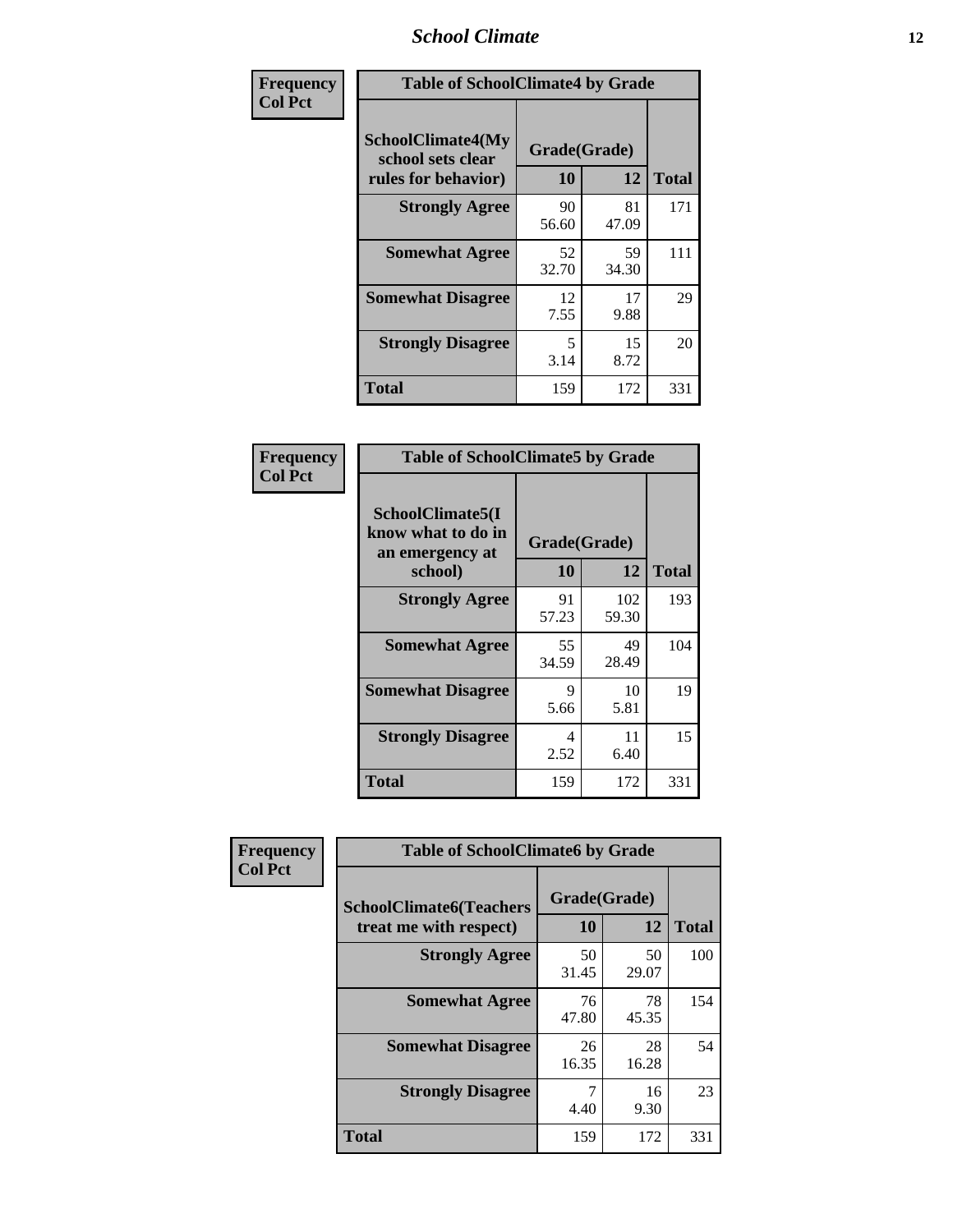| Frequency<br>Col Pct | Table of SchoolClimate4 by Grade | | |
|---|---|---|---|
| SchoolClimate4(My school sets clear rules for behavior) | Grade(Grade) | | |
| | 10 | 12 | Total |
| Strongly Agree | 90<br>56.60 | 81<br>47.09 | 171 |
| Somewhat Agree | 52<br>32.70 | 59<br>34.30 | 111 |
| Somewhat Disagree | 12<br>7.55 | 17<br>9.88 | 29 |
| Strongly Disagree | 5<br>3.14 | 15<br>8.72 | 20 |
| Total | 159 | 172 | 331 |

| Frequency<br>Col Pct | Table of SchoolClimate5 by Grade | | |
|---|---|---|---|
| SchoolClimate5(I know what to do in an emergency at school) | Grade(Grade) | | |
| | 10 | 12 | Total |
| Strongly Agree | 91<br>57.23 | 102<br>59.30 | 193 |
| Somewhat Agree | 55<br>34.59 | 49<br>28.49 | 104 |
| Somewhat Disagree | 9<br>5.66 | 10<br>5.81 | 19 |
| Strongly Disagree | 4<br>2.52 | 11<br>6.40 | 15 |
| Total | 159 | 172 | 331 |

| Frequency<br>Col Pct | Table of SchoolClimate6 by Grade | | |
|---|---|---|---|
| SchoolClimate6(Teachers treat me with respect) | Grade(Grade) | | |
| | 10 | 12 | Total |
| Strongly Agree | 50<br>31.45 | 50<br>29.07 | 100 |
| Somewhat Agree | 76<br>47.80 | 78<br>45.35 | 154 |
| Somewhat Disagree | 26<br>16.35 | 28<br>16.28 | 54 |
| Strongly Disagree | 7<br>4.40 | 16<br>9.30 | 23 |
| Total | 159 | 172 | 331 |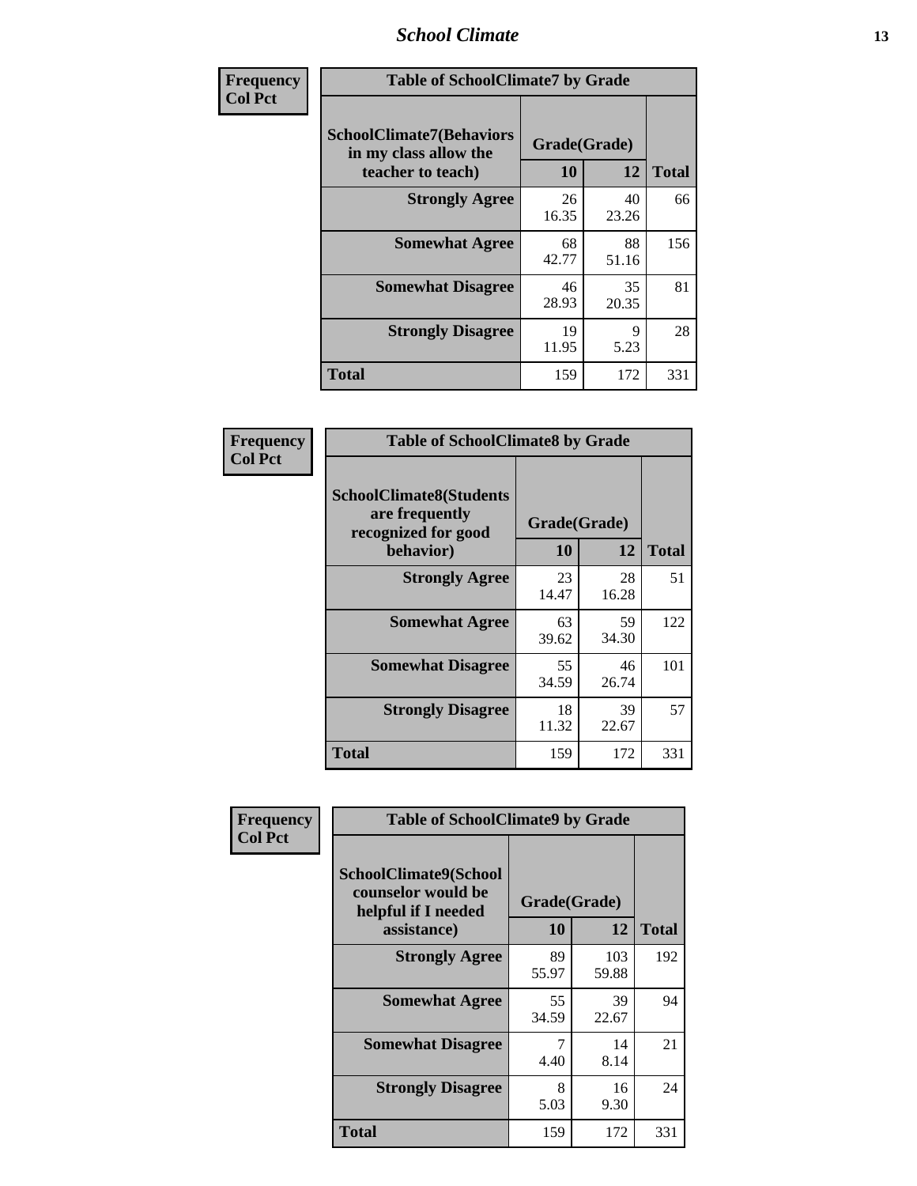| Frequency Col Pct |
|---|

**Table of SchoolClimate7 by Grade**

| SchoolClimate7(Behaviors in my class allow the teacher to teach) | Grade(Grade) | | Total |
|---|---|---|---|
| | 10 | 12 | |
| Strongly Agree | 26<br>16.35 | 40<br>23.26 | 66 |
| Somewhat Agree | 68<br>42.77 | 88<br>51.16 | 156 |
| Somewhat Disagree | 46<br>28.93 | 35<br>20.35 | 81 |
| Strongly Disagree | 19<br>11.95 | 9<br>5.23 | 28 |
| Total | 159 | 172 | 331 |

| Frequency Col Pct |
|---|

**Table of SchoolClimate8 by Grade**

| SchoolClimate8(Students are frequently recognized for good behavior) | Grade(Grade) | | Total |
|---|---|---|---|
| | 10 | 12 | |
| Strongly Agree | 23<br>14.47 | 28<br>16.28 | 51 |
| Somewhat Agree | 63<br>39.62 | 59<br>34.30 | 122 |
| Somewhat Disagree | 55<br>34.59 | 46<br>26.74 | 101 |
| Strongly Disagree | 18<br>11.32 | 39<br>22.67 | 57 |
| Total | 159 | 172 | 331 |

| Frequency Col Pct |
|---|

**Table of SchoolClimate9 by Grade**

| SchoolClimate9(School counselor would be helpful if I needed assistance) | Grade(Grade) | | Total |
|---|---|---|---|
| | 10 | 12 | |
| Strongly Agree | 89<br>55.97 | 103<br>59.88 | 192 |
| Somewhat Agree | 55<br>34.59 | 39<br>22.67 | 94 |
| Somewhat Disagree | 7<br>4.40 | 14<br>8.14 | 21 |
| Strongly Disagree | 8<br>5.03 | 16<br>9.30 | 24 |
| Total | 159 | 172 | 331 |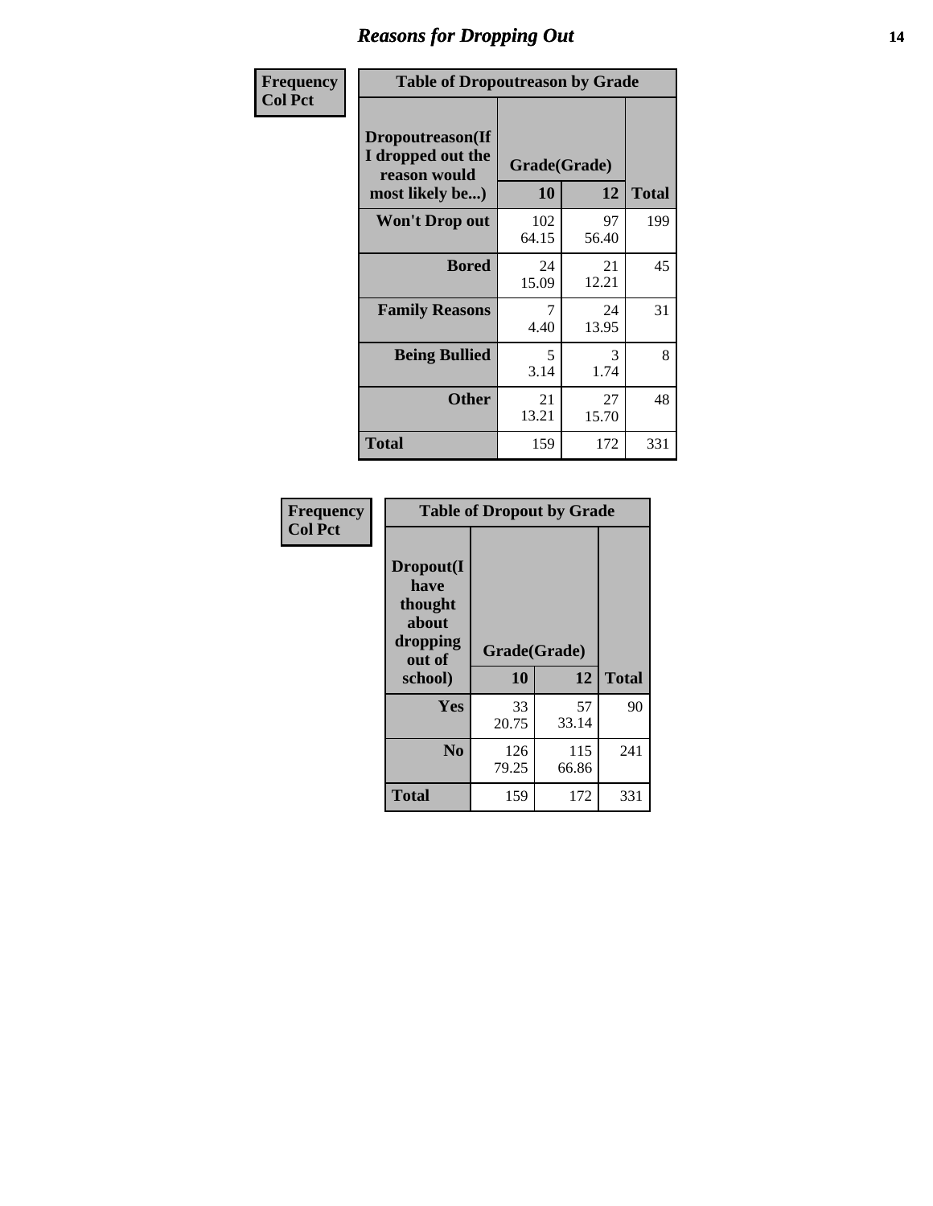# Reasons for Dropping Out

Frequency
Col Pct

**Table of Dropoutreason by Grade**

| Dropoutreason(If I dropped out the reason would most likely be...) | Grade(Grade) 10 | 12 | Total |
|---|---|---|---|
| **Won't Drop out** | 102<br>64.15 | 97<br>56.40 | 199 |
| **Bored** | 24<br>15.09 | 21<br>12.21 | 45 |
| **Family Reasons** | 7<br>4.40 | 24<br>13.95 | 31 |
| **Being Bullied** | 5<br>3.14 | 3<br>1.74 | 8 |
| **Other** | 21<br>13.21 | 27<br>15.70 | 48 |
| **Total** | 159 | 172 | 331 |

Frequency
Col Pct

**Table of Dropout by Grade**

| Dropout(I have thought about dropping out of school) | Grade(Grade) 10 | 12 | Total |
|---|---|---|---|
| **Yes** | 33<br>20.75 | 57<br>33.14 | 90 |
| **No** | 126<br>79.25 | 115<br>66.86 | 241 |
| **Total** | 159 | 172 | 331 |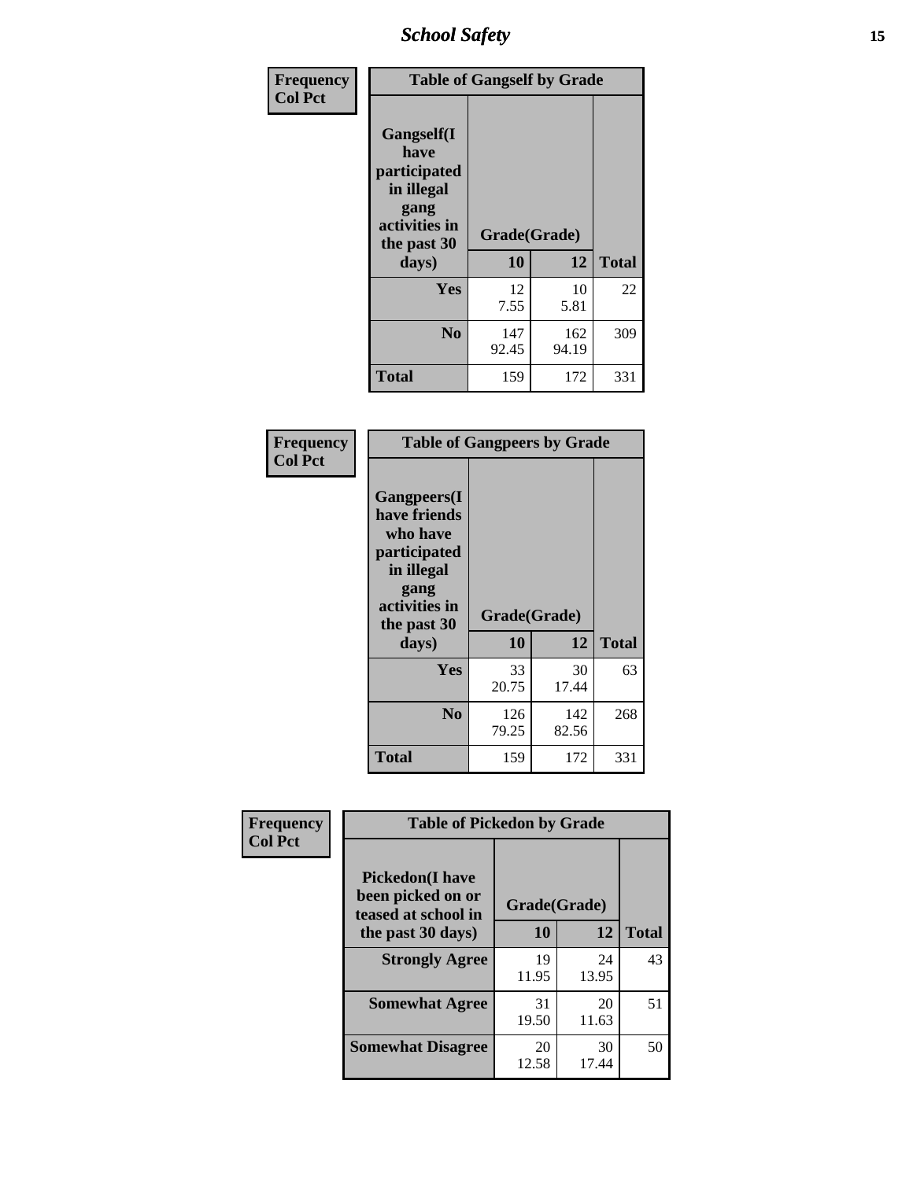| Frequency<br>Col Pct | Table of Gangself by Grade | | |
|---|---|---|---|
| Gangself(I have participated in illegal gang activities in the past 30 days) | Grade(Grade) | | |
| | 10 | 12 | Total |
| Yes | 12<br>7.55 | 10<br>5.81 | 22 |
| No | 147<br>92.45 | 162<br>94.19 | 309 |
| Total | 159 | 172 | 331 |

| Frequency<br>Col Pct | Table of Gangpeers by Grade | | |
|---|---|---|---|
| Gangpeers(I have friends who have participated in illegal gang activities in the past 30 days) | Grade(Grade) | | |
| | 10 | 12 | Total |
| Yes | 33<br>20.75 | 30<br>17.44 | 63 |
| No | 126<br>79.25 | 142<br>82.56 | 268 |
| Total | 159 | 172 | 331 |

| Frequency<br>Col Pct | Table of Pickedon by Grade | | |
|---|---|---|---|
| Pickedon(I have been picked on or teased at school in the past 30 days) | Grade(Grade) | | |
| | 10 | 12 | Total |
| Strongly Agree | 19<br>11.95 | 24<br>13.95 | 43 |
| Somewhat Agree | 31<br>19.50 | 20<br>11.63 | 51 |
| Somewhat Disagree | 20<br>12.58 | 30<br>17.44 | 50 |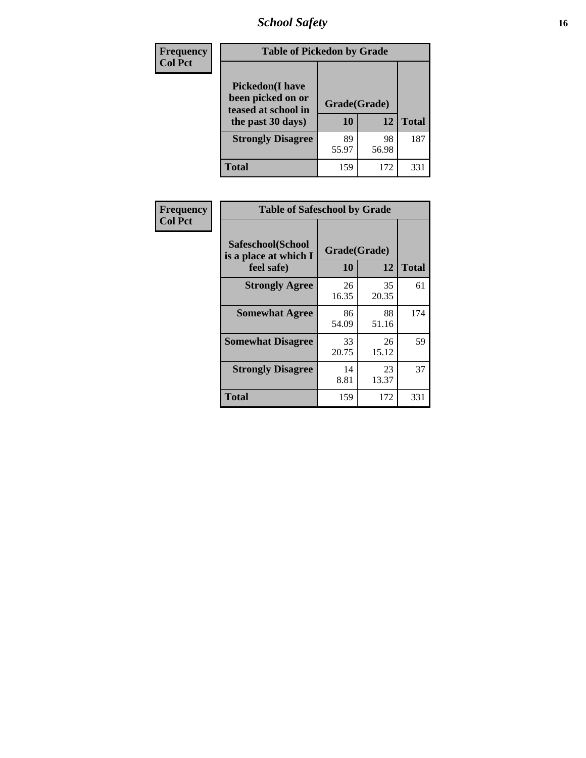| Frequency<br>Col Pct | Table of Pickedon by Grade | | |
|---|---|---|---|
| Pickedon(I have been picked on or teased at school in the past 30 days) | Grade(Grade) | | |
| | 10 | 12 | Total |
| Strongly Disagree | 89<br>55.97 | 98<br>56.98 | 187 |
| Total | 159 | 172 | 331 |

| Frequency<br>Col Pct | Table of Safeschool by Grade | | |
|---|---|---|---|
| Safeschool(School is a place at which I feel safe) | Grade(Grade) | | |
| | 10 | 12 | Total |
| Strongly Agree | 26<br>16.35 | 35<br>20.35 | 61 |
| Somewhat Agree | 86<br>54.09 | 88<br>51.16 | 174 |
| Somewhat Disagree | 33<br>20.75 | 26<br>15.12 | 59 |
| Strongly Disagree | 14<br>8.81 | 23<br>13.37 | 37 |
| Total | 159 | 172 | 331 |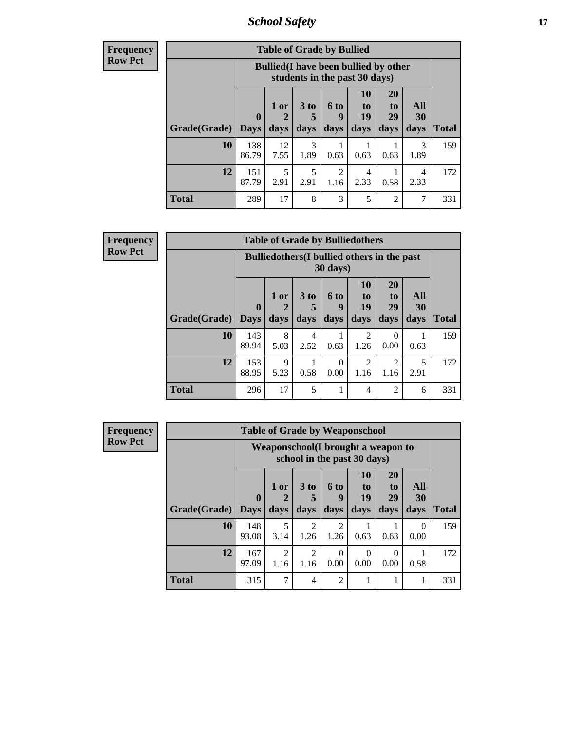**Frequency**
**Row Pct**

| Table of Grade by Bullied | | | | | | | | |
|---|---|---|---|---|---|---|---|---|
| | Bullied(I have been bullied by other students in the past 30 days) | | | | | | | |
| Grade(Grade) | 0 Days | 1 or 2 days | 3 to 5 days | 6 to 9 days | 10 to 19 days | 20 to 29 days | All 30 days | Total |
| **10** | 138<br>86.79 | 12<br>7.55 | 3<br>1.89 | 1<br>0.63 | 1<br>0.63 | 1<br>0.63 | 3<br>1.89 | 159 |
| **12** | 151<br>87.79 | 5<br>2.91 | 5<br>2.91 | 2<br>1.16 | 4<br>2.33 | 1<br>0.58 | 4<br>2.33 | 172 |
| **Total** | 289 | 17 | 8 | 3 | 5 | 2 | 7 | 331 |

**Frequency**
**Row Pct**

| Table of Grade by Bulliedothers | | | | | | | | |
|---|---|---|---|---|---|---|---|---|
| | Bulliedothers(I bullied others in the past 30 days) | | | | | | | |
| Grade(Grade) | 0 Days | 1 or 2 days | 3 to 5 days | 6 to 9 days | 10 to 19 days | 20 to 29 days | All 30 days | Total |
| **10** | 143<br>89.94 | 8<br>5.03 | 4<br>2.52 | 1<br>0.63 | 2<br>1.26 | 0<br>0.00 | 1<br>0.63 | 159 |
| **12** | 153<br>88.95 | 9<br>5.23 | 1<br>0.58 | 0<br>0.00 | 2<br>1.16 | 2<br>1.16 | 5<br>2.91 | 172 |
| **Total** | 296 | 17 | 5 | 1 | 4 | 2 | 6 | 331 |

**Frequency**
**Row Pct**

| Table of Grade by Weaponschool | | | | | | | | |
|---|---|---|---|---|---|---|---|---|
| | Weaponschool(I brought a weapon to school in the past 30 days) | | | | | | | |
| Grade(Grade) | 0 Days | 1 or 2 days | 3 to 5 days | 6 to 9 days | 10 to 19 days | 20 to 29 days | All 30 days | Total |
| **10** | 148<br>93.08 | 5<br>3.14 | 2<br>1.26 | 2<br>1.26 | 1<br>0.63 | 1<br>0.63 | 0<br>0.00 | 159 |
| **12** | 167<br>97.09 | 2<br>1.16 | 2<br>1.16 | 0<br>0.00 | 0<br>0.00 | 0<br>0.00 | 1<br>0.58 | 172 |
| **Total** | 315 | 7 | 4 | 2 | 1 | 1 | 1 | 331 |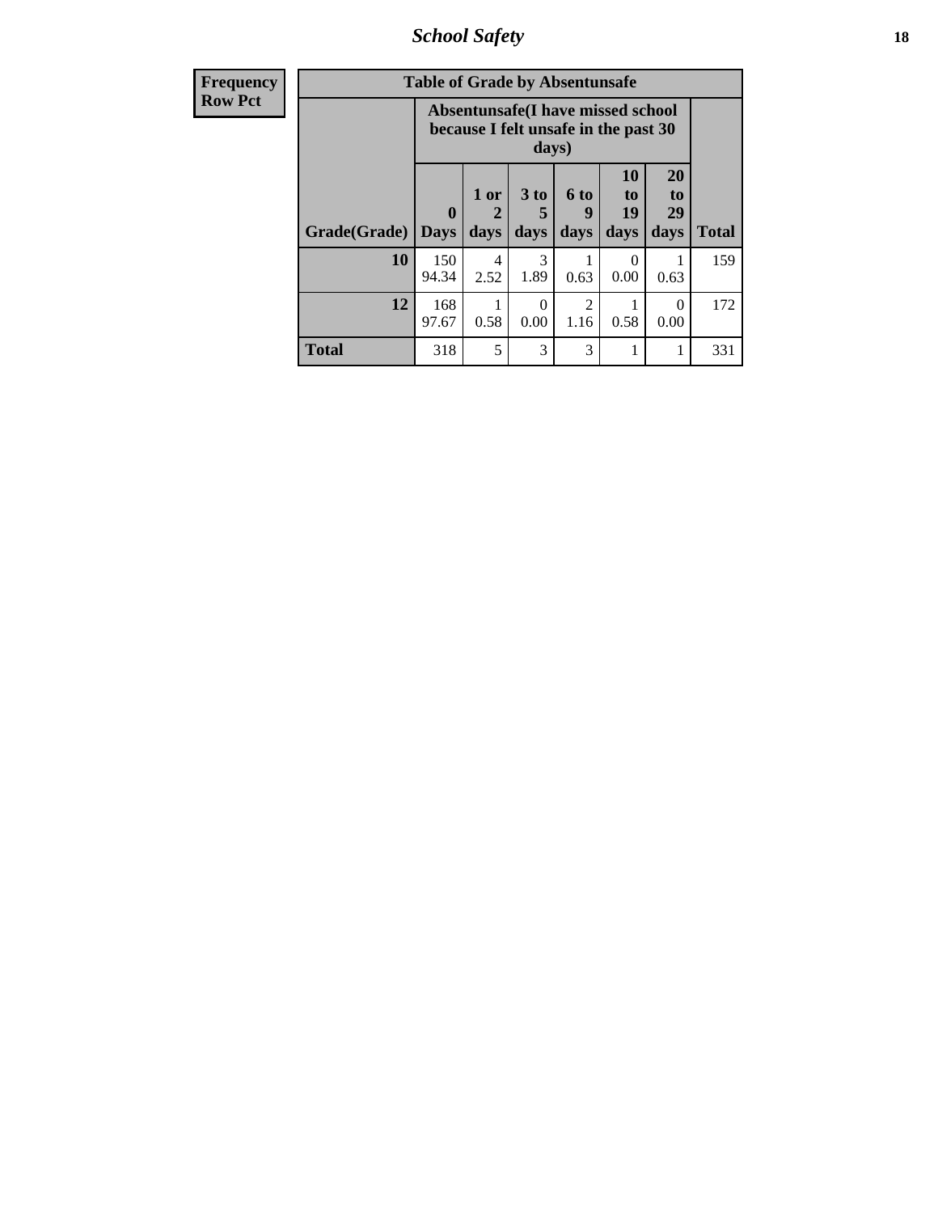| Frequency<br>Row Pct | Table of Grade by Absentunsafe | | | | | | |
|---|---|---|---|---|---|---|---|
| | Absentunsafe(I have missed school because I felt unsafe in the past 30 days) | | | | | | |
| Grade(Grade) | 0 Days | 1 or 2 days | 3 to 5 days | 6 to 9 days | 10 to 19 days | 20 to 29 days | Total |
| 10 | 150<br>94.34 | 4<br>2.52 | 3<br>1.89 | 1<br>0.63 | 0<br>0.00 | 1<br>0.63 | 159 |
| 12 | 168<br>97.67 | 1<br>0.58 | 0<br>0.00 | 2<br>1.16 | 1<br>0.58 | 0<br>0.00 | 172 |
| Total | 318 | 5 | 3 | 3 | 1 | 1 | 331 |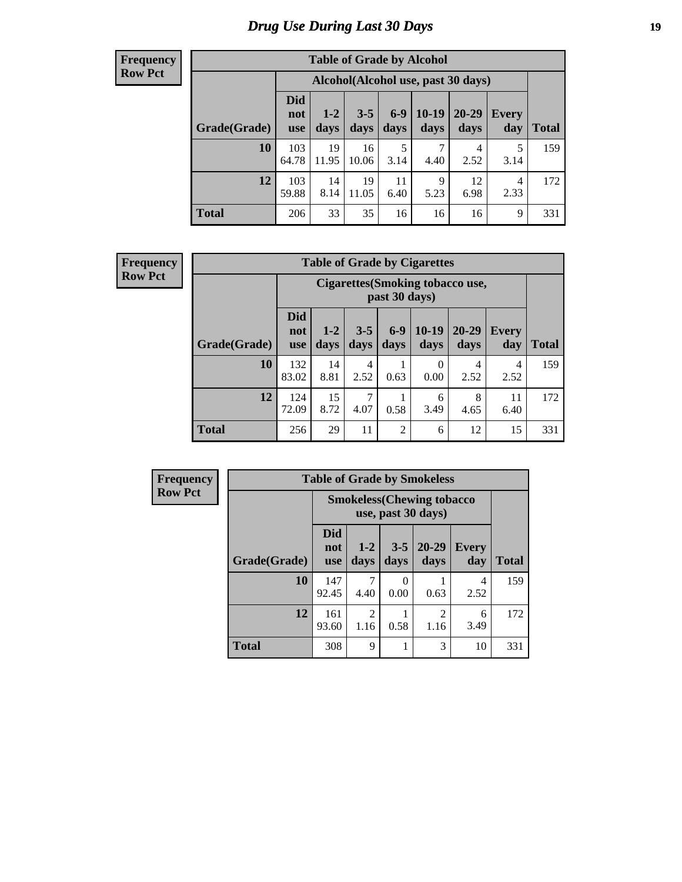# Drug Use During Last 30 Days

**Frequency**
**Row Pct**

| Table of Grade by Alcohol | | | | | | | | |
|---|---|---|---|---|---|---|---|---|
| | Alcohol(Alcohol use, past 30 days) | | | | | | | |
| Grade(Grade) | Did not use | 1-2 days | 3-5 days | 6-9 days | 10-19 days | 20-29 days | Every day | Total |
| **10** | 103<br>64.78 | 19<br>11.95 | 16<br>10.06 | 5<br>3.14 | 7<br>4.40 | 4<br>2.52 | 5<br>3.14 | 159 |
| **12** | 103<br>59.88 | 14<br>8.14 | 19<br>11.05 | 11<br>6.40 | 9<br>5.23 | 12<br>6.98 | 4<br>2.33 | 172 |
| **Total** | 206 | 33 | 35 | 16 | 16 | 16 | 9 | 331 |

**Frequency**
**Row Pct**

| Table of Grade by Cigarettes | | | | | | | | |
|---|---|---|---|---|---|---|---|---|
| | Cigarettes(Smoking tobacco use, past 30 days) | | | | | | | |
| Grade(Grade) | Did not use | 1-2 days | 3-5 days | 6-9 days | 10-19 days | 20-29 days | Every day | Total |
| **10** | 132<br>83.02 | 14<br>8.81 | 4<br>2.52 | 1<br>0.63 | 0<br>0.00 | 4<br>2.52 | 4<br>2.52 | 159 |
| **12** | 124<br>72.09 | 15<br>8.72 | 7<br>4.07 | 1<br>0.58 | 6<br>3.49 | 8<br>4.65 | 11<br>6.40 | 172 |
| **Total** | 256 | 29 | 11 | 2 | 6 | 12 | 15 | 331 |

**Frequency**
**Row Pct**

| Table of Grade by Smokeless | | | | | | |
|---|---|---|---|---|---|---|
| | Smokeless(Chewing tobacco use, past 30 days) | | | | | |
| Grade(Grade) | Did not use | 1-2 days | 3-5 days | 20-29 days | Every day | Total |
| **10** | 147<br>92.45 | 7<br>4.40 | 0<br>0.00 | 1<br>0.63 | 4<br>2.52 | 159 |
| **12** | 161<br>93.60 | 2<br>1.16 | 1<br>0.58 | 2<br>1.16 | 6<br>3.49 | 172 |
| **Total** | 308 | 9 | 1 | 3 | 10 | 331 |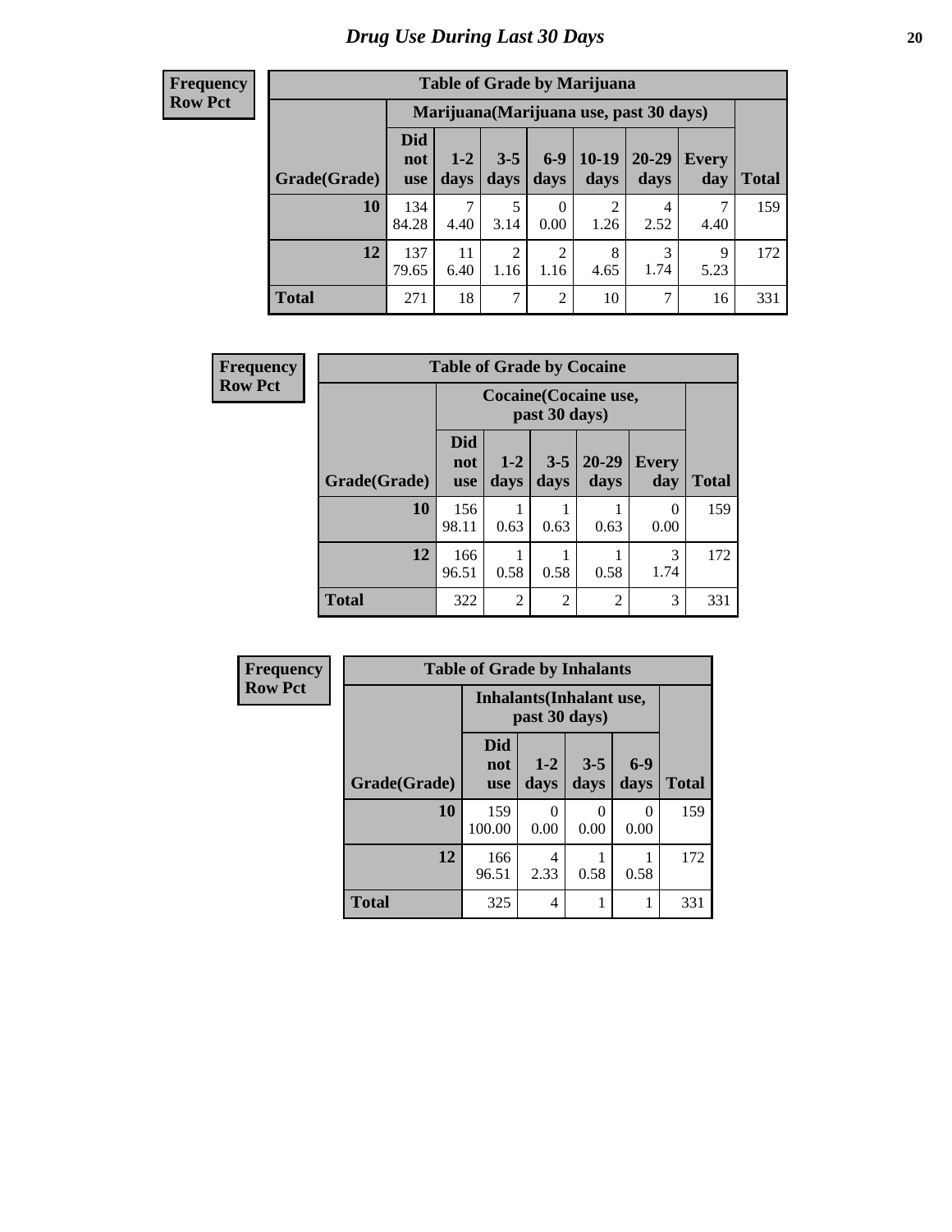# Drug Use During Last 30 Days

| Frequency<br>Row Pct |
|---|

**Table of Grade by Marijuana**

| | Marijuana(Marijuana use, past 30 days) | | | | | | | |
|---|---|---|---|---|---|---|---|---|
| Grade(Grade) | Did not use | 1-2 days | 3-5 days | 6-9 days | 10-19 days | 20-29 days | Every day | Total |
| 10 | 134<br>84.28 | 7<br>4.40 | 5<br>3.14 | 0<br>0.00 | 2<br>1.26 | 4<br>2.52 | 7<br>4.40 | 159 |
| 12 | 137<br>79.65 | 11<br>6.40 | 2<br>1.16 | 2<br>1.16 | 8<br>4.65 | 3<br>1.74 | 9<br>5.23 | 172 |
| Total | 271 | 18 | 7 | 2 | 10 | 7 | 16 | 331 |

| Frequency<br>Row Pct |
|---|

**Table of Grade by Cocaine**

| | Cocaine(Cocaine use, past 30 days) | | | | | |
|---|---|---|---|---|---|---|
| Grade(Grade) | Did not use | 1-2 days | 3-5 days | 20-29 days | Every day | Total |
| 10 | 156<br>98.11 | 1<br>0.63 | 1<br>0.63 | 1<br>0.63 | 0<br>0.00 | 159 |
| 12 | 166<br>96.51 | 1<br>0.58 | 1<br>0.58 | 1<br>0.58 | 3<br>1.74 | 172 |
| Total | 322 | 2 | 2 | 2 | 3 | 331 |

| Frequency<br>Row Pct |
|---|

**Table of Grade by Inhalants**

| | Inhalants(Inhalant use, past 30 days) | | | | |
|---|---|---|---|---|---|
| Grade(Grade) | Did not use | 1-2 days | 3-5 days | 6-9 days | Total |
| 10 | 159<br>100.00 | 0<br>0.00 | 0<br>0.00 | 0<br>0.00 | 159 |
| 12 | 166<br>96.51 | 4<br>2.33 | 1<br>0.58 | 1<br>0.58 | 172 |
| Total | 325 | 4 | 1 | 1 | 331 |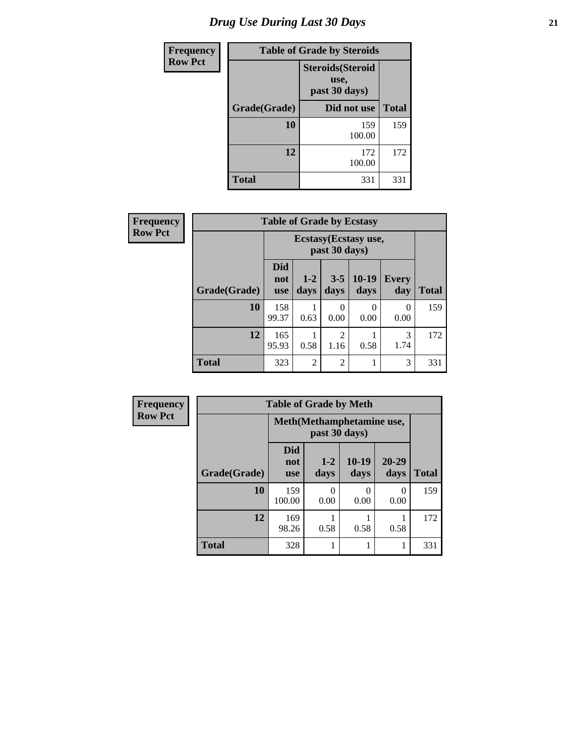# Drug Use During Last 30 Days

| Frequency<br>Row Pct |
|---|

**Table of Grade by Steroids**

| Grade(Grade) | Steroids(Steroid use, past 30 days)<br>Did not use | Total |
|---|---|---|
| 10 | 159<br>100.00 | 159 |
| 12 | 172<br>100.00 | 172 |
| Total | 331 | 331 |

| Frequency<br>Row Pct |
|---|

**Table of Grade by Ecstasy**

| Grade(Grade) | Ecstasy(Ecstasy use, past 30 days)<br>Did not use | <br>1-2 days | <br>3-5 days | <br>10-19 days | <br>Every day | Total |
|---|---|---|---|---|---|---|
| 10 | 158<br>99.37 | 1<br>0.63 | 0<br>0.00 | 0<br>0.00 | 0<br>0.00 | 159 |
| 12 | 165<br>95.93 | 1<br>0.58 | 2<br>1.16 | 1<br>0.58 | 3<br>1.74 | 172 |
| Total | 323 | 2 | 2 | 1 | 3 | 331 |

| Frequency<br>Row Pct |
|---|

**Table of Grade by Meth**

| Grade(Grade) | Meth(Methamphetamine use, past 30 days)<br>Did not use | <br>1-2 days | <br>10-19 days | <br>20-29 days | Total |
|---|---|---|---|---|---|
| 10 | 159<br>100.00 | 0<br>0.00 | 0<br>0.00 | 0<br>0.00 | 159 |
| 12 | 169<br>98.26 | 1<br>0.58 | 1<br>0.58 | 1<br>0.58 | 172 |
| Total | 328 | 1 | 1 | 1 | 331 |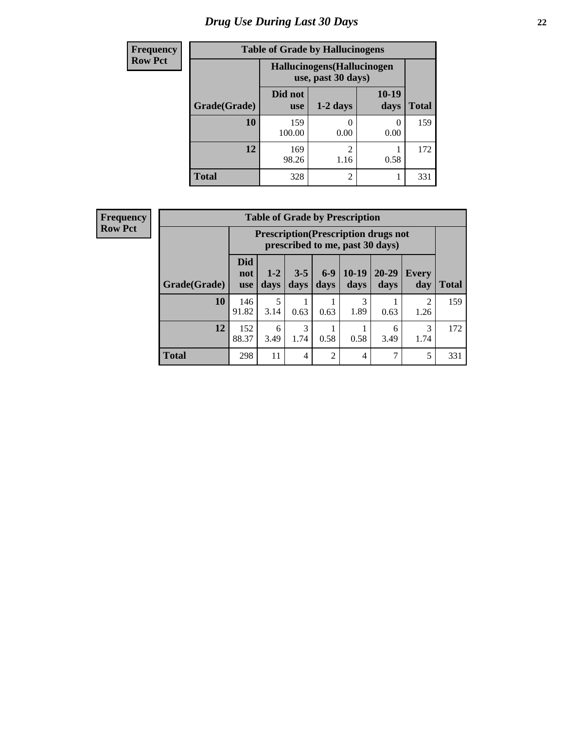# Drug Use During Last 30 Days

**Frequency**
**Row Pct**

**Table of Grade by Hallucinogens**

| Grade(Grade) | Hallucinogens(Hallucinogen use, past 30 days) | | | Total |
|---|---|---|---|---|
| | Did not use | 1-2 days | 10-19 days | |
| **10** | 159<br>100.00 | 0<br>0.00 | 0<br>0.00 | 159 |
| **12** | 169<br>98.26 | 2<br>1.16 | 1<br>0.58 | 172 |
| **Total** | 328 | 2 | 1 | 331 |

**Frequency**
**Row Pct**

**Table of Grade by Prescription**

| Grade(Grade) | Prescription(Prescription drugs not prescribed to me, past 30 days) | | | | | | | Total |
|---|---|---|---|---|---|---|---|---|
| | Did not use | 1-2 days | 3-5 days | 6-9 days | 10-19 days | 20-29 days | Every day | |
| **10** | 146<br>91.82 | 5<br>3.14 | 1<br>0.63 | 1<br>0.63 | 3<br>1.89 | 1<br>0.63 | 2<br>1.26 | 159 |
| **12** | 152<br>88.37 | 6<br>3.49 | 3<br>1.74 | 1<br>0.58 | 1<br>0.58 | 6<br>3.49 | 3<br>1.74 | 172 |
| **Total** | 298 | 11 | 4 | 2 | 4 | 7 | 5 | 331 |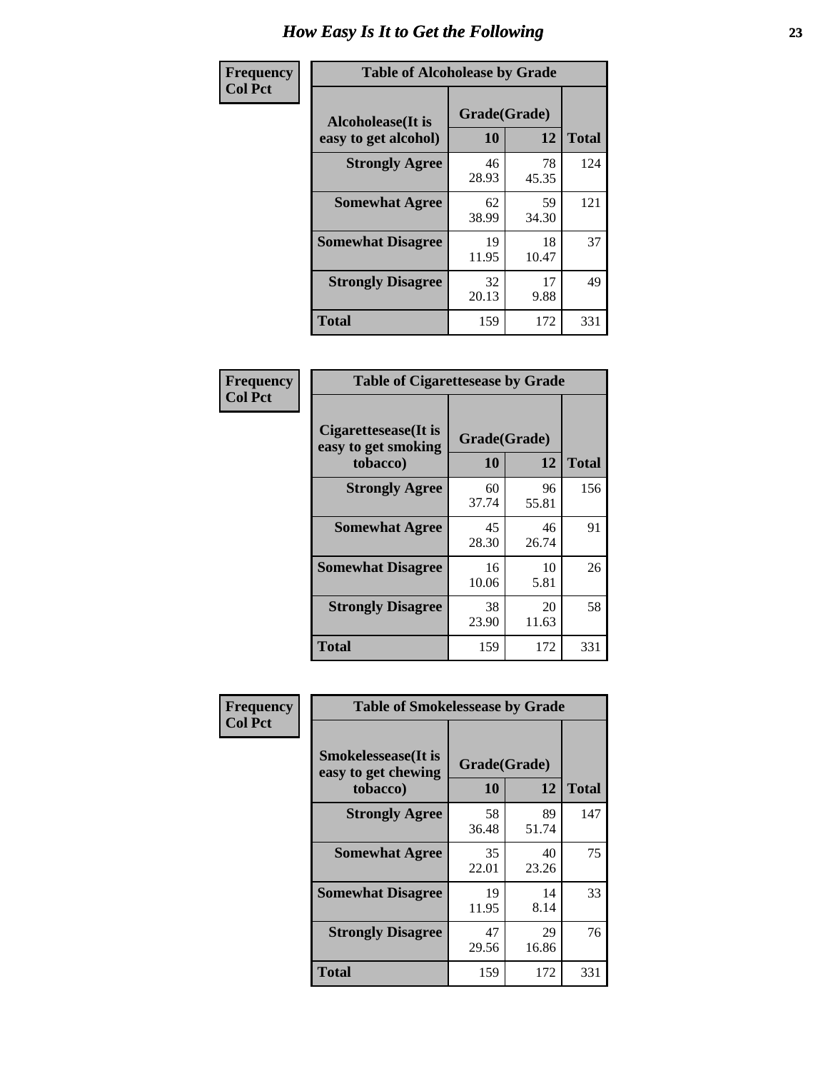# How Easy Is It to Get the Following

**Frequency**
**Col Pct**

**Table of Alcoholease by Grade**

| Alcoholease(It is easy to get alcohol) | Grade(Grade) 10 | 12 | Total |
|---|---|---|---|
| **Strongly Agree** | 46<br>28.93 | 78<br>45.35 | 124 |
| **Somewhat Agree** | 62<br>38.99 | 59<br>34.30 | 121 |
| **Somewhat Disagree** | 19<br>11.95 | 18<br>10.47 | 37 |
| **Strongly Disagree** | 32<br>20.13 | 17<br>9.88 | 49 |
| **Total** | 159 | 172 | 331 |

**Frequency**
**Col Pct**

**Table of Cigarettesease by Grade**

| Cigarettesease(It is easy to get smoking tobacco) | Grade(Grade) 10 | 12 | Total |
|---|---|---|---|
| **Strongly Agree** | 60<br>37.74 | 96<br>55.81 | 156 |
| **Somewhat Agree** | 45<br>28.30 | 46<br>26.74 | 91 |
| **Somewhat Disagree** | 16<br>10.06 | 10<br>5.81 | 26 |
| **Strongly Disagree** | 38<br>23.90 | 20<br>11.63 | 58 |
| **Total** | 159 | 172 | 331 |

**Frequency**
**Col Pct**

**Table of Smokelessease by Grade**

| Smokelessease(It is easy to get chewing tobacco) | Grade(Grade) 10 | 12 | Total |
|---|---|---|---|
| **Strongly Agree** | 58<br>36.48 | 89<br>51.74 | 147 |
| **Somewhat Agree** | 35<br>22.01 | 40<br>23.26 | 75 |
| **Somewhat Disagree** | 19<br>11.95 | 14<br>8.14 | 33 |
| **Strongly Disagree** | 47<br>29.56 | 29<br>16.86 | 76 |
| **Total** | 159 | 172 | 331 |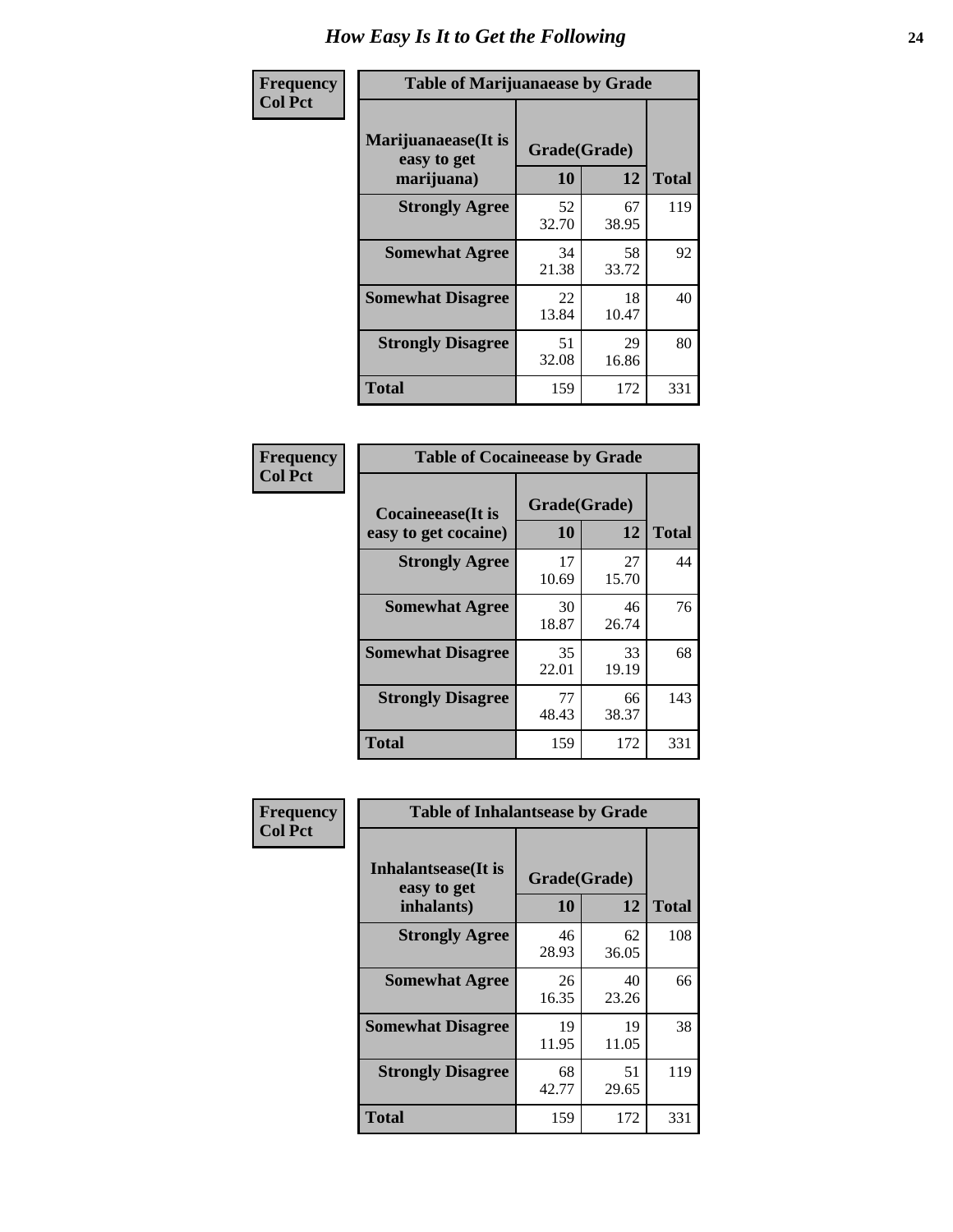# How Easy Is It to Get the Following

Frequency
Col Pct

**Table of Marijuanaease by Grade**

| Marijuanaease(It is easy to get marijuana) | Grade(Grade) | | Total |
|---|---|---|---|
| | 10 | 12 | |
| Strongly Agree | 52<br>32.70 | 67<br>38.95 | 119 |
| Somewhat Agree | 34<br>21.38 | 58<br>33.72 | 92 |
| Somewhat Disagree | 22<br>13.84 | 18<br>10.47 | 40 |
| Strongly Disagree | 51<br>32.08 | 29<br>16.86 | 80 |
| Total | 159 | 172 | 331 |

Frequency
Col Pct

**Table of Cocaineease by Grade**

| Cocaineease(It is easy to get cocaine) | Grade(Grade) | | Total |
|---|---|---|---|
| | 10 | 12 | |
| Strongly Agree | 17<br>10.69 | 27<br>15.70 | 44 |
| Somewhat Agree | 30<br>18.87 | 46<br>26.74 | 76 |
| Somewhat Disagree | 35<br>22.01 | 33<br>19.19 | 68 |
| Strongly Disagree | 77<br>48.43 | 66<br>38.37 | 143 |
| Total | 159 | 172 | 331 |

Frequency
Col Pct

**Table of Inhalantsease by Grade**

| Inhalantsease(It is easy to get inhalants) | Grade(Grade) | | Total |
|---|---|---|---|
| | 10 | 12 | |
| Strongly Agree | 46<br>28.93 | 62<br>36.05 | 108 |
| Somewhat Agree | 26<br>16.35 | 40<br>23.26 | 66 |
| Somewhat Disagree | 19<br>11.95 | 19<br>11.05 | 38 |
| Strongly Disagree | 68<br>42.77 | 51<br>29.65 | 119 |
| Total | 159 | 172 | 331 |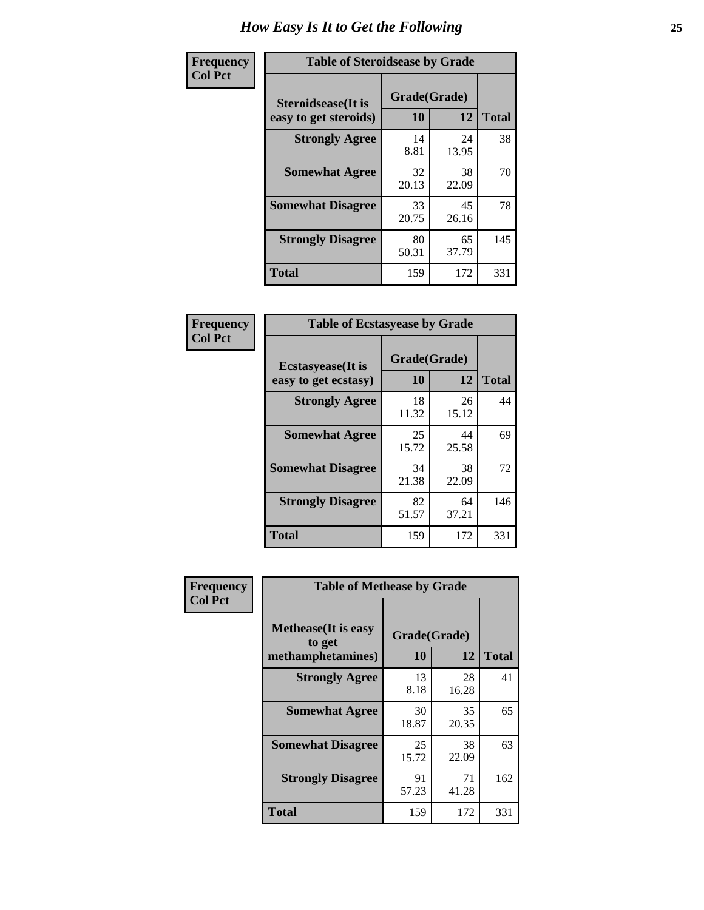# How Easy Is It to Get the Following

**Frequency**
**Col Pct**

| Table of Steroidsease by Grade | | | |
|---|---|---|---|
| **Steroidsease(It is easy to get steroids)** | **Grade(Grade)** | | **Total** |
| | **10** | **12** | |
| **Strongly Agree** | 14<br>8.81 | 24<br>13.95 | 38 |
| **Somewhat Agree** | 32<br>20.13 | 38<br>22.09 | 70 |
| **Somewhat Disagree** | 33<br>20.75 | 45<br>26.16 | 78 |
| **Strongly Disagree** | 80<br>50.31 | 65<br>37.79 | 145 |
| **Total** | 159 | 172 | 331 |

**Frequency**
**Col Pct**

| Table of Ecstasyease by Grade | | | |
|---|---|---|---|
| **Ecstasyease(It is easy to get ecstasy)** | **Grade(Grade)** | | **Total** |
| | **10** | **12** | |
| **Strongly Agree** | 18<br>11.32 | 26<br>15.12 | 44 |
| **Somewhat Agree** | 25<br>15.72 | 44<br>25.58 | 69 |
| **Somewhat Disagree** | 34<br>21.38 | 38<br>22.09 | 72 |
| **Strongly Disagree** | 82<br>51.57 | 64<br>37.21 | 146 |
| **Total** | 159 | 172 | 331 |

**Frequency**
**Col Pct**

| Table of Methease by Grade | | | |
|---|---|---|---|
| **Methease(It is easy to get methamphetamines)** | **Grade(Grade)** | | **Total** |
| | **10** | **12** | |
| **Strongly Agree** | 13<br>8.18 | 28<br>16.28 | 41 |
| **Somewhat Agree** | 30<br>18.87 | 35<br>20.35 | 65 |
| **Somewhat Disagree** | 25<br>15.72 | 38<br>22.09 | 63 |
| **Strongly Disagree** | 91<br>57.23 | 71<br>41.28 | 162 |
| **Total** | 159 | 172 | 331 |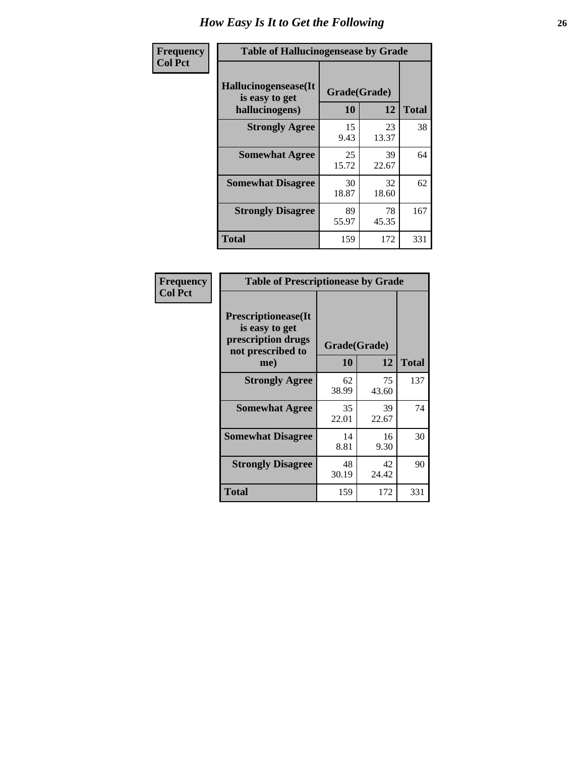# How Easy Is It to Get the Following

| Frequency<br>Col Pct | | | |
|---|---|---|---|
| **Table of Hallucinogensease by Grade** | | | |
| **Hallucinogensease(It is easy to get hallucinogens)** | **Grade(Grade)** | | |
| | **10** | **12** | **Total** |
| **Strongly Agree** | 15<br>9.43 | 23<br>13.37 | 38 |
| **Somewhat Agree** | 25<br>15.72 | 39<br>22.67 | 64 |
| **Somewhat Disagree** | 30<br>18.87 | 32<br>18.60 | 62 |
| **Strongly Disagree** | 89<br>55.97 | 78<br>45.35 | 167 |
| **Total** | 159 | 172 | 331 |

| Frequency<br>Col Pct | | | |
|---|---|---|---|
| **Table of Prescriptionease by Grade** | | | |
| **Prescriptionease(It is easy to get prescription drugs not prescribed to me)** | **Grade(Grade)** | | |
| | **10** | **12** | **Total** |
| **Strongly Agree** | 62<br>38.99 | 75<br>43.60 | 137 |
| **Somewhat Agree** | 35<br>22.01 | 39<br>22.67 | 74 |
| **Somewhat Disagree** | 14<br>8.81 | 16<br>9.30 | 30 |
| **Strongly Disagree** | 48<br>30.19 | 42<br>24.42 | 90 |
| **Total** | 159 | 172 | 331 |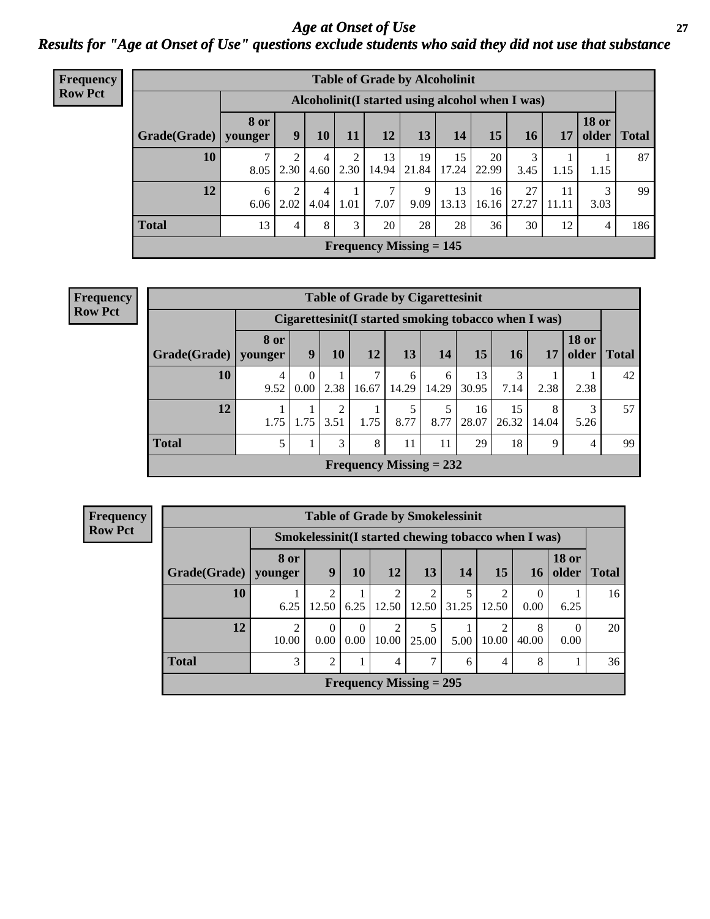# Age at Onset of Use

## Results for "Age at Onset of Use" questions exclude students who said they did not use that substance

**Frequency**
**Row Pct**

**Table of Grade by Alcoholinit**

| Grade(Grade) | Alcoholinit(I started using alcohol when I was) | | | | | | | | | | | Total |
|---|---|---|---|---|---|---|---|---|---|---|---|---|
| | 8 or younger | 9 | 10 | 11 | 12 | 13 | 14 | 15 | 16 | 17 | 18 or older | |
| 10 | 7<br>8.05 | 2<br>2.30 | 4<br>4.60 | 2<br>2.30 | 13<br>14.94 | 19<br>21.84 | 15<br>17.24 | 20<br>22.99 | 3<br>3.45 | 1<br>1.15 | 1<br>1.15 | 87 |
| 12 | 6<br>6.06 | 2<br>2.02 | 4<br>4.04 | 1<br>1.01 | 7<br>7.07 | 9<br>9.09 | 13<br>13.13 | 16<br>16.16 | 27<br>27.27 | 11<br>11.11 | 3<br>3.03 | 99 |
| Total | 13 | 4 | 8 | 3 | 20 | 28 | 28 | 36 | 30 | 12 | 4 | 186 |

Frequency Missing = 145

**Frequency**
**Row Pct**

**Table of Grade by Cigarettesinit**

| Grade(Grade) | Cigarettesinit(I started smoking tobacco when I was) | | | | | | | | | | Total |
|---|---|---|---|---|---|---|---|---|---|---|---|
| | 8 or younger | 9 | 10 | 12 | 13 | 14 | 15 | 16 | 17 | 18 or older | |
| 10 | 4<br>9.52 | 0<br>0.00 | 1<br>2.38 | 7<br>16.67 | 6<br>14.29 | 6<br>14.29 | 13<br>30.95 | 3<br>7.14 | 1<br>2.38 | 1<br>2.38 | 42 |
| 12 | 1<br>1.75 | 1<br>1.75 | 2<br>3.51 | 1<br>1.75 | 5<br>8.77 | 5<br>8.77 | 16<br>28.07 | 15<br>26.32 | 8<br>14.04 | 3<br>5.26 | 57 |
| Total | 5 | 1 | 3 | 8 | 11 | 11 | 29 | 18 | 9 | 4 | 99 |

Frequency Missing = 232

**Frequency**
**Row Pct**

**Table of Grade by Smokelessinit**

| Grade(Grade) | Smokelessinit(I started chewing tobacco when I was) | | | | | | | | | Total |
|---|---|---|---|---|---|---|---|---|---|---|
| | 8 or younger | 9 | 10 | 12 | 13 | 14 | 15 | 16 | 18 or older | |
| 10 | 1<br>6.25 | 2<br>12.50 | 1<br>6.25 | 2<br>12.50 | 2<br>12.50 | 5<br>31.25 | 2<br>12.50 | 0<br>0.00 | 1<br>6.25 | 16 |
| 12 | 2<br>10.00 | 0<br>0.00 | 0<br>0.00 | 2<br>10.00 | 5<br>25.00 | 1<br>5.00 | 2<br>10.00 | 8<br>40.00 | 0<br>0.00 | 20 |
| Total | 3 | 2 | 1 | 4 | 7 | 6 | 4 | 8 | 1 | 36 |

Frequency Missing = 295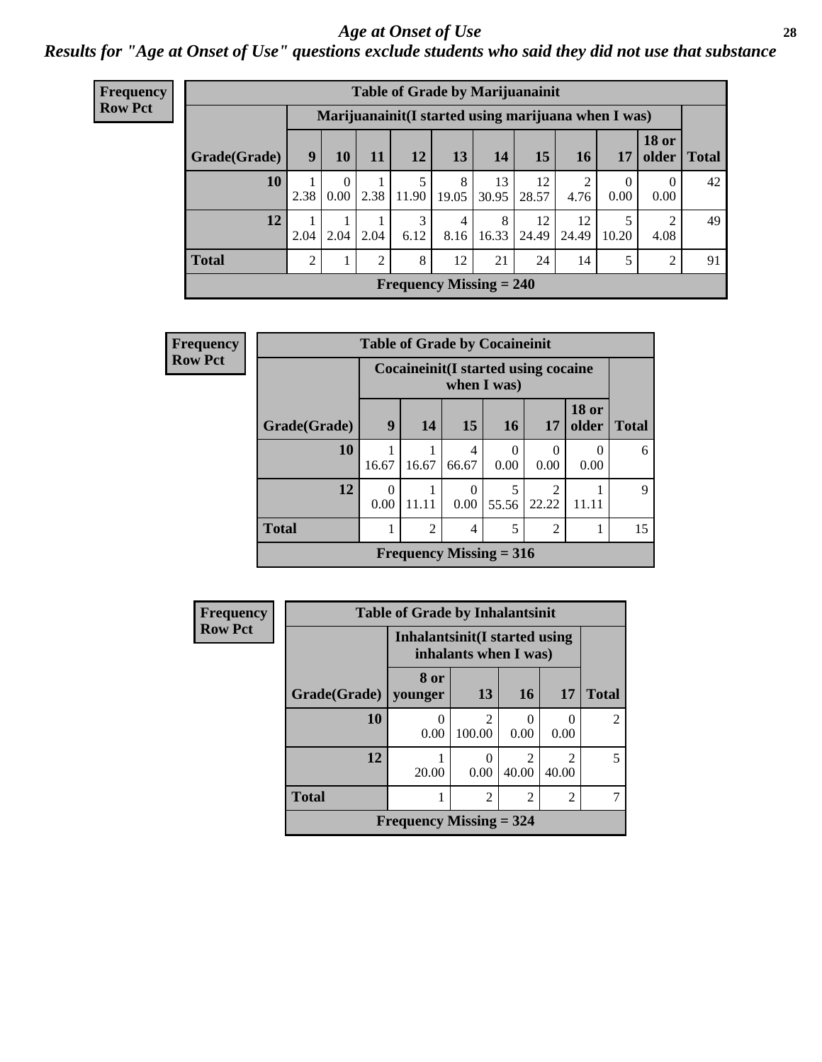# Age at Onset of Use

*Results for "Age at Onset of Use" questions exclude students who said they did not use that substance*

**Frequency**
**Row Pct**

**Table of Grade by Marijuanainit**

| | Marijuanainit(I started using marijuana when I was) | | | | | | | | | | |
|---|---|---|---|---|---|---|---|---|---|---|---|
| Grade(Grade) | 9 | 10 | 11 | 12 | 13 | 14 | 15 | 16 | 17 | 18 or older | Total |
| 10 | 1<br>2.38 | 0<br>0.00 | 1<br>2.38 | 5<br>11.90 | 8<br>19.05 | 13<br>30.95 | 12<br>28.57 | 2<br>4.76 | 0<br>0.00 | 0<br>0.00 | 42 |
| 12 | 1<br>2.04 | 1<br>2.04 | 1<br>2.04 | 3<br>6.12 | 4<br>8.16 | 8<br>16.33 | 12<br>24.49 | 12<br>24.49 | 5<br>10.20 | 2<br>4.08 | 49 |
| Total | 2 | 1 | 2 | 8 | 12 | 21 | 24 | 14 | 5 | 2 | 91 |

**Frequency Missing = 240**

**Frequency**
**Row Pct**

**Table of Grade by Cocaineinit**

| | Cocaineinit(I started using cocaine when I was) | | | | | | |
|---|---|---|---|---|---|---|---|
| Grade(Grade) | 9 | 14 | 15 | 16 | 17 | 18 or older | Total |
| 10 | 1<br>16.67 | 1<br>16.67 | 4<br>66.67 | 0<br>0.00 | 0<br>0.00 | 0<br>0.00 | 6 |
| 12 | 0<br>0.00 | 1<br>11.11 | 0<br>0.00 | 5<br>55.56 | 2<br>22.22 | 1<br>11.11 | 9 |
| Total | 1 | 2 | 4 | 5 | 2 | 1 | 15 |

**Frequency Missing = 316**

**Frequency**
**Row Pct**

**Table of Grade by Inhalantsinit**

| | Inhalantsinit(I started using inhalants when I was) | | | | |
|---|---|---|---|---|---|
| Grade(Grade) | 8 or younger | 13 | 16 | 17 | Total |
| 10 | 0<br>0.00 | 2<br>100.00 | 0<br>0.00 | 0<br>0.00 | 2 |
| 12 | 1<br>20.00 | 0<br>0.00 | 2<br>40.00 | 2<br>40.00 | 5 |
| Total | 1 | 2 | 2 | 2 | 7 |

**Frequency Missing = 324**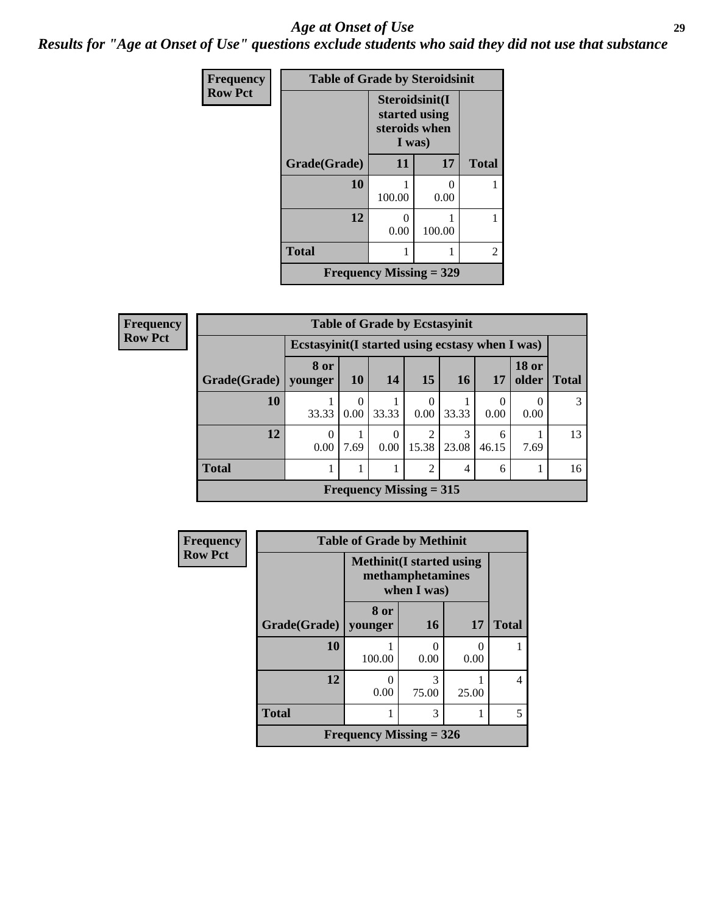# Age at Onset of Use

## Results for "Age at Onset of Use" questions exclude students who said they did not use that substance

Frequency
Row Pct

**Table of Grade by Steroidsinit**

| Grade(Grade) | Steroidsinit(I started using steroids when I was) 11 | 17 | Total |
|---|---|---|---|
| 10 | 1<br>100.00 | 0<br>0.00 | 1 |
| 12 | 0<br>0.00 | 1<br>100.00 | 1 |
| Total | 1 | 1 | 2 |

Frequency Missing = 329

Frequency
Row Pct

**Table of Grade by Ecstasyinit**

| Grade(Grade) | Ecstasyinit(I started using ecstasy when I was) 8 or younger | 10 | 14 | 15 | 16 | 17 | 18 or older | Total |
|---|---|---|---|---|---|---|---|---|
| 10 | 1<br>33.33 | 0<br>0.00 | 1<br>33.33 | 0<br>0.00 | 1<br>33.33 | 0<br>0.00 | 0<br>0.00 | 3 |
| 12 | 0<br>0.00 | 1<br>7.69 | 0<br>0.00 | 2<br>15.38 | 3<br>23.08 | 6<br>46.15 | 1<br>7.69 | 13 |
| Total | 1 | 1 | 1 | 2 | 4 | 6 | 1 | 16 |

Frequency Missing = 315

Frequency
Row Pct

**Table of Grade by Methinit**

| Grade(Grade) | Methinit(I started using methamphetamines when I was) 8 or younger | 16 | 17 | Total |
|---|---|---|---|---|
| 10 | 1<br>100.00 | 0<br>0.00 | 0<br>0.00 | 1 |
| 12 | 0<br>0.00 | 3<br>75.00 | 1<br>25.00 | 4 |
| Total | 1 | 3 | 1 | 5 |

Frequency Missing = 326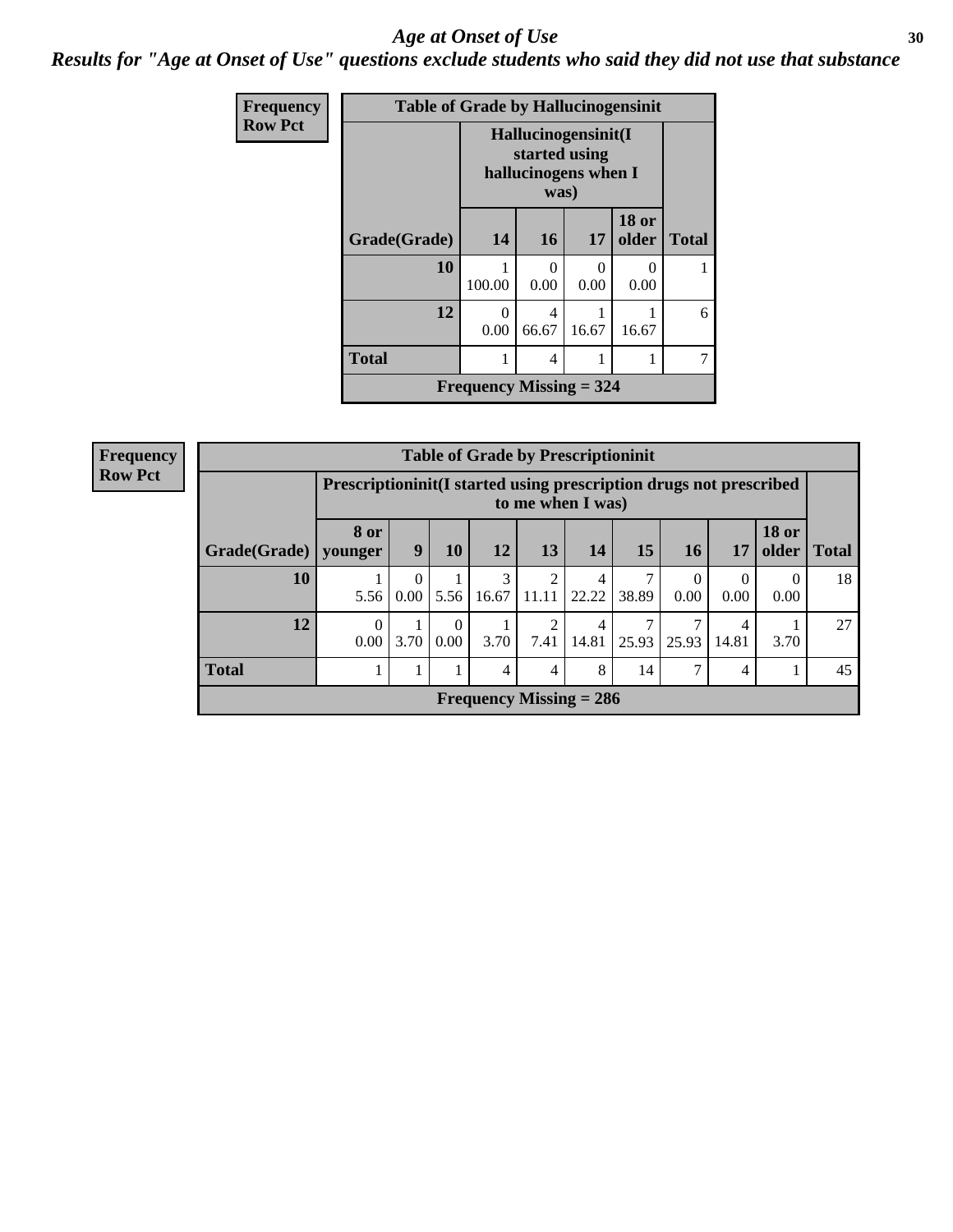# Age at Onset of Use

## Results for "Age at Onset of Use" questions exclude students who said they did not use that substance

**Frequency**
**Row Pct**

| Table of Grade by Hallucinogensinit | | | | | |
|---|---|---|---|---|---|
| | Hallucinogensinit(I started using hallucinogens when I was) | | | | |
| Grade(Grade) | 14 | 16 | 17 | 18 or older | Total |
| 10 | 1<br>100.00 | 0<br>0.00 | 0<br>0.00 | 0<br>0.00 | 1 |
| 12 | 0<br>0.00 | 4<br>66.67 | 1<br>16.67 | 1<br>16.67 | 6 |
| Total | 1 | 4 | 1 | 1 | 7 |
| Frequency Missing = 324 | | | | | |

**Frequency**
**Row Pct**

| Table of Grade by Prescriptioninit | | | | | | | | | | | |
|---|---|---|---|---|---|---|---|---|---|---|---|
| | Prescriptioninit(I started using prescription drugs not prescribed to me when I was) | | | | | | | | | | |
| Grade(Grade) | 8 or younger | 9 | 10 | 12 | 13 | 14 | 15 | 16 | 17 | 18 or older | Total |
| 10 | 1<br>5.56 | 0<br>0.00 | 1<br>5.56 | 3<br>16.67 | 2<br>11.11 | 4<br>22.22 | 7<br>38.89 | 0<br>0.00 | 0<br>0.00 | 0<br>0.00 | 18 |
| 12 | 0<br>0.00 | 1<br>3.70 | 0<br>0.00 | 1<br>3.70 | 2<br>7.41 | 4<br>14.81 | 7<br>25.93 | 7<br>25.93 | 4<br>14.81 | 1<br>3.70 | 27 |
| Total | 1 | 1 | 1 | 4 | 4 | 8 | 14 | 7 | 4 | 1 | 45 |
| Frequency Missing = 286 | | | | | | | | | | | |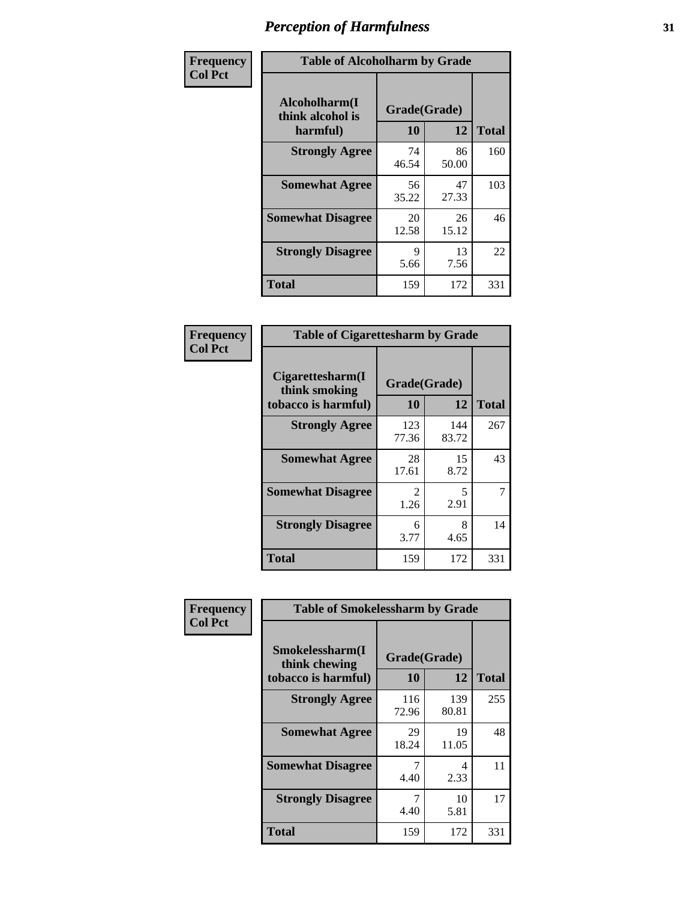# Perception of Harmfulness

| Frequency Col Pct | Table of Alcoholharm by Grade | | |
|---|---|---|---|
| Alcoholharm(I think alcohol is harmful) | Grade(Grade) | | |
| | 10 | 12 | Total |
| Strongly Agree | 74<br>46.54 | 86<br>50.00 | 160 |
| Somewhat Agree | 56<br>35.22 | 47<br>27.33 | 103 |
| Somewhat Disagree | 20<br>12.58 | 26<br>15.12 | 46 |
| Strongly Disagree | 9<br>5.66 | 13<br>7.56 | 22 |
| Total | 159 | 172 | 331 |

| Frequency Col Pct | Table of Cigarettesharm by Grade | | |
|---|---|---|---|
| Cigarettesharm(I think smoking tobacco is harmful) | Grade(Grade) | | |
| | 10 | 12 | Total |
| Strongly Agree | 123<br>77.36 | 144<br>83.72 | 267 |
| Somewhat Agree | 28<br>17.61 | 15<br>8.72 | 43 |
| Somewhat Disagree | 2<br>1.26 | 5<br>2.91 | 7 |
| Strongly Disagree | 6<br>3.77 | 8<br>4.65 | 14 |
| Total | 159 | 172 | 331 |

| Frequency Col Pct | Table of Smokelessharm by Grade | | |
|---|---|---|---|
| Smokelessharm(I think chewing tobacco is harmful) | Grade(Grade) | | |
| | 10 | 12 | Total |
| Strongly Agree | 116<br>72.96 | 139<br>80.81 | 255 |
| Somewhat Agree | 29<br>18.24 | 19<br>11.05 | 48 |
| Somewhat Disagree | 7<br>4.40 | 4<br>2.33 | 11 |
| Strongly Disagree | 7<br>4.40 | 10<br>5.81 | 17 |
| Total | 159 | 172 | 331 |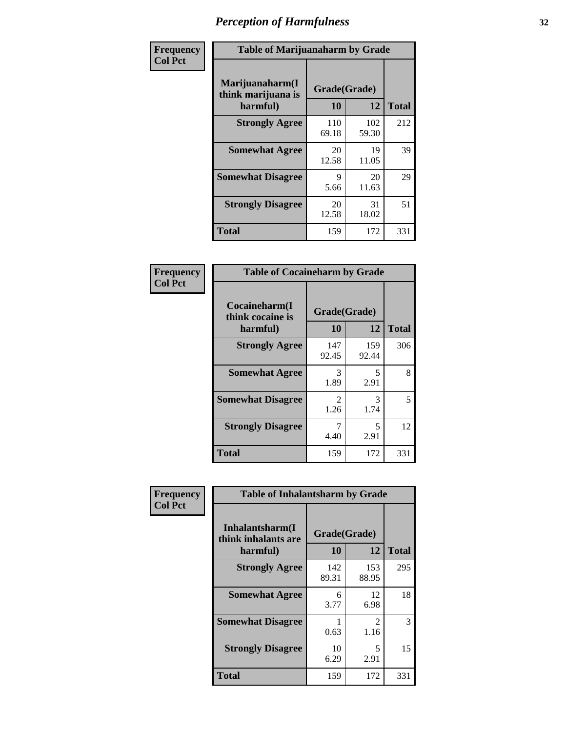# Perception of Harmfulness

| Frequency Col Pct | Table of Marijuanaharm by Grade | | |
|---|---|---|---|
| Marijuanaharm(I think marijuana is harmful) | Grade(Grade) | | |
| | 10 | 12 | Total |
| Strongly Agree | 110<br>69.18 | 102<br>59.30 | 212 |
| Somewhat Agree | 20<br>12.58 | 19<br>11.05 | 39 |
| Somewhat Disagree | 9<br>5.66 | 20<br>11.63 | 29 |
| Strongly Disagree | 20<br>12.58 | 31<br>18.02 | 51 |
| Total | 159 | 172 | 331 |

| Frequency Col Pct | Table of Cocaineharm by Grade | | |
|---|---|---|---|
| Cocaineharm(I think cocaine is harmful) | Grade(Grade) | | |
| | 10 | 12 | Total |
| Strongly Agree | 147<br>92.45 | 159<br>92.44 | 306 |
| Somewhat Agree | 3<br>1.89 | 5<br>2.91 | 8 |
| Somewhat Disagree | 2<br>1.26 | 3<br>1.74 | 5 |
| Strongly Disagree | 7<br>4.40 | 5<br>2.91 | 12 |
| Total | 159 | 172 | 331 |

| Frequency Col Pct | Table of Inhalantsharm by Grade | | |
|---|---|---|---|
| Inhalantsharm(I think inhalants are harmful) | Grade(Grade) | | |
| | 10 | 12 | Total |
| Strongly Agree | 142<br>89.31 | 153<br>88.95 | 295 |
| Somewhat Agree | 6<br>3.77 | 12<br>6.98 | 18 |
| Somewhat Disagree | 1<br>0.63 | 2<br>1.16 | 3 |
| Strongly Disagree | 10<br>6.29 | 5<br>2.91 | 15 |
| Total | 159 | 172 | 331 |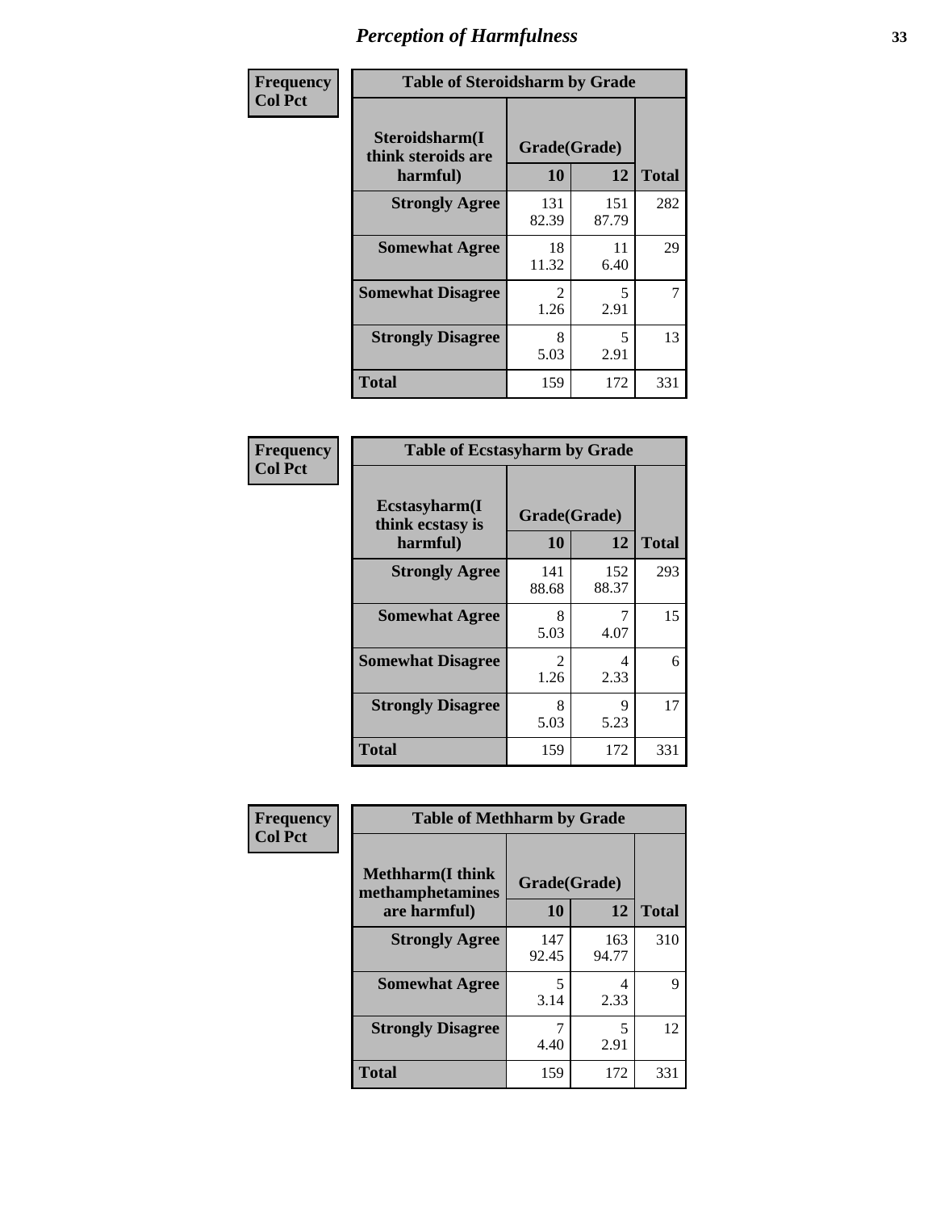# Perception of Harmfulness

**Frequency**
**Col Pct**

| Table of Steroidsharm by Grade | | | |
|---|---|---|---|
| Steroidsharm(I think steroids are harmful) | Grade(Grade) | | Total |
| | 10 | 12 | |
| **Strongly Agree** | 131<br>82.39 | 151<br>87.79 | 282 |
| **Somewhat Agree** | 18<br>11.32 | 11<br>6.40 | 29 |
| **Somewhat Disagree** | 2<br>1.26 | 5<br>2.91 | 7 |
| **Strongly Disagree** | 8<br>5.03 | 5<br>2.91 | 13 |
| **Total** | 159 | 172 | 331 |

**Frequency**
**Col Pct**

| Table of Ecstasyharm by Grade | | | |
|---|---|---|---|
| Ecstasyharm(I think ecstasy is harmful) | Grade(Grade) | | Total |
| | 10 | 12 | |
| **Strongly Agree** | 141<br>88.68 | 152<br>88.37 | 293 |
| **Somewhat Agree** | 8<br>5.03 | 7<br>4.07 | 15 |
| **Somewhat Disagree** | 2<br>1.26 | 4<br>2.33 | 6 |
| **Strongly Disagree** | 8<br>5.03 | 9<br>5.23 | 17 |
| **Total** | 159 | 172 | 331 |

**Frequency**
**Col Pct**

| Table of Methharm by Grade | | | |
|---|---|---|---|
| Methharm(I think methamphetamines are harmful) | Grade(Grade) | | Total |
| | 10 | 12 | |
| **Strongly Agree** | 147<br>92.45 | 163<br>94.77 | 310 |
| **Somewhat Agree** | 5<br>3.14 | 4<br>2.33 | 9 |
| **Strongly Disagree** | 7<br>4.40 | 5<br>2.91 | 12 |
| **Total** | 159 | 172 | 331 |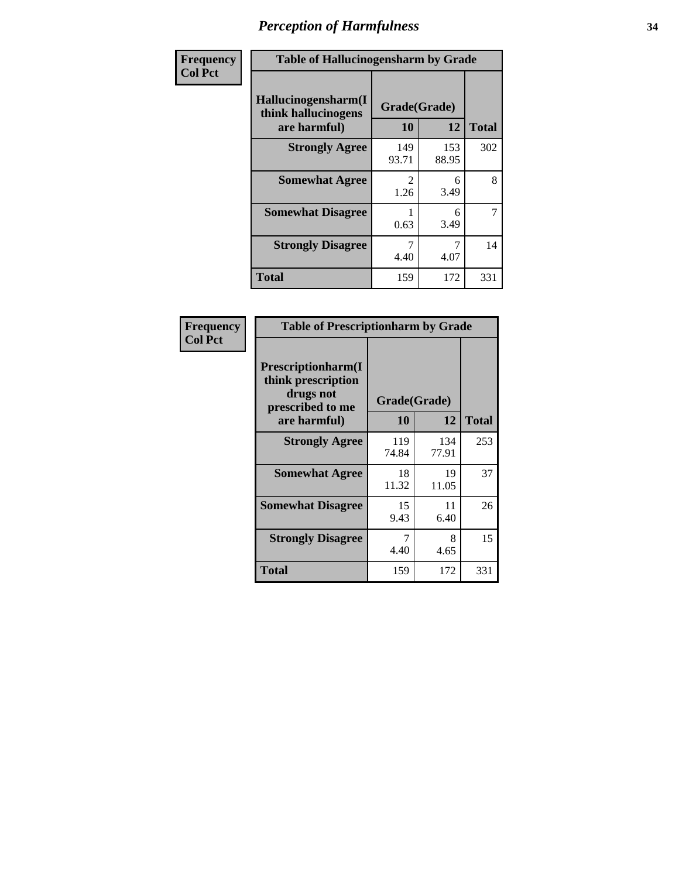# Perception of Harmfulness

**Frequency**
**Col Pct**

**Table of Hallucinogensharm by Grade**

| Hallucinogensharm(I think hallucinogens are harmful) | Grade(Grade) 10 | 12 | Total |
|---|---|---|---|
| **Strongly Agree** | 149<br>93.71 | 153<br>88.95 | 302 |
| **Somewhat Agree** | 2<br>1.26 | 6<br>3.49 | 8 |
| **Somewhat Disagree** | 1<br>0.63 | 6<br>3.49 | 7 |
| **Strongly Disagree** | 7<br>4.40 | 7<br>4.07 | 14 |
| **Total** | 159 | 172 | 331 |

**Frequency**
**Col Pct**

**Table of Prescriptionharm by Grade**

| Prescriptionharm(I think prescription drugs not prescribed to me are harmful) | Grade(Grade) 10 | 12 | Total |
|---|---|---|---|
| **Strongly Agree** | 119<br>74.84 | 134<br>77.91 | 253 |
| **Somewhat Agree** | 18<br>11.32 | 19<br>11.05 | 37 |
| **Somewhat Disagree** | 15<br>9.43 | 11<br>6.40 | 26 |
| **Strongly Disagree** | 7<br>4.40 | 8<br>4.65 | 15 |
| **Total** | 159 | 172 | 331 |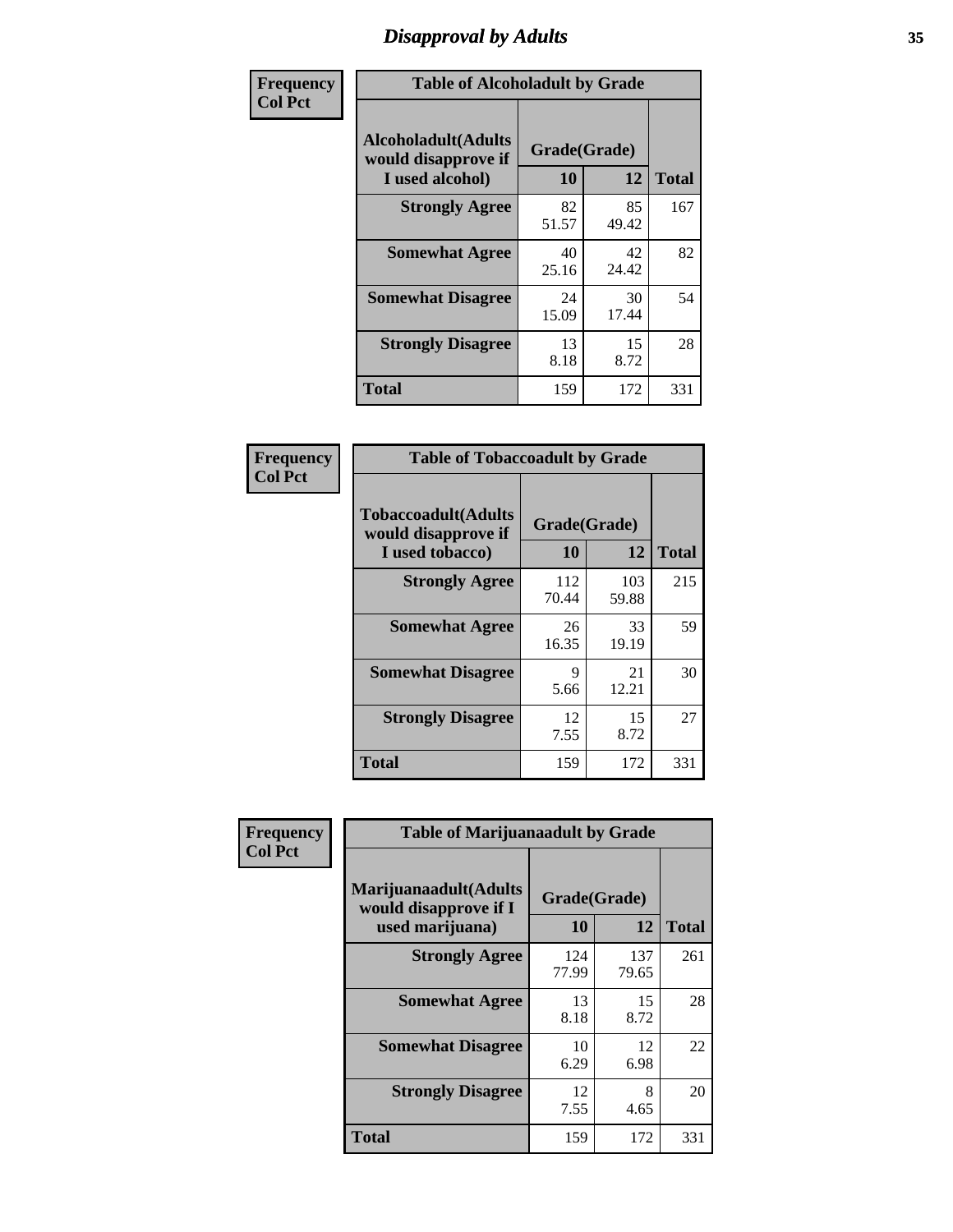# Disapproval by Adults

**Frequency**
**Col Pct**

**Table of Alcoholadult by Grade**

| Alcoholadult(Adults would disapprove if I used alcohol) | Grade(Grade) 10 | 12 | Total |
|---|---|---|---|
| **Strongly Agree** | 82<br>51.57 | 85<br>49.42 | 167 |
| **Somewhat Agree** | 40<br>25.16 | 42<br>24.42 | 82 |
| **Somewhat Disagree** | 24<br>15.09 | 30<br>17.44 | 54 |
| **Strongly Disagree** | 13<br>8.18 | 15<br>8.72 | 28 |
| **Total** | 159 | 172 | 331 |

**Frequency**
**Col Pct**

**Table of Tobaccoadult by Grade**

| Tobaccoadult(Adults would disapprove if I used tobacco) | Grade(Grade) 10 | 12 | Total |
|---|---|---|---|
| **Strongly Agree** | 112<br>70.44 | 103<br>59.88 | 215 |
| **Somewhat Agree** | 26<br>16.35 | 33<br>19.19 | 59 |
| **Somewhat Disagree** | 9<br>5.66 | 21<br>12.21 | 30 |
| **Strongly Disagree** | 12<br>7.55 | 15<br>8.72 | 27 |
| **Total** | 159 | 172 | 331 |

**Frequency**
**Col Pct**

**Table of Marijuanaadult by Grade**

| Marijuanaadult(Adults would disapprove if I used marijuana) | Grade(Grade) 10 | 12 | Total |
|---|---|---|---|
| **Strongly Agree** | 124<br>77.99 | 137<br>79.65 | 261 |
| **Somewhat Agree** | 13<br>8.18 | 15<br>8.72 | 28 |
| **Somewhat Disagree** | 10<br>6.29 | 12<br>6.98 | 22 |
| **Strongly Disagree** | 12<br>7.55 | 8<br>4.65 | 20 |
| **Total** | 159 | 172 | 331 |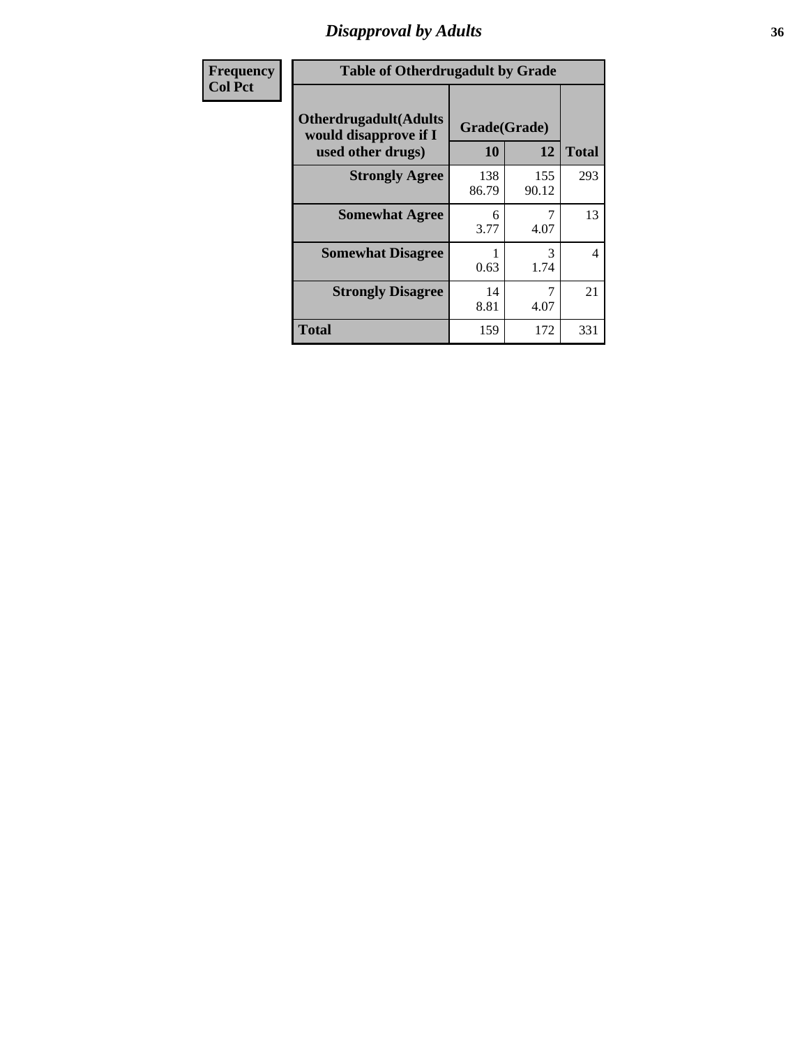# Disapproval by Adults

| Frequency<br>Col Pct |
|---|

**Table of Otherdrugadult by Grade**

| Otherdrugadult(Adults would disapprove if I used other drugs) | Grade(Grade) | | |
|---|---|---|---|
| | 10 | 12 | Total |
| **Strongly Agree** | 138<br>86.79 | 155<br>90.12 | 293 |
| **Somewhat Agree** | 6<br>3.77 | 7<br>4.07 | 13 |
| **Somewhat Disagree** | 1<br>0.63 | 3<br>1.74 | 4 |
| **Strongly Disagree** | 14<br>8.81 | 7<br>4.07 | 21 |
| **Total** | 159 | 172 | 331 |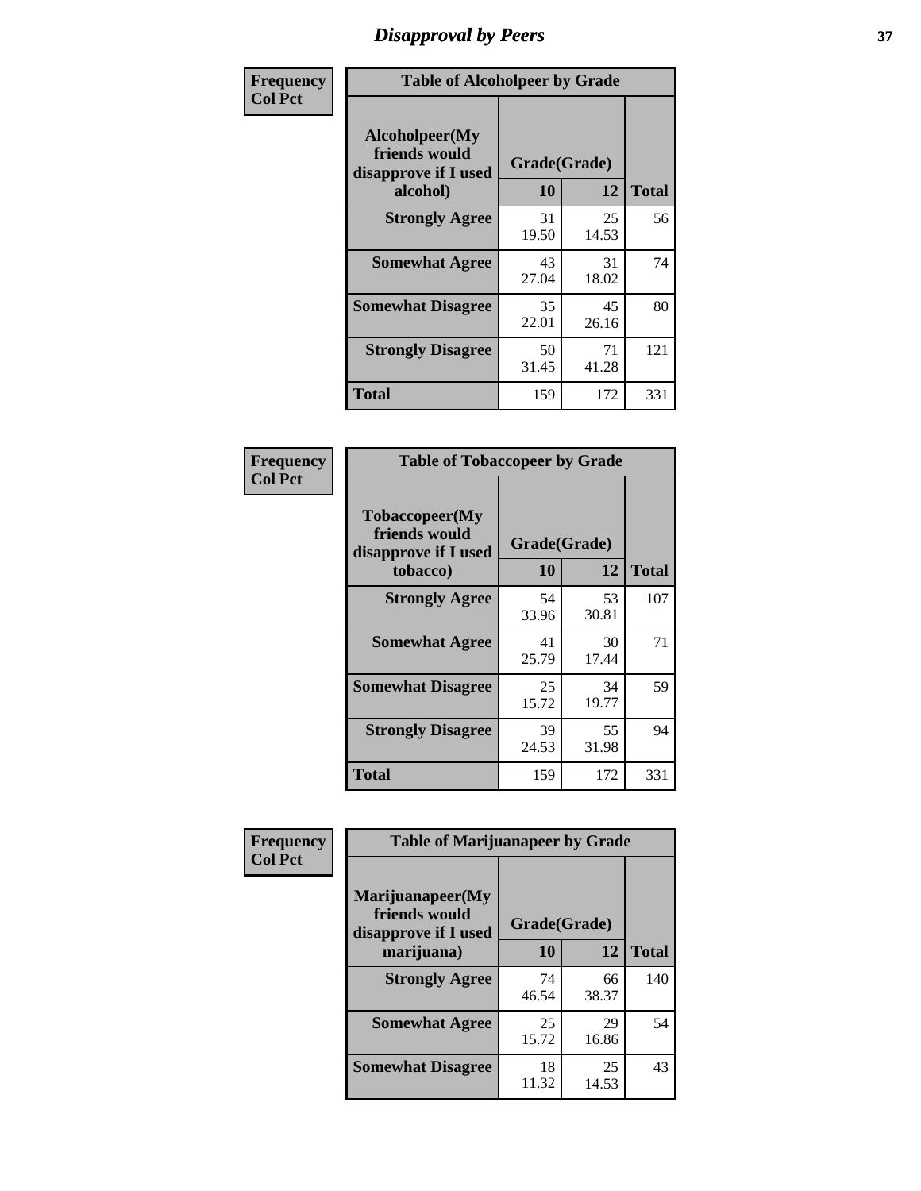# Disapproval by Peers

**Frequency / Col Pct**

**Table of Alcoholpeer by Grade**

| Alcoholpeer(My friends would disapprove if I used alcohol) | Grade(Grade) 10 | 12 | Total |
|---|---|---|---|
| **Strongly Agree** | 31<br>19.50 | 25<br>14.53 | 56 |
| **Somewhat Agree** | 43<br>27.04 | 31<br>18.02 | 74 |
| **Somewhat Disagree** | 35<br>22.01 | 45<br>26.16 | 80 |
| **Strongly Disagree** | 50<br>31.45 | 71<br>41.28 | 121 |
| **Total** | 159 | 172 | 331 |

**Frequency / Col Pct**

**Table of Tobaccopeer by Grade**

| Tobaccopeer(My friends would disapprove if I used tobacco) | Grade(Grade) 10 | 12 | Total |
|---|---|---|---|
| **Strongly Agree** | 54<br>33.96 | 53<br>30.81 | 107 |
| **Somewhat Agree** | 41<br>25.79 | 30<br>17.44 | 71 |
| **Somewhat Disagree** | 25<br>15.72 | 34<br>19.77 | 59 |
| **Strongly Disagree** | 39<br>24.53 | 55<br>31.98 | 94 |
| **Total** | 159 | 172 | 331 |

**Frequency / Col Pct**

**Table of Marijuanapeer by Grade**

| Marijuanapeer(My friends would disapprove if I used marijuana) | Grade(Grade) 10 | 12 | Total |
|---|---|---|---|
| **Strongly Agree** | 74<br>46.54 | 66<br>38.37 | 140 |
| **Somewhat Agree** | 25<br>15.72 | 29<br>16.86 | 54 |
| **Somewhat Disagree** | 18<br>11.32 | 25<br>14.53 | 43 |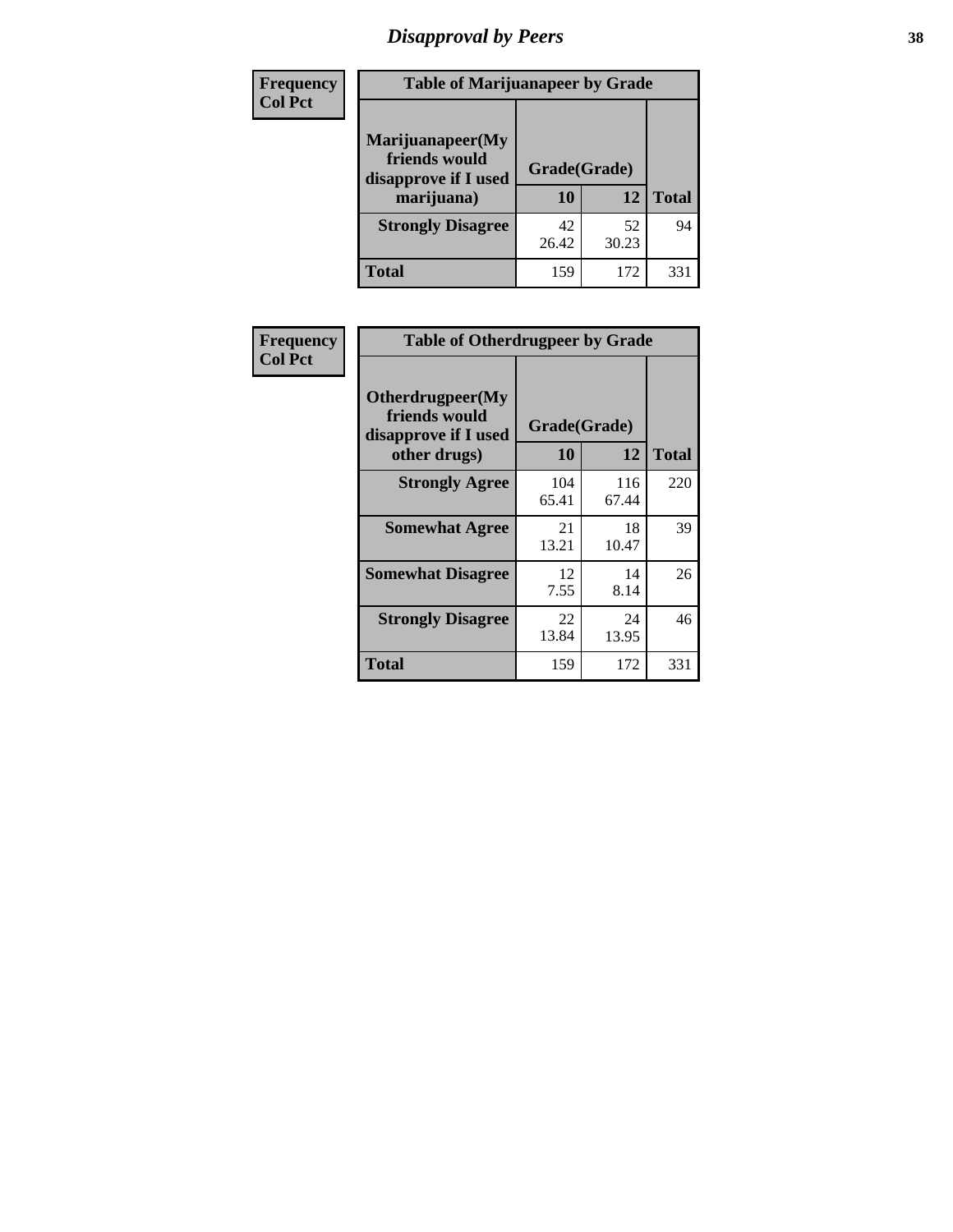# Disapproval by Peers

**Frequency**
**Col Pct**

| Table of Marijuanapeer by Grade | | | |
|---|---|---|---|
| **Marijuanapeer(My friends would disapprove if I used marijuana)** | **Grade(Grade)** | | |
| | **10** | **12** | **Total** |
| **Strongly Disagree** | 42<br>26.42 | 52<br>30.23 | 94 |
| **Total** | 159 | 172 | 331 |

**Frequency**
**Col Pct**

| Table of Otherdrugpeer by Grade | | | |
|---|---|---|---|
| **Otherdrugpeer(My friends would disapprove if I used other drugs)** | **Grade(Grade)** | | |
| | **10** | **12** | **Total** |
| **Strongly Agree** | 104<br>65.41 | 116<br>67.44 | 220 |
| **Somewhat Agree** | 21<br>13.21 | 18<br>10.47 | 39 |
| **Somewhat Disagree** | 12<br>7.55 | 14<br>8.14 | 26 |
| **Strongly Disagree** | 22<br>13.84 | 24<br>13.95 | 46 |
| **Total** | 159 | 172 | 331 |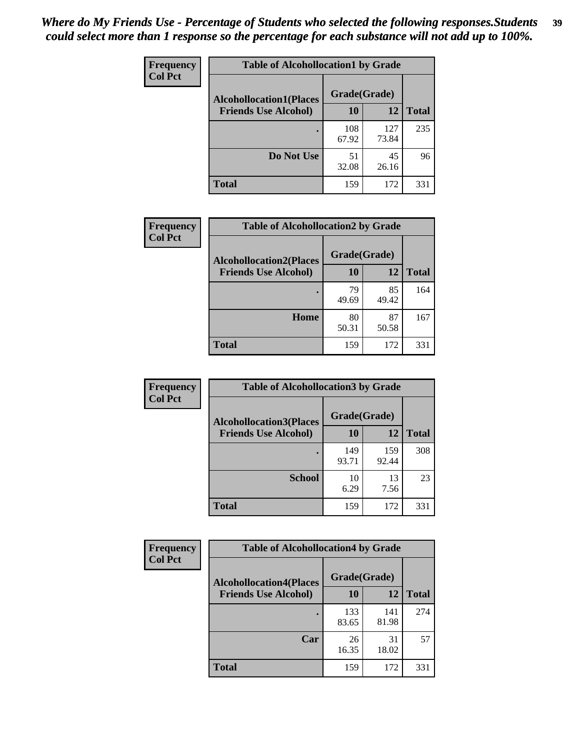*Where do My Friends Use - Percentage of Students who selected the following responses.Students could select more than 1 response so the percentage for each substance will not add up to 100%.*

| Frequency Col Pct | Table of Alcohollocation1 by Grade | | |
|---|---|---|---|
| Alcohollocation1(Places Friends Use Alcohol) | Grade(Grade) | | |
| | 10 | 12 | Total |
| . | 108<br>67.92 | 127<br>73.84 | 235 |
| Do Not Use | 51<br>32.08 | 45<br>26.16 | 96 |
| Total | 159 | 172 | 331 |

| Frequency Col Pct | Table of Alcohollocation2 by Grade | | |
|---|---|---|---|
| Alcohollocation2(Places Friends Use Alcohol) | Grade(Grade) | | |
| | 10 | 12 | Total |
| . | 79<br>49.69 | 85<br>49.42 | 164 |
| Home | 80<br>50.31 | 87<br>50.58 | 167 |
| Total | 159 | 172 | 331 |

| Frequency Col Pct | Table of Alcohollocation3 by Grade | | |
|---|---|---|---|
| Alcohollocation3(Places Friends Use Alcohol) | Grade(Grade) | | |
| | 10 | 12 | Total |
| . | 149<br>93.71 | 159<br>92.44 | 308 |
| School | 10<br>6.29 | 13<br>7.56 | 23 |
| Total | 159 | 172 | 331 |

| Frequency Col Pct | Table of Alcohollocation4 by Grade | | |
|---|---|---|---|
| Alcohollocation4(Places Friends Use Alcohol) | Grade(Grade) | | |
| | 10 | 12 | Total |
| . | 133<br>83.65 | 141<br>81.98 | 274 |
| Car | 26<br>16.35 | 31<br>18.02 | 57 |
| Total | 159 | 172 | 331 |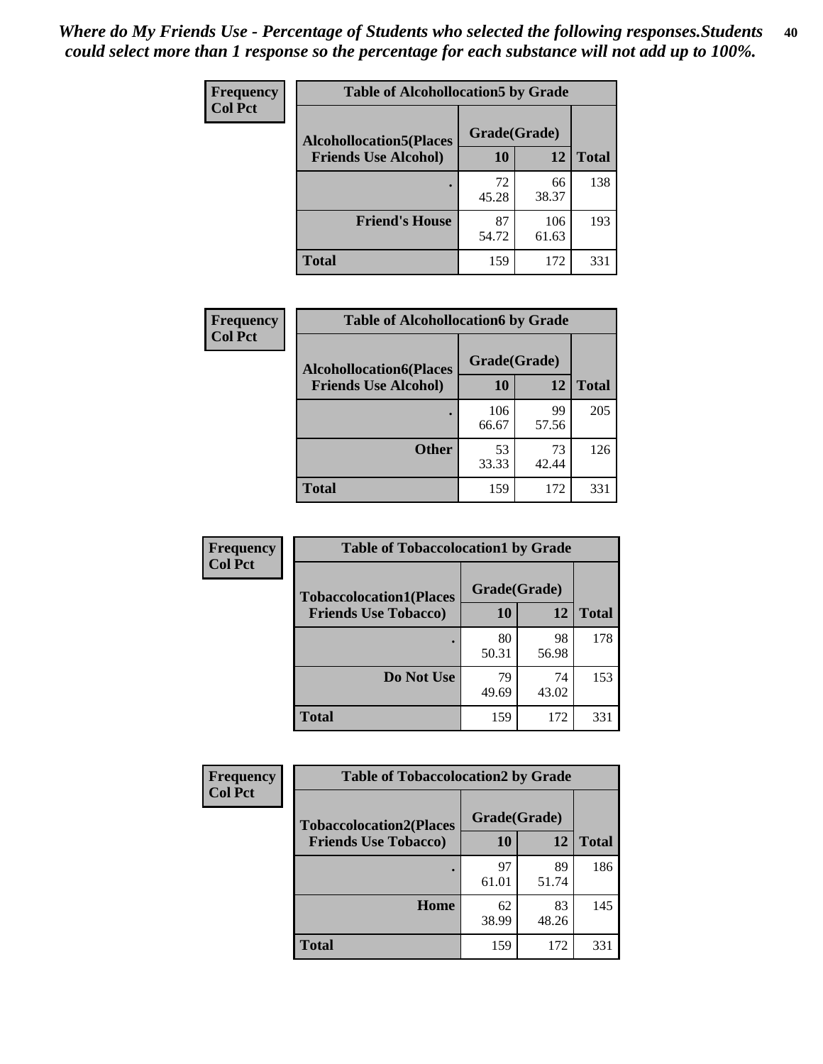*Where do My Friends Use - Percentage of Students who selected the following responses.Students could select more than 1 response so the percentage for each substance will not add up to 100%.*

**Frequency**
**Col Pct**

| Table of Alcohollocation5 by Grade | | | |
|---|---|---|---|
| **Alcohollocation5(Places Friends Use Alcohol)** | **Grade(Grade)** | | **Total** |
| | **10** | **12** | |
| . | 72<br>45.28 | 66<br>38.37 | 138 |
| **Friend's House** | 87<br>54.72 | 106<br>61.63 | 193 |
| **Total** | 159 | 172 | 331 |

**Frequency**
**Col Pct**

| Table of Alcohollocation6 by Grade | | | |
|---|---|---|---|
| **Alcohollocation6(Places Friends Use Alcohol)** | **Grade(Grade)** | | **Total** |
| | **10** | **12** | |
| . | 106<br>66.67 | 99<br>57.56 | 205 |
| **Other** | 53<br>33.33 | 73<br>42.44 | 126 |
| **Total** | 159 | 172 | 331 |

**Frequency**
**Col Pct**

| Table of Tobaccolocation1 by Grade | | | |
|---|---|---|---|
| **Tobaccolocation1(Places Friends Use Tobacco)** | **Grade(Grade)** | | **Total** |
| | **10** | **12** | |
| . | 80<br>50.31 | 98<br>56.98 | 178 |
| **Do Not Use** | 79<br>49.69 | 74<br>43.02 | 153 |
| **Total** | 159 | 172 | 331 |

**Frequency**
**Col Pct**

| Table of Tobaccolocation2 by Grade | | | |
|---|---|---|---|
| **Tobaccolocation2(Places Friends Use Tobacco)** | **Grade(Grade)** | | **Total** |
| | **10** | **12** | |
| . | 97<br>61.01 | 89<br>51.74 | 186 |
| **Home** | 62<br>38.99 | 83<br>48.26 | 145 |
| **Total** | 159 | 172 | 331 |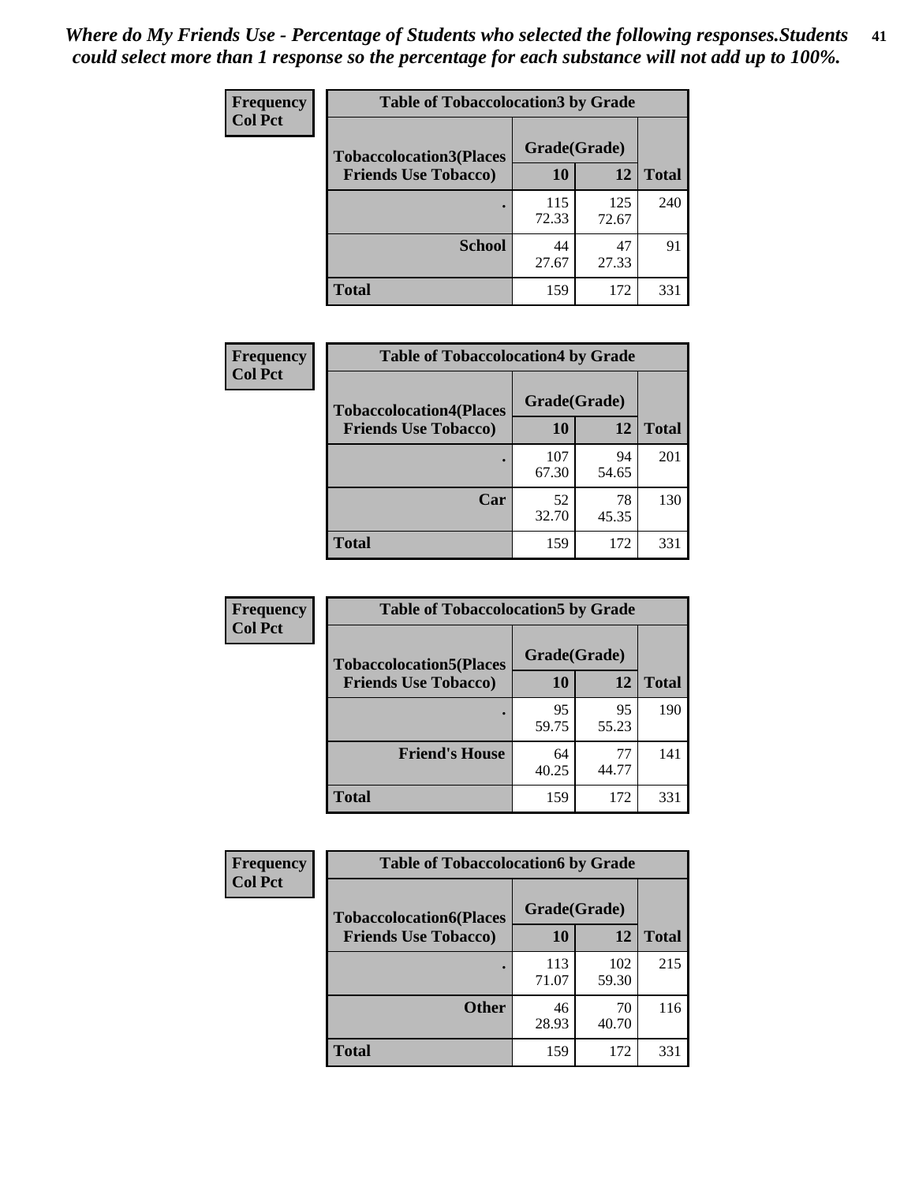*Where do My Friends Use - Percentage of Students who selected the following responses.Students could select more than 1 response so the percentage for each substance will not add up to 100%.*

**Frequency**
**Col Pct**

| Table of Tobaccolocation3 by Grade | | | |
|---|---|---|---|
| **Tobaccolocation3(Places Friends Use Tobacco)** | **Grade(Grade)** | | **Total** |
| | **10** | **12** | |
| **.** | 115<br>72.33 | 125<br>72.67 | 240 |
| **School** | 44<br>27.67 | 47<br>27.33 | 91 |
| **Total** | 159 | 172 | 331 |

**Frequency**
**Col Pct**

| Table of Tobaccolocation4 by Grade | | | |
|---|---|---|---|
| **Tobaccolocation4(Places Friends Use Tobacco)** | **Grade(Grade)** | | **Total** |
| | **10** | **12** | |
| **.** | 107<br>67.30 | 94<br>54.65 | 201 |
| **Car** | 52<br>32.70 | 78<br>45.35 | 130 |
| **Total** | 159 | 172 | 331 |

**Frequency**
**Col Pct**

| Table of Tobaccolocation5 by Grade | | | |
|---|---|---|---|
| **Tobaccolocation5(Places Friends Use Tobacco)** | **Grade(Grade)** | | **Total** |
| | **10** | **12** | |
| **.** | 95<br>59.75 | 95<br>55.23 | 190 |
| **Friend's House** | 64<br>40.25 | 77<br>44.77 | 141 |
| **Total** | 159 | 172 | 331 |

**Frequency**
**Col Pct**

| Table of Tobaccolocation6 by Grade | | | |
|---|---|---|---|
| **Tobaccolocation6(Places Friends Use Tobacco)** | **Grade(Grade)** | | **Total** |
| | **10** | **12** | |
| **.** | 113<br>71.07 | 102<br>59.30 | 215 |
| **Other** | 46<br>28.93 | 70<br>40.70 | 116 |
| **Total** | 159 | 172 | 331 |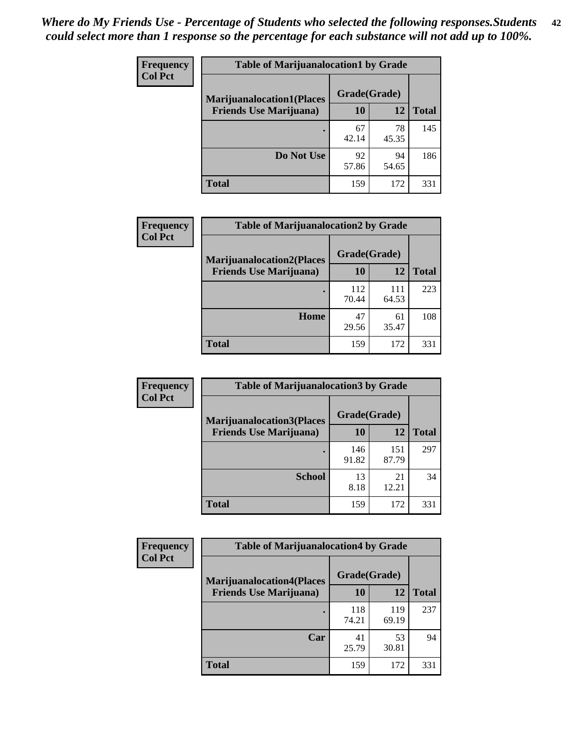*Where do My Friends Use - Percentage of Students who selected the following responses.Students could select more than 1 response so the percentage for each substance will not add up to 100%.*

**Frequency / Col Pct**

| Table of Marijuanalocation1 by Grade | | | |
|---|---|---|---|
| **Marijuanalocation1(Places Friends Use Marijuana)** | **Grade(Grade)** | | |
| | **10** | **12** | **Total** |
| **.** | 67<br>42.14 | 78<br>45.35 | 145 |
| **Do Not Use** | 92<br>57.86 | 94<br>54.65 | 186 |
| **Total** | 159 | 172 | 331 |

**Frequency / Col Pct**

| Table of Marijuanalocation2 by Grade | | | |
|---|---|---|---|
| **Marijuanalocation2(Places Friends Use Marijuana)** | **Grade(Grade)** | | |
| | **10** | **12** | **Total** |
| **.** | 112<br>70.44 | 111<br>64.53 | 223 |
| **Home** | 47<br>29.56 | 61<br>35.47 | 108 |
| **Total** | 159 | 172 | 331 |

**Frequency / Col Pct**

| Table of Marijuanalocation3 by Grade | | | |
|---|---|---|---|
| **Marijuanalocation3(Places Friends Use Marijuana)** | **Grade(Grade)** | | |
| | **10** | **12** | **Total** |
| **.** | 146<br>91.82 | 151<br>87.79 | 297 |
| **School** | 13<br>8.18 | 21<br>12.21 | 34 |
| **Total** | 159 | 172 | 331 |

**Frequency / Col Pct**

| Table of Marijuanalocation4 by Grade | | | |
|---|---|---|---|
| **Marijuanalocation4(Places Friends Use Marijuana)** | **Grade(Grade)** | | |
| | **10** | **12** | **Total** |
| **.** | 118<br>74.21 | 119<br>69.19 | 237 |
| **Car** | 41<br>25.79 | 53<br>30.81 | 94 |
| **Total** | 159 | 172 | 331 |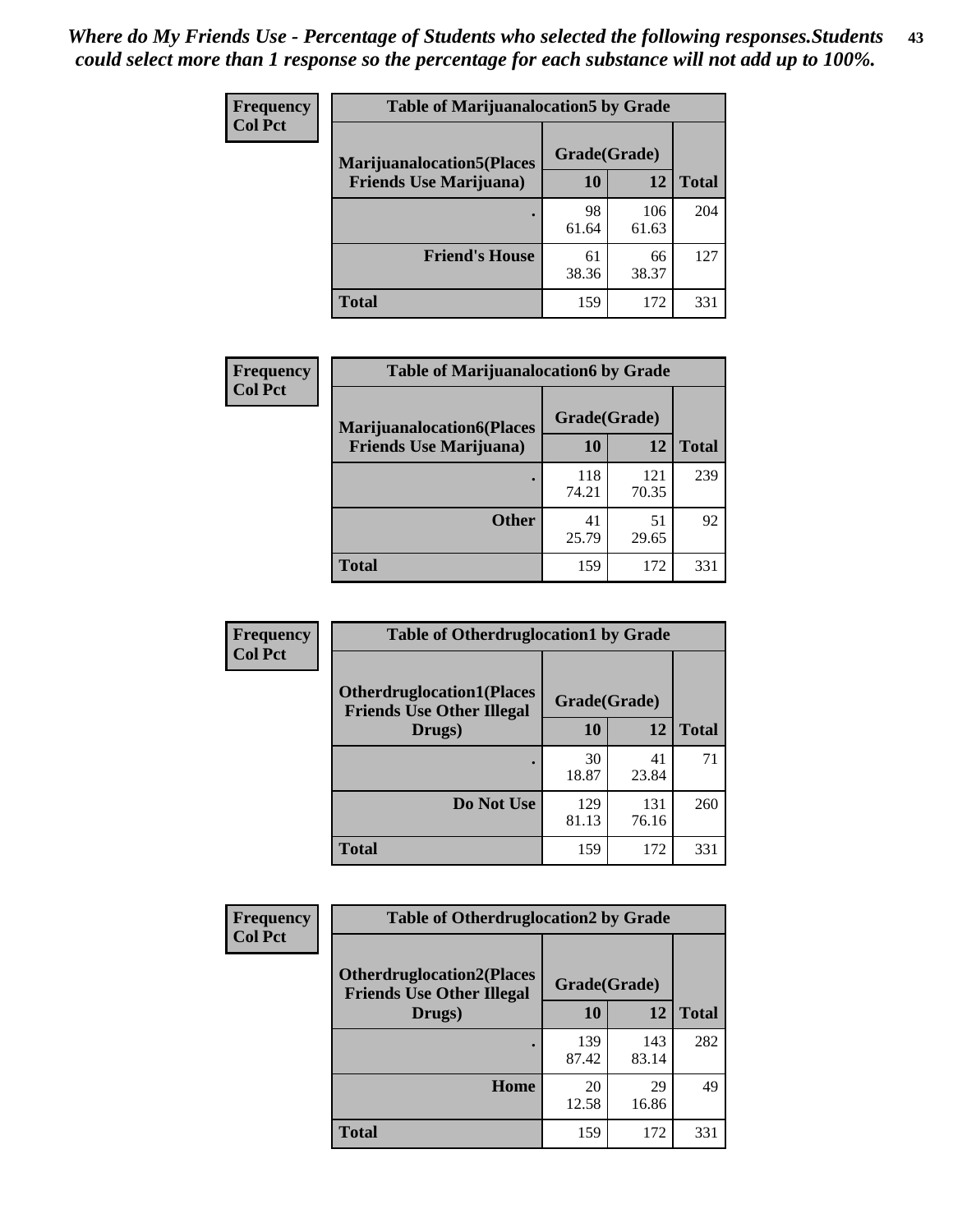*Where do My Friends Use - Percentage of Students who selected the following responses.Students could select more than 1 response so the percentage for each substance will not add up to 100%.*

**Frequency**
**Col Pct**

| Table of Marijuanalocation5 by Grade | | | |
|---|---|---|---|
| Marijuanalocation5(Places Friends Use Marijuana) | Grade(Grade) | | Total |
| | 10 | 12 | |
| . | 98<br>61.64 | 106<br>61.63 | 204 |
| Friend's House | 61<br>38.36 | 66<br>38.37 | 127 |
| Total | 159 | 172 | 331 |

**Frequency**
**Col Pct**

| Table of Marijuanalocation6 by Grade | | | |
|---|---|---|---|
| Marijuanalocation6(Places Friends Use Marijuana) | Grade(Grade) | | Total |
| | 10 | 12 | |
| . | 118<br>74.21 | 121<br>70.35 | 239 |
| Other | 41<br>25.79 | 51<br>29.65 | 92 |
| Total | 159 | 172 | 331 |

**Frequency**
**Col Pct**

| Table of Otherdruglocation1 by Grade | | | |
|---|---|---|---|
| Otherdruglocation1(Places Friends Use Other Illegal Drugs) | Grade(Grade) | | Total |
| | 10 | 12 | |
| . | 30<br>18.87 | 41<br>23.84 | 71 |
| Do Not Use | 129<br>81.13 | 131<br>76.16 | 260 |
| Total | 159 | 172 | 331 |

**Frequency**
**Col Pct**

| Table of Otherdruglocation2 by Grade | | | |
|---|---|---|---|
| Otherdruglocation2(Places Friends Use Other Illegal Drugs) | Grade(Grade) | | Total |
| | 10 | 12 | |
| . | 139<br>87.42 | 143<br>83.14 | 282 |
| Home | 20<br>12.58 | 29<br>16.86 | 49 |
| Total | 159 | 172 | 331 |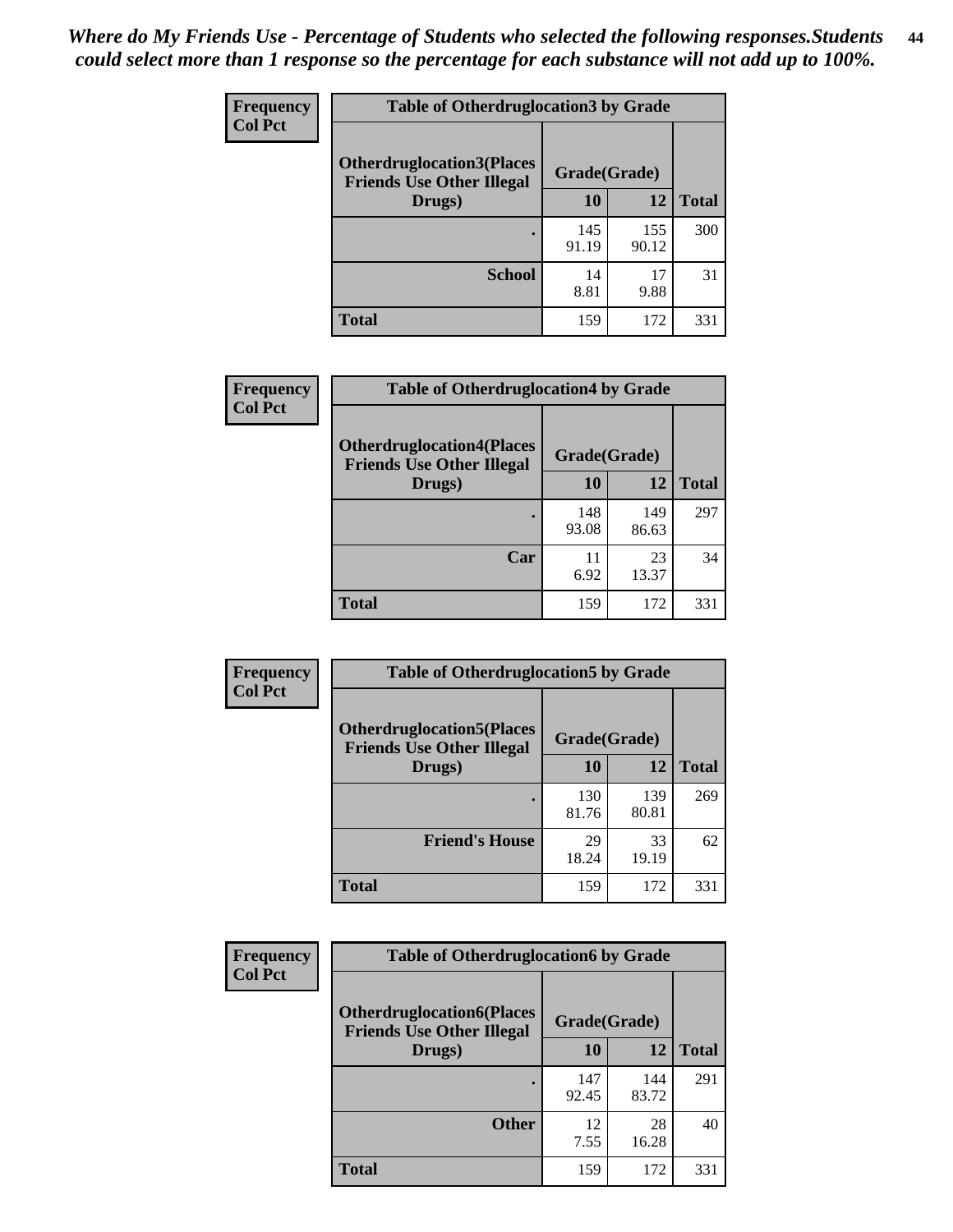*Where do My Friends Use - Percentage of Students who selected the following responses.Students could select more than 1 response so the percentage for each substance will not add up to 100%.*

**Frequency**
**Col Pct**

| Table of Otherdruglocation3 by Grade | | | |
|---|---|---|---|
| Otherdruglocation3(Places Friends Use Other Illegal Drugs) | Grade(Grade) | | Total |
| | 10 | 12 | |
| . | 145<br>91.19 | 155<br>90.12 | 300 |
| School | 14<br>8.81 | 17<br>9.88 | 31 |
| Total | 159 | 172 | 331 |

**Frequency**
**Col Pct**

| Table of Otherdruglocation4 by Grade | | | |
|---|---|---|---|
| Otherdruglocation4(Places Friends Use Other Illegal Drugs) | Grade(Grade) | | Total |
| | 10 | 12 | |
| . | 148<br>93.08 | 149<br>86.63 | 297 |
| Car | 11<br>6.92 | 23<br>13.37 | 34 |
| Total | 159 | 172 | 331 |

**Frequency**
**Col Pct**

| Table of Otherdruglocation5 by Grade | | | |
|---|---|---|---|
| Otherdruglocation5(Places Friends Use Other Illegal Drugs) | Grade(Grade) | | Total |
| | 10 | 12 | |
| . | 130<br>81.76 | 139<br>80.81 | 269 |
| Friend's House | 29<br>18.24 | 33<br>19.19 | 62 |
| Total | 159 | 172 | 331 |

**Frequency**
**Col Pct**

| Table of Otherdruglocation6 by Grade | | | |
|---|---|---|---|
| Otherdruglocation6(Places Friends Use Other Illegal Drugs) | Grade(Grade) | | Total |
| | 10 | 12 | |
| . | 147<br>92.45 | 144<br>83.72 | 291 |
| Other | 12<br>7.55 | 28<br>16.28 | 40 |
| Total | 159 | 172 | 331 |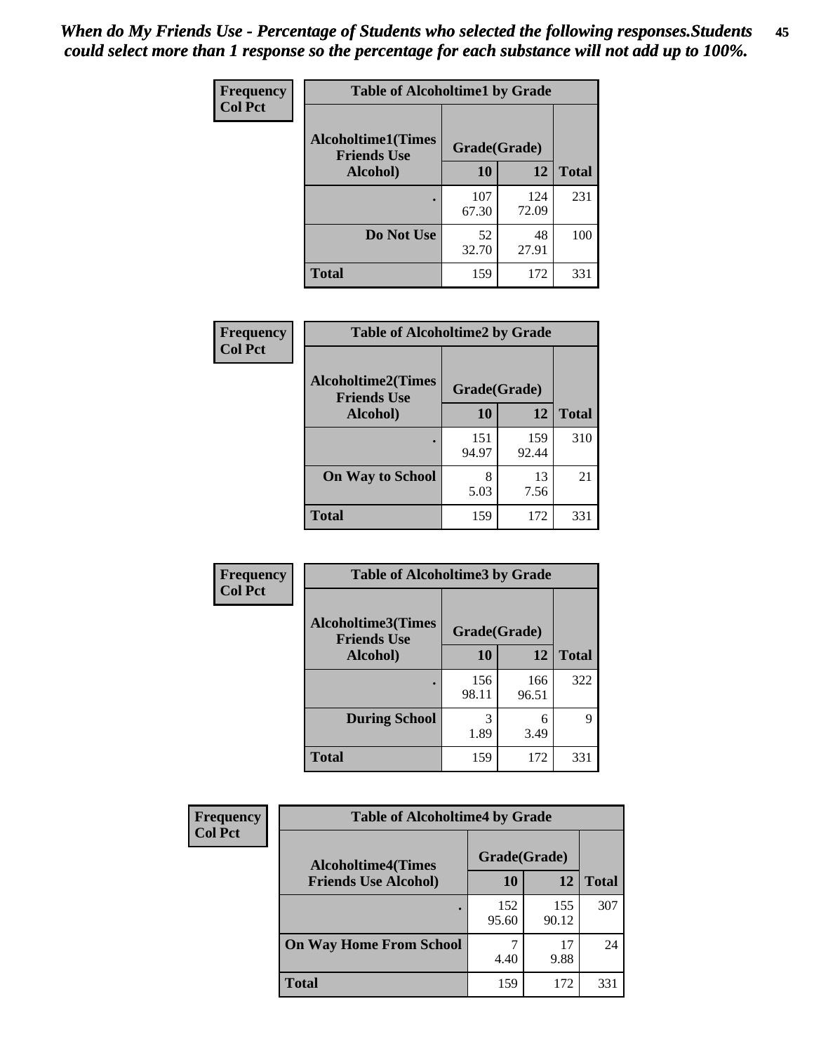*When do My Friends Use - Percentage of Students who selected the following responses.Students could select more than 1 response so the percentage for each substance will not add up to 100%.*

**Frequency / Col Pct**

| Table of Alcoholtime1 by Grade | | | |
|---|---|---|---|
| Alcoholtime1(Times Friends Use Alcohol) | Grade(Grade) | | |
| | 10 | 12 | Total |
| . | 107<br>67.30 | 124<br>72.09 | 231 |
| Do Not Use | 52<br>32.70 | 48<br>27.91 | 100 |
| Total | 159 | 172 | 331 |

**Frequency / Col Pct**

| Table of Alcoholtime2 by Grade | | | |
|---|---|---|---|
| Alcoholtime2(Times Friends Use Alcohol) | Grade(Grade) | | |
| | 10 | 12 | Total |
| . | 151<br>94.97 | 159<br>92.44 | 310 |
| On Way to School | 8<br>5.03 | 13<br>7.56 | 21 |
| Total | 159 | 172 | 331 |

**Frequency / Col Pct**

| Table of Alcoholtime3 by Grade | | | |
|---|---|---|---|
| Alcoholtime3(Times Friends Use Alcohol) | Grade(Grade) | | |
| | 10 | 12 | Total |
| . | 156<br>98.11 | 166<br>96.51 | 322 |
| During School | 3<br>1.89 | 6<br>3.49 | 9 |
| Total | 159 | 172 | 331 |

**Frequency / Col Pct**

| Table of Alcoholtime4 by Grade | | | |
|---|---|---|---|
| Alcoholtime4(Times Friends Use Alcohol) | Grade(Grade) | | |
| | 10 | 12 | Total |
| . | 152<br>95.60 | 155<br>90.12 | 307 |
| On Way Home From School | 7<br>4.40 | 17<br>9.88 | 24 |
| Total | 159 | 172 | 331 |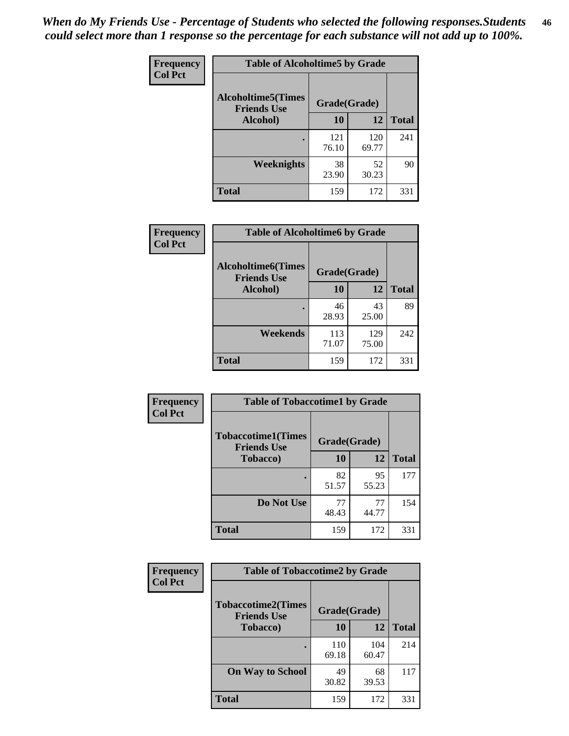*When do My Friends Use - Percentage of Students who selected the following responses.Students could select more than 1 response so the percentage for each substance will not add up to 100%.*

**Frequency**
**Col Pct**

| Table of Alcoholtime5 by Grade | | | |
|---|---|---|---|
| **Alcoholtime5(Times Friends Use Alcohol)** | **Grade(Grade)** | | **Total** |
| | **10** | **12** | |
| **.** | 121<br>76.10 | 120<br>69.77 | 241 |
| **Weeknights** | 38<br>23.90 | 52<br>30.23 | 90 |
| **Total** | 159 | 172 | 331 |

**Frequency**
**Col Pct**

| Table of Alcoholtime6 by Grade | | | |
|---|---|---|---|
| **Alcoholtime6(Times Friends Use Alcohol)** | **Grade(Grade)** | | **Total** |
| | **10** | **12** | |
| **.** | 46<br>28.93 | 43<br>25.00 | 89 |
| **Weekends** | 113<br>71.07 | 129<br>75.00 | 242 |
| **Total** | 159 | 172 | 331 |

**Frequency**
**Col Pct**

| Table of Tobaccotime1 by Grade | | | |
|---|---|---|---|
| **Tobaccotime1(Times Friends Use Tobacco)** | **Grade(Grade)** | | **Total** |
| | **10** | **12** | |
| **.** | 82<br>51.57 | 95<br>55.23 | 177 |
| **Do Not Use** | 77<br>48.43 | 77<br>44.77 | 154 |
| **Total** | 159 | 172 | 331 |

**Frequency**
**Col Pct**

| Table of Tobaccotime2 by Grade | | | |
|---|---|---|---|
| **Tobaccotime2(Times Friends Use Tobacco)** | **Grade(Grade)** | | **Total** |
| | **10** | **12** | |
| **.** | 110<br>69.18 | 104<br>60.47 | 214 |
| **On Way to School** | 49<br>30.82 | 68<br>39.53 | 117 |
| **Total** | 159 | 172 | 331 |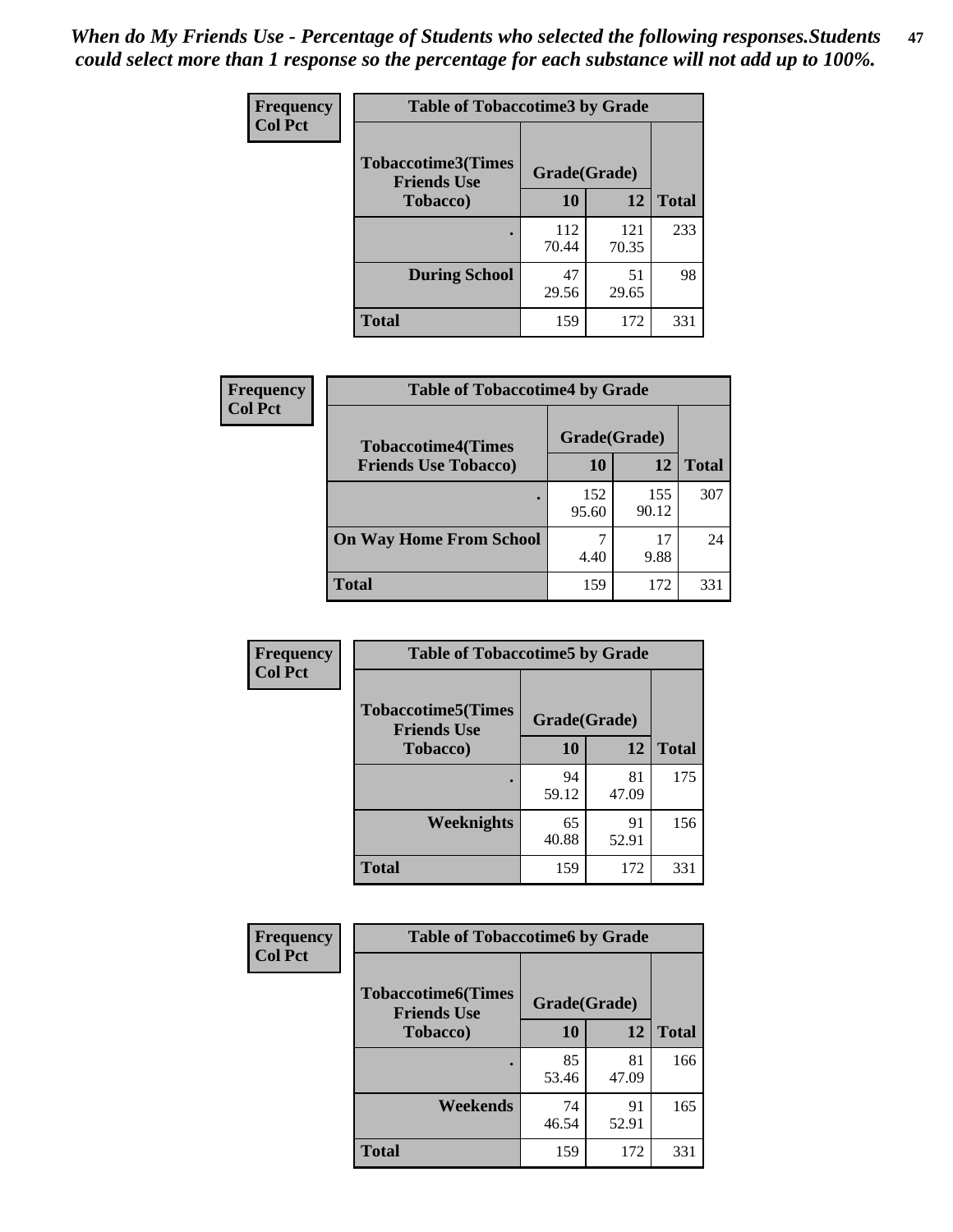*When do My Friends Use - Percentage of Students who selected the following responses.Students could select more than 1 response so the percentage for each substance will not add up to 100%.*

**Frequency**
**Col Pct**

**Table of Tobaccotime3 by Grade**

| Tobaccotime3(Times Friends Use Tobacco) | Grade(Grade) | | Total |
|---|---|---|---|
| | 10 | 12 | |
| . | 112<br>70.44 | 121<br>70.35 | 233 |
| During School | 47<br>29.56 | 51<br>29.65 | 98 |
| Total | 159 | 172 | 331 |

**Frequency**
**Col Pct**

**Table of Tobaccotime4 by Grade**

| Tobaccotime4(Times Friends Use Tobacco) | Grade(Grade) | | Total |
|---|---|---|---|
| | 10 | 12 | |
| . | 152<br>95.60 | 155<br>90.12 | 307 |
| On Way Home From School | 7<br>4.40 | 17<br>9.88 | 24 |
| Total | 159 | 172 | 331 |

**Frequency**
**Col Pct**

**Table of Tobaccotime5 by Grade**

| Tobaccotime5(Times Friends Use Tobacco) | Grade(Grade) | | Total |
|---|---|---|---|
| | 10 | 12 | |
| . | 94<br>59.12 | 81<br>47.09 | 175 |
| Weeknights | 65<br>40.88 | 91<br>52.91 | 156 |
| Total | 159 | 172 | 331 |

**Frequency**
**Col Pct**

**Table of Tobaccotime6 by Grade**

| Tobaccotime6(Times Friends Use Tobacco) | Grade(Grade) | | Total |
|---|---|---|---|
| | 10 | 12 | |
| . | 85<br>53.46 | 81<br>47.09 | 166 |
| Weekends | 74<br>46.54 | 91<br>52.91 | 165 |
| Total | 159 | 172 | 331 |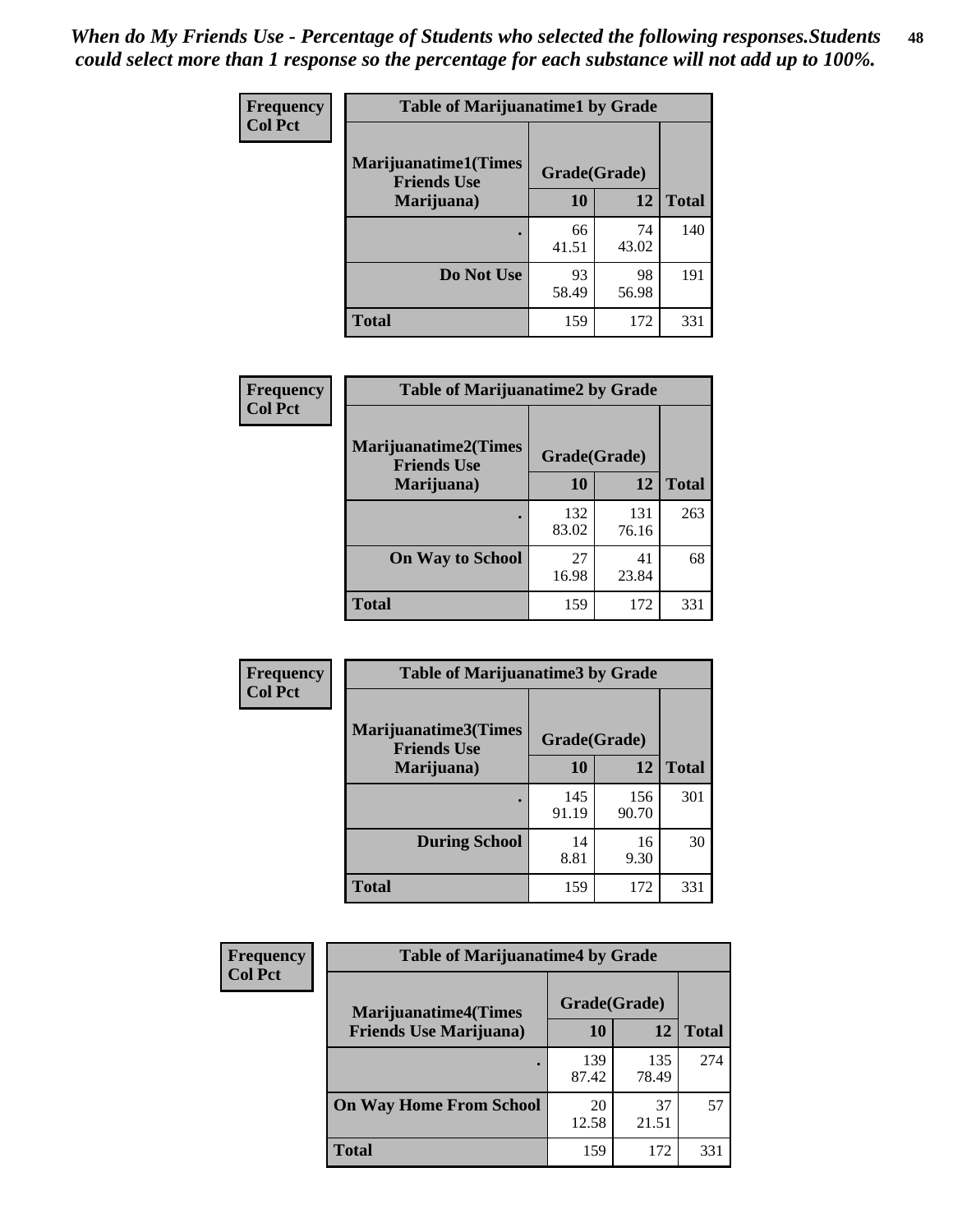*When do My Friends Use - Percentage of Students who selected the following responses.Students could select more than 1 response so the percentage for each substance will not add up to 100%.*

**Frequency**
**Col Pct**

| Table of Marijuanatime1 by Grade | | | |
|---|---|---|---|
| **Marijuanatime1(Times Friends Use Marijuana)** | **Grade(Grade)** | | |
| | **10** | **12** | **Total** |
| **.** | 66<br>41.51 | 74<br>43.02 | 140 |
| **Do Not Use** | 93<br>58.49 | 98<br>56.98 | 191 |
| **Total** | 159 | 172 | 331 |

**Frequency**
**Col Pct**

| Table of Marijuanatime2 by Grade | | | |
|---|---|---|---|
| **Marijuanatime2(Times Friends Use Marijuana)** | **Grade(Grade)** | | |
| | **10** | **12** | **Total** |
| **.** | 132<br>83.02 | 131<br>76.16 | 263 |
| **On Way to School** | 27<br>16.98 | 41<br>23.84 | 68 |
| **Total** | 159 | 172 | 331 |

**Frequency**
**Col Pct**

| Table of Marijuanatime3 by Grade | | | |
|---|---|---|---|
| **Marijuanatime3(Times Friends Use Marijuana)** | **Grade(Grade)** | | |
| | **10** | **12** | **Total** |
| **.** | 145<br>91.19 | 156<br>90.70 | 301 |
| **During School** | 14<br>8.81 | 16<br>9.30 | 30 |
| **Total** | 159 | 172 | 331 |

**Frequency**
**Col Pct**

| Table of Marijuanatime4 by Grade | | | |
|---|---|---|---|
| **Marijuanatime4(Times Friends Use Marijuana)** | **Grade(Grade)** | | |
| | **10** | **12** | **Total** |
| **.** | 139<br>87.42 | 135<br>78.49 | 274 |
| **On Way Home From School** | 20<br>12.58 | 37<br>21.51 | 57 |
| **Total** | 159 | 172 | 331 |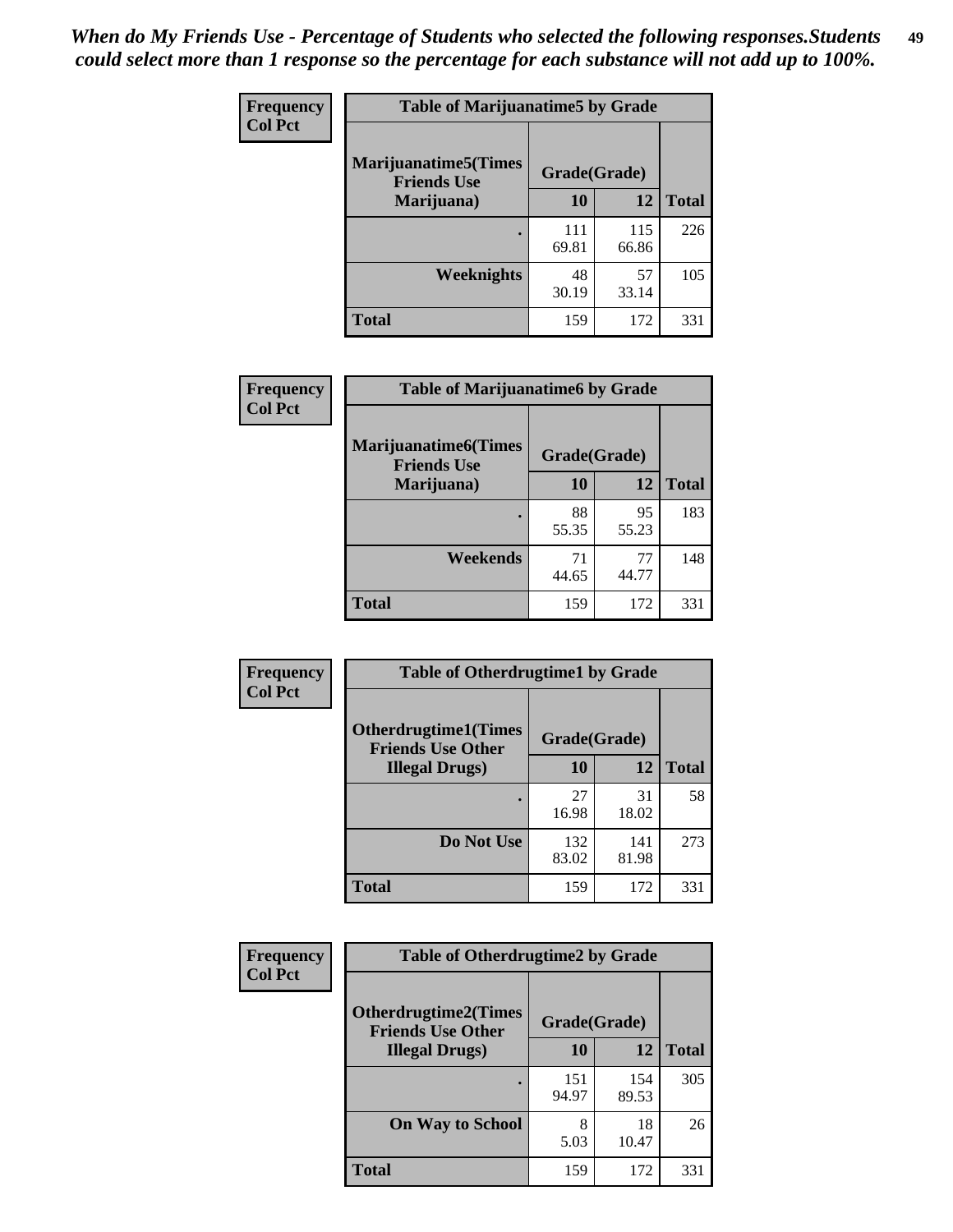*When do My Friends Use - Percentage of Students who selected the following responses.Students could select more than 1 response so the percentage for each substance will not add up to 100%.*

**Frequency**
**Col Pct**

| Table of Marijuanatime5 by Grade | | | |
|---|---|---|---|
| **Marijuanatime5(Times Friends Use Marijuana)** | **Grade(Grade)** | | |
| | **10** | **12** | **Total** |
| **.** | 111<br>69.81 | 115<br>66.86 | 226 |
| **Weeknights** | 48<br>30.19 | 57<br>33.14 | 105 |
| **Total** | 159 | 172 | 331 |

**Frequency**
**Col Pct**

| Table of Marijuanatime6 by Grade | | | |
|---|---|---|---|
| **Marijuanatime6(Times Friends Use Marijuana)** | **Grade(Grade)** | | |
| | **10** | **12** | **Total** |
| **.** | 88<br>55.35 | 95<br>55.23 | 183 |
| **Weekends** | 71<br>44.65 | 77<br>44.77 | 148 |
| **Total** | 159 | 172 | 331 |

**Frequency**
**Col Pct**

| Table of Otherdrugtime1 by Grade | | | |
|---|---|---|---|
| **Otherdrugtime1(Times Friends Use Other Illegal Drugs)** | **Grade(Grade)** | | |
| | **10** | **12** | **Total** |
| **.** | 27<br>16.98 | 31<br>18.02 | 58 |
| **Do Not Use** | 132<br>83.02 | 141<br>81.98 | 273 |
| **Total** | 159 | 172 | 331 |

**Frequency**
**Col Pct**

| Table of Otherdrugtime2 by Grade | | | |
|---|---|---|---|
| **Otherdrugtime2(Times Friends Use Other Illegal Drugs)** | **Grade(Grade)** | | |
| | **10** | **12** | **Total** |
| **.** | 151<br>94.97 | 154<br>89.53 | 305 |
| **On Way to School** | 8<br>5.03 | 18<br>10.47 | 26 |
| **Total** | 159 | 172 | 331 |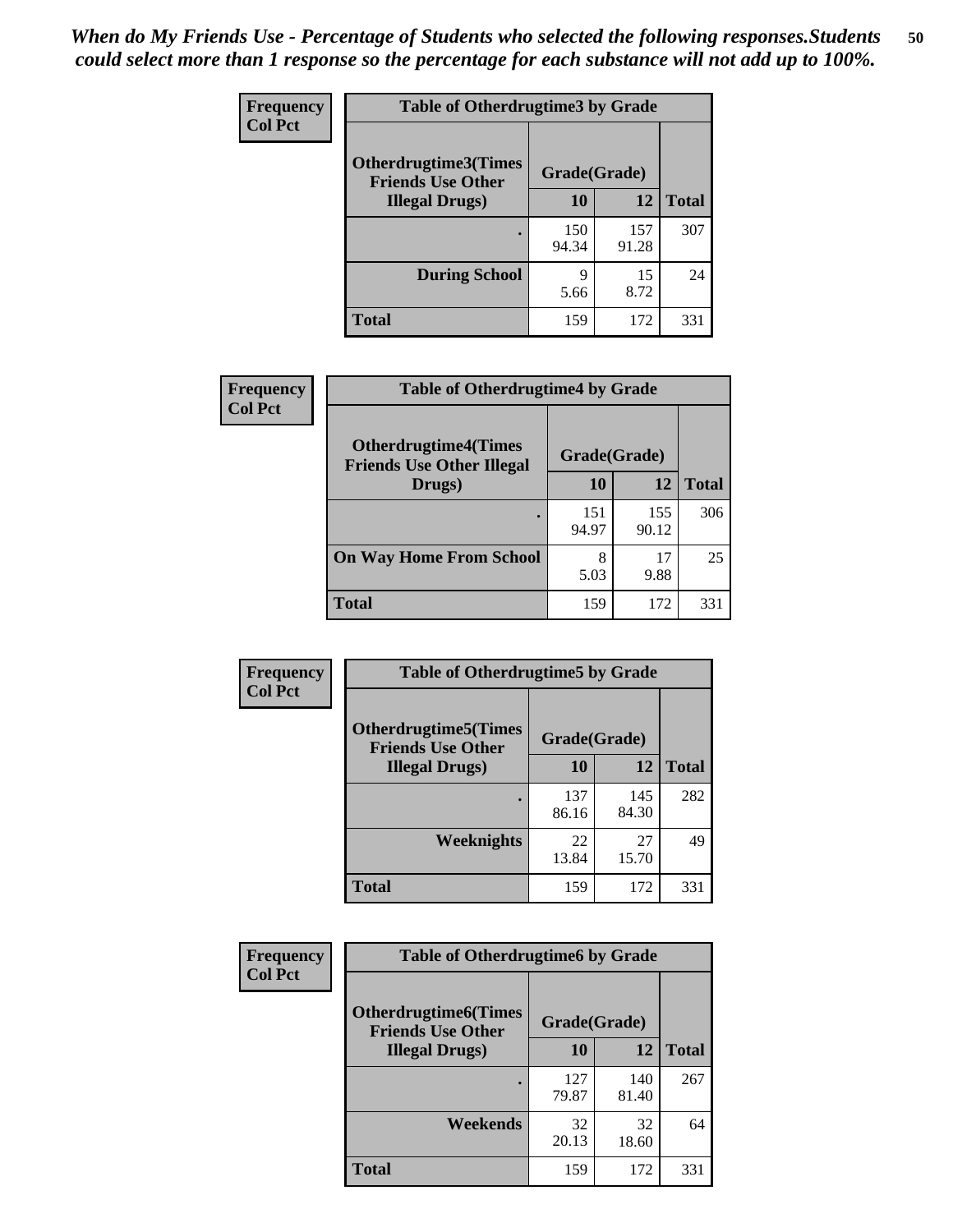*When do My Friends Use - Percentage of Students who selected the following responses.Students could select more than 1 response so the percentage for each substance will not add up to 100%.*

**Frequency**
**Col Pct**

| Table of Otherdrugtime3 by Grade | | | |
|---|---|---|---|
| **Otherdrugtime3(Times Friends Use Other Illegal Drugs)** | **Grade(Grade)** | | |
| | **10** | **12** | **Total** |
| **.** | 150<br>94.34 | 157<br>91.28 | 307 |
| **During School** | 9<br>5.66 | 15<br>8.72 | 24 |
| **Total** | 159 | 172 | 331 |

**Frequency**
**Col Pct**

| Table of Otherdrugtime4 by Grade | | | |
|---|---|---|---|
| **Otherdrugtime4(Times Friends Use Other Illegal Drugs)** | **Grade(Grade)** | | |
| | **10** | **12** | **Total** |
| **.** | 151<br>94.97 | 155<br>90.12 | 306 |
| **On Way Home From School** | 8<br>5.03 | 17<br>9.88 | 25 |
| **Total** | 159 | 172 | 331 |

**Frequency**
**Col Pct**

| Table of Otherdrugtime5 by Grade | | | |
|---|---|---|---|
| **Otherdrugtime5(Times Friends Use Other Illegal Drugs)** | **Grade(Grade)** | | |
| | **10** | **12** | **Total** |
| **.** | 137<br>86.16 | 145<br>84.30 | 282 |
| **Weeknights** | 22<br>13.84 | 27<br>15.70 | 49 |
| **Total** | 159 | 172 | 331 |

**Frequency**
**Col Pct**

| Table of Otherdrugtime6 by Grade | | | |
|---|---|---|---|
| **Otherdrugtime6(Times Friends Use Other Illegal Drugs)** | **Grade(Grade)** | | |
| | **10** | **12** | **Total** |
| **.** | 127<br>79.87 | 140<br>81.40 | 267 |
| **Weekends** | 32<br>20.13 | 32<br>18.60 | 64 |
| **Total** | 159 | 172 | 331 |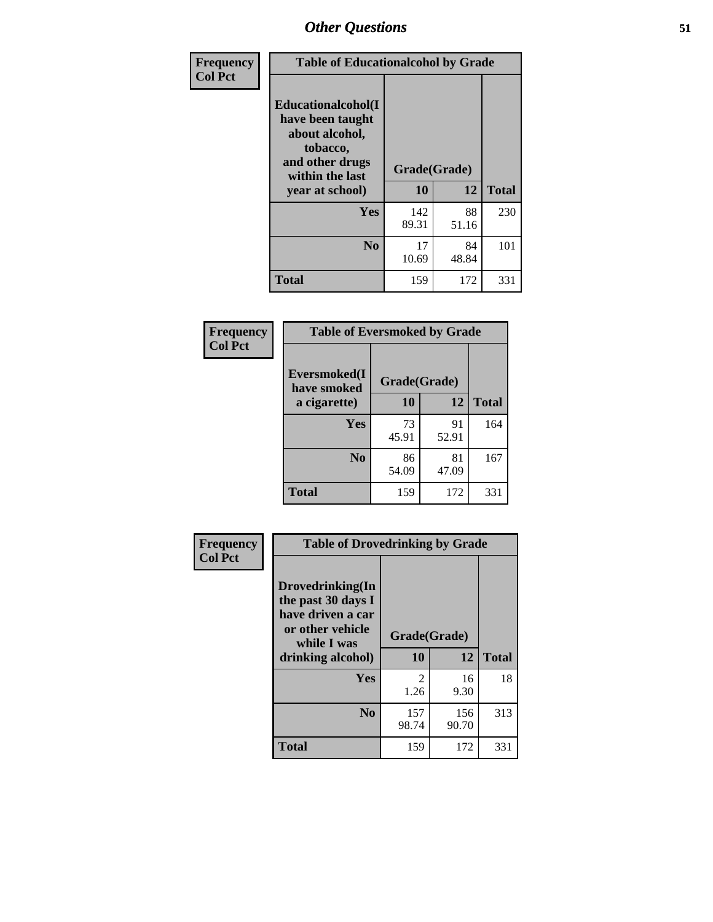# Other Questions

**Frequency / Col Pct**

| Table of Educationalcohol by Grade | | | |
|---|---|---|---|
| Educationalcohol(I have been taught about alcohol, tobacco, and other drugs within the last year at school) | Grade(Grade) | | |
| | 10 | 12 | Total |
| Yes | 142<br>89.31 | 88<br>51.16 | 230 |
| No | 17<br>10.69 | 84<br>48.84 | 101 |
| Total | 159 | 172 | 331 |

**Frequency / Col Pct**

| Table of Eversmoked by Grade | | | |
|---|---|---|---|
| Eversmoked(I have smoked a cigarette) | Grade(Grade) | | |
| | 10 | 12 | Total |
| Yes | 73<br>45.91 | 91<br>52.91 | 164 |
| No | 86<br>54.09 | 81<br>47.09 | 167 |
| Total | 159 | 172 | 331 |

**Frequency / Col Pct**

| Table of Drovedrinking by Grade | | | |
|---|---|---|---|
| Drovedrinking(In the past 30 days I have driven a car or other vehicle while I was drinking alcohol) | Grade(Grade) | | |
| | 10 | 12 | Total |
| Yes | 2<br>1.26 | 16<br>9.30 | 18 |
| No | 157<br>98.74 | 156<br>90.70 | 313 |
| Total | 159 | 172 | 331 |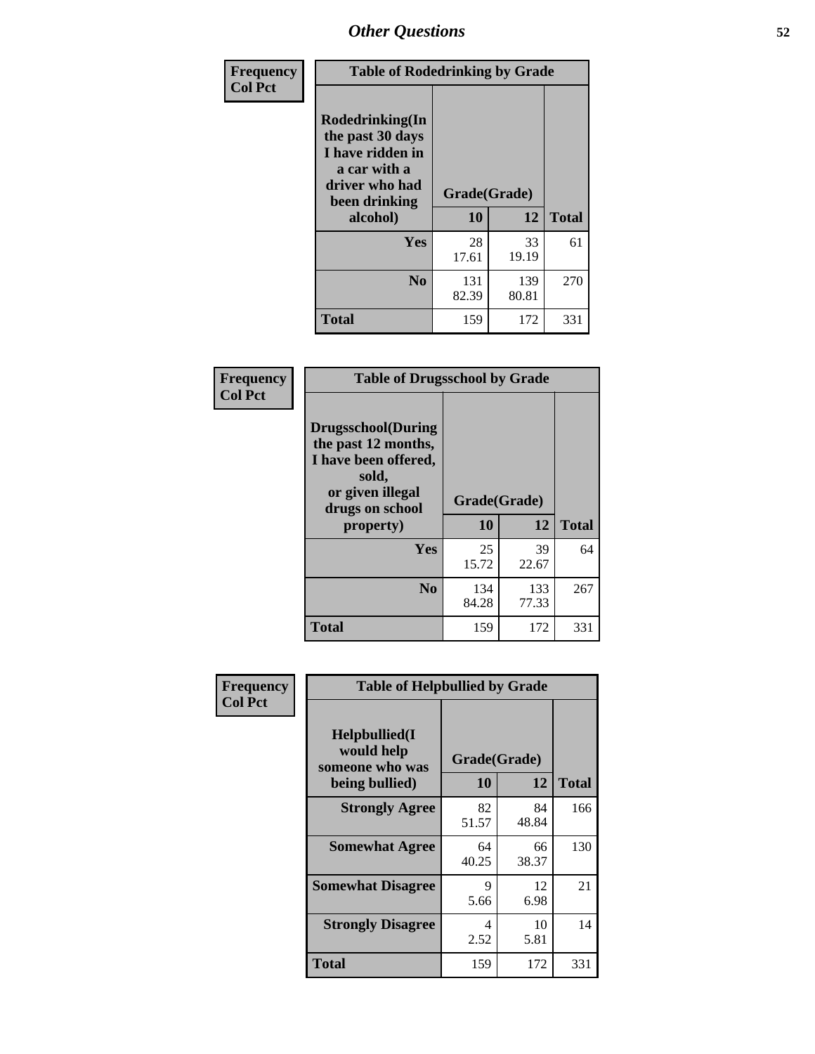## Other Questions

**Frequency**
**Col Pct**

| Table of Rodedrinking by Grade | | | |
|---|---|---|---|
| Rodedrinking(In the past 30 days I have ridden in a car with a driver who had been drinking alcohol) | Grade(Grade) | | |
| | 10 | 12 | Total |
| Yes | 28<br>17.61 | 33<br>19.19 | 61 |
| No | 131<br>82.39 | 139<br>80.81 | 270 |
| Total | 159 | 172 | 331 |

**Frequency**
**Col Pct**

| Table of Drugsschool by Grade | | | |
|---|---|---|---|
| Drugsschool(During the past 12 months, I have been offered, sold, or given illegal drugs on school property) | Grade(Grade) | | |
| | 10 | 12 | Total |
| Yes | 25<br>15.72 | 39<br>22.67 | 64 |
| No | 134<br>84.28 | 133<br>77.33 | 267 |
| Total | 159 | 172 | 331 |

**Frequency**
**Col Pct**

| Table of Helpbullied by Grade | | | |
|---|---|---|---|
| Helpbullied(I would help someone who was being bullied) | Grade(Grade) | | |
| | 10 | 12 | Total |
| Strongly Agree | 82<br>51.57 | 84<br>48.84 | 166 |
| Somewhat Agree | 64<br>40.25 | 66<br>38.37 | 130 |
| Somewhat Disagree | 9<br>5.66 | 12<br>6.98 | 21 |
| Strongly Disagree | 4<br>2.52 | 10<br>5.81 | 14 |
| Total | 159 | 172 | 331 |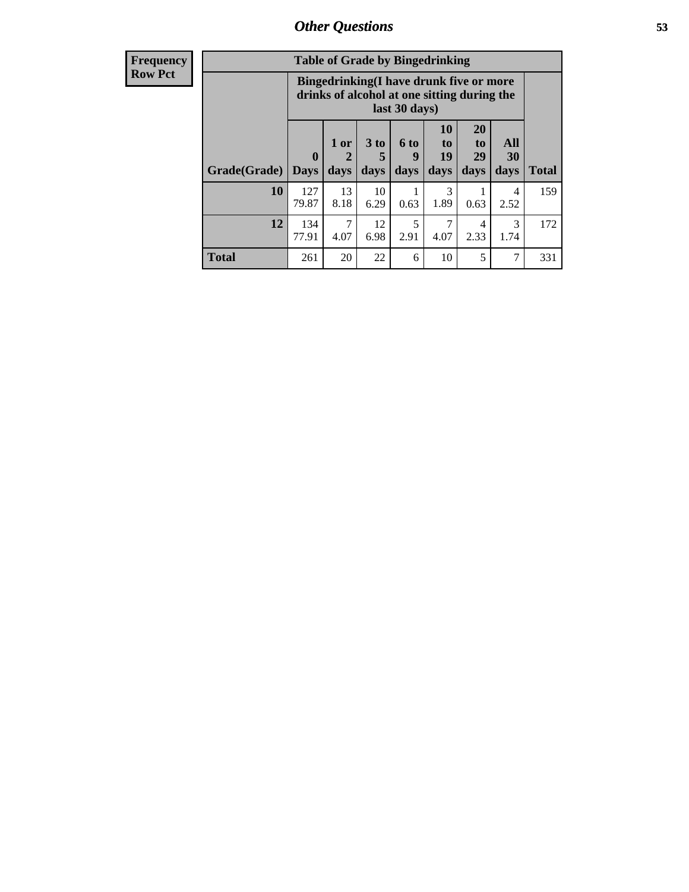## Other Questions

| Frequency Row Pct | Table of Grade by Bingedrinking | | | | | | | |
|---|---|---|---|---|---|---|---|---|
| | Bingedrinking(I have drunk five or more drinks of alcohol at one sitting during the last 30 days) | | | | | | | |
| Grade(Grade) | 0 Days | 1 or 2 days | 3 to 5 days | 6 to 9 days | 10 to 19 days | 20 to 29 days | All 30 days | Total |
| **10** | 127 79.87 | 13 8.18 | 10 6.29 | 1 0.63 | 3 1.89 | 1 0.63 | 4 2.52 | 159 |
| **12** | 134 77.91 | 7 4.07 | 12 6.98 | 5 2.91 | 7 4.07 | 4 2.33 | 3 1.74 | 172 |
| **Total** | 261 | 20 | 22 | 6 | 10 | 5 | 7 | 331 |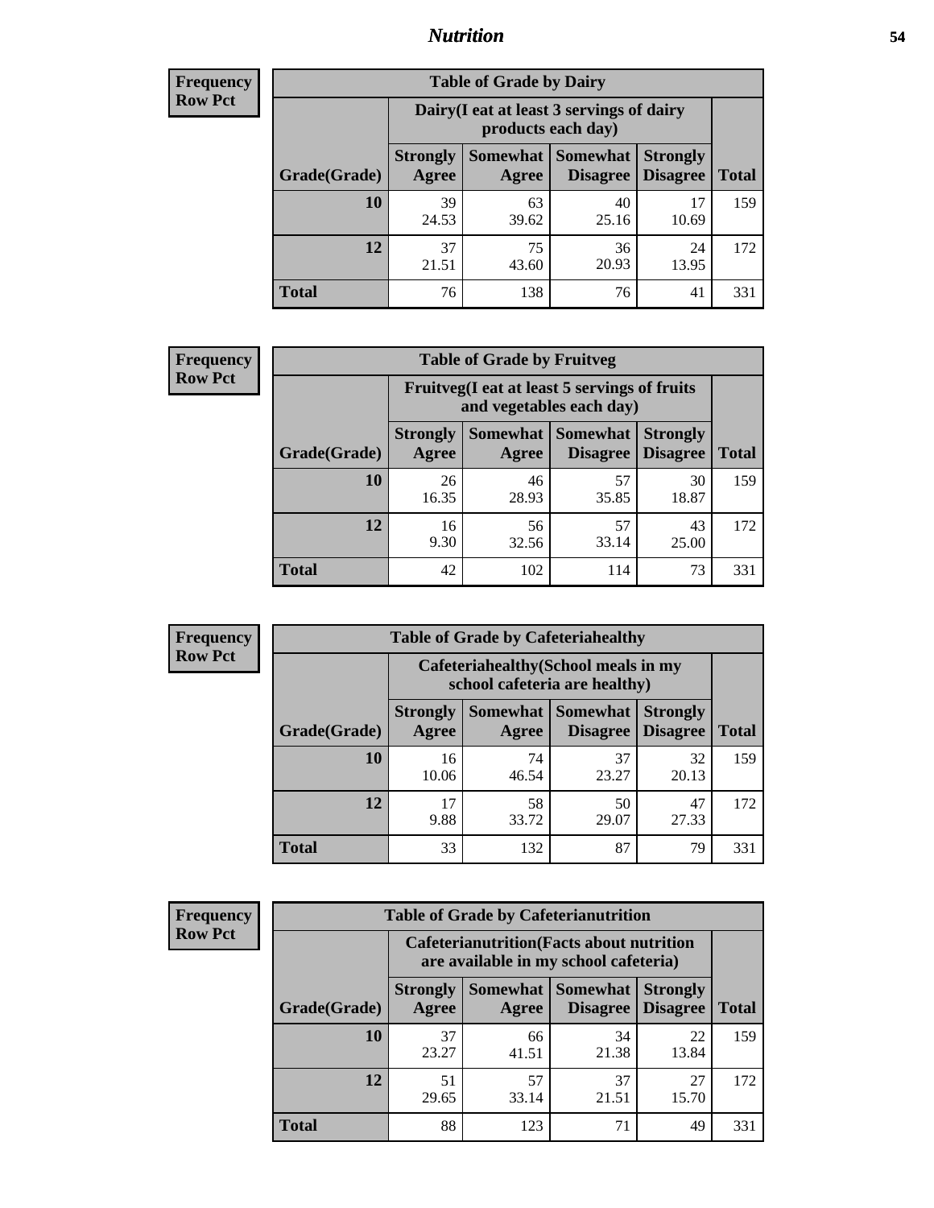# Nutrition

**Frequency Row Pct**

| Table of Grade by Dairy | | | | | |
|---|---|---|---|---|---|
| | Dairy(I eat at least 3 servings of dairy products each day) | | | | |
| Grade(Grade) | Strongly Agree | Somewhat Agree | Somewhat Disagree | Strongly Disagree | Total |
| **10** | 39<br>24.53 | 63<br>39.62 | 40<br>25.16 | 17<br>10.69 | 159 |
| **12** | 37<br>21.51 | 75<br>43.60 | 36<br>20.93 | 24<br>13.95 | 172 |
| **Total** | 76 | 138 | 76 | 41 | 331 |

**Frequency Row Pct**

| Table of Grade by Fruitveg | | | | | |
|---|---|---|---|---|---|
| | Fruitveg(I eat at least 5 servings of fruits and vegetables each day) | | | | |
| Grade(Grade) | Strongly Agree | Somewhat Agree | Somewhat Disagree | Strongly Disagree | Total |
| **10** | 26<br>16.35 | 46<br>28.93 | 57<br>35.85 | 30<br>18.87 | 159 |
| **12** | 16<br>9.30 | 56<br>32.56 | 57<br>33.14 | 43<br>25.00 | 172 |
| **Total** | 42 | 102 | 114 | 73 | 331 |

**Frequency Row Pct**

| Table of Grade by Cafeteriahealthy | | | | | |
|---|---|---|---|---|---|
| | Cafeteriahealthy(School meals in my school cafeteria are healthy) | | | | |
| Grade(Grade) | Strongly Agree | Somewhat Agree | Somewhat Disagree | Strongly Disagree | Total |
| **10** | 16<br>10.06 | 74<br>46.54 | 37<br>23.27 | 32<br>20.13 | 159 |
| **12** | 17<br>9.88 | 58<br>33.72 | 50<br>29.07 | 47<br>27.33 | 172 |
| **Total** | 33 | 132 | 87 | 79 | 331 |

**Frequency Row Pct**

| Table of Grade by Cafeterianutrition | | | | | |
|---|---|---|---|---|---|
| | Cafeterianutrition(Facts about nutrition are available in my school cafeteria) | | | | |
| Grade(Grade) | Strongly Agree | Somewhat Agree | Somewhat Disagree | Strongly Disagree | Total |
| **10** | 37<br>23.27 | 66<br>41.51 | 34<br>21.38 | 22<br>13.84 | 159 |
| **12** | 51<br>29.65 | 57<br>33.14 | 37<br>21.51 | 27<br>15.70 | 172 |
| **Total** | 88 | 123 | 71 | 49 | 331 |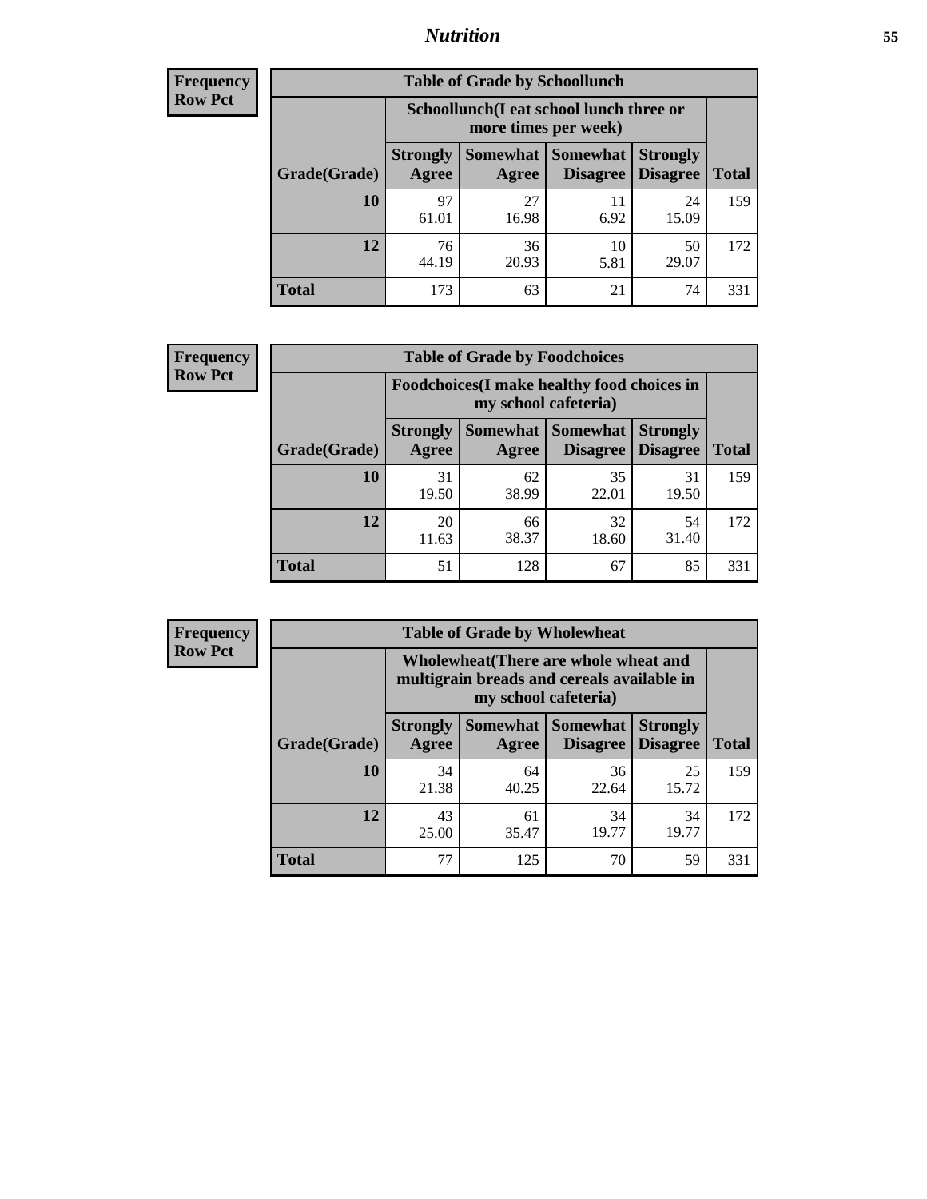**Frequency**
**Row Pct**

| Table of Grade by Schoollunch | | | | | |
|---|---|---|---|---|---|
| | Schoollunch(I eat school lunch three or more times per week) | | | | |
| Grade(Grade) | Strongly Agree | Somewhat Agree | Somewhat Disagree | Strongly Disagree | Total |
| **10** | 97<br>61.01 | 27<br>16.98 | 11<br>6.92 | 24<br>15.09 | 159 |
| **12** | 76<br>44.19 | 36<br>20.93 | 10<br>5.81 | 50<br>29.07 | 172 |
| **Total** | 173 | 63 | 21 | 74 | 331 |

**Frequency**
**Row Pct**

| Table of Grade by Foodchoices | | | | | |
|---|---|---|---|---|---|
| | Foodchoices(I make healthy food choices in my school cafeteria) | | | | |
| Grade(Grade) | Strongly Agree | Somewhat Agree | Somewhat Disagree | Strongly Disagree | Total |
| **10** | 31<br>19.50 | 62<br>38.99 | 35<br>22.01 | 31<br>19.50 | 159 |
| **12** | 20<br>11.63 | 66<br>38.37 | 32<br>18.60 | 54<br>31.40 | 172 |
| **Total** | 51 | 128 | 67 | 85 | 331 |

**Frequency**
**Row Pct**

| Table of Grade by Wholewheat | | | | | |
|---|---|---|---|---|---|
| | Wholewheat(There are whole wheat and multigrain breads and cereals available in my school cafeteria) | | | | |
| Grade(Grade) | Strongly Agree | Somewhat Agree | Somewhat Disagree | Strongly Disagree | Total |
| **10** | 34<br>21.38 | 64<br>40.25 | 36<br>22.64 | 25<br>15.72 | 159 |
| **12** | 43<br>25.00 | 61<br>35.47 | 34<br>19.77 | 34<br>19.77 | 172 |
| **Total** | 77 | 125 | 70 | 59 | 331 |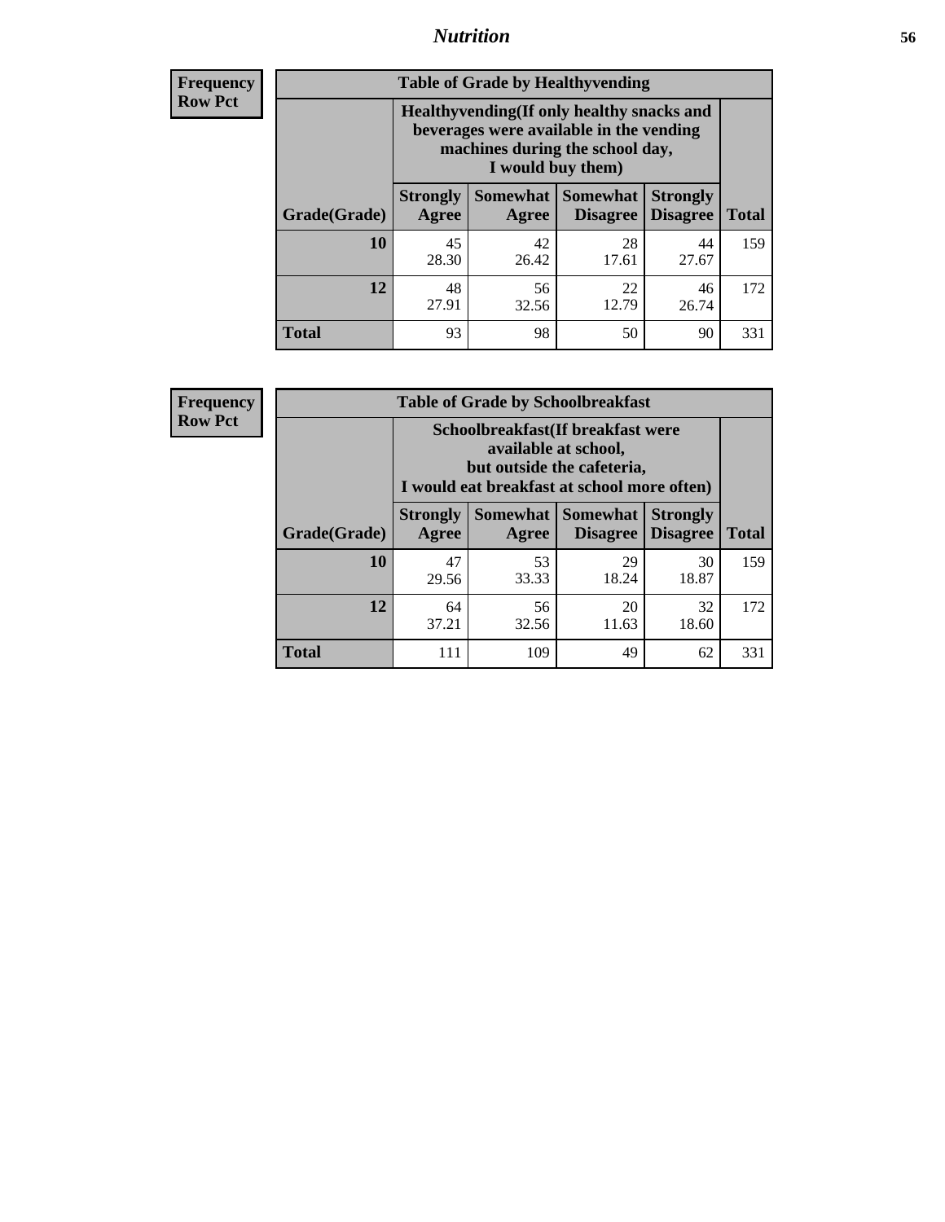**Frequency**
**Row Pct**

| Table of Grade by Healthyvending | | | | | |
|---|---|---|---|---|---|
| | Healthyvending(If only healthy snacks and beverages were available in the vending machines during the school day, I would buy them) | | | | |
| Grade(Grade) | Strongly Agree | Somewhat Agree | Somewhat Disagree | Strongly Disagree | Total |
| **10** | 45<br>28.30 | 42<br>26.42 | 28<br>17.61 | 44<br>27.67 | 159 |
| **12** | 48<br>27.91 | 56<br>32.56 | 22<br>12.79 | 46<br>26.74 | 172 |
| **Total** | 93 | 98 | 50 | 90 | 331 |

**Frequency**
**Row Pct**

| Table of Grade by Schoolbreakfast | | | | | |
|---|---|---|---|---|---|
| | Schoolbreakfast(If breakfast were available at school, but outside the cafeteria, I would eat breakfast at school more often) | | | | |
| Grade(Grade) | Strongly Agree | Somewhat Agree | Somewhat Disagree | Strongly Disagree | Total |
| **10** | 47<br>29.56 | 53<br>33.33 | 29<br>18.24 | 30<br>18.87 | 159 |
| **12** | 64<br>37.21 | 56<br>32.56 | 20<br>11.63 | 32<br>18.60 | 172 |
| **Total** | 111 | 109 | 49 | 62 | 331 |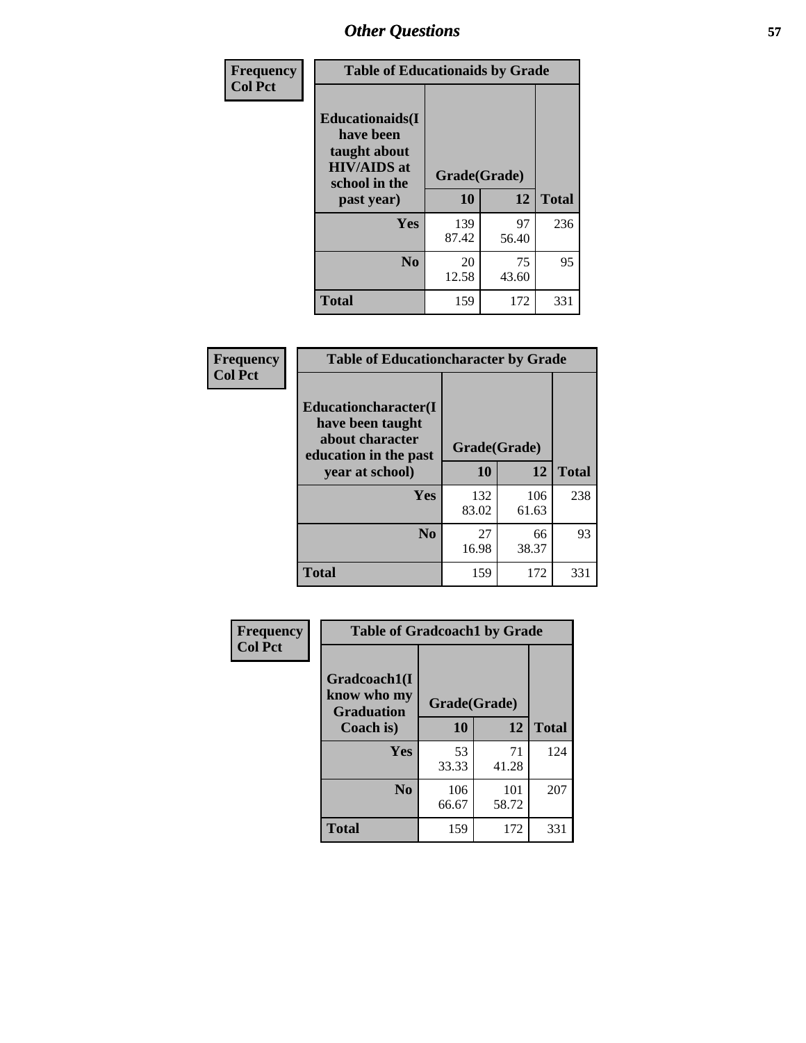## Other Questions

**Frequency / Col Pct**

| Table of Educationaids by Grade | | | |
|---|---|---|---|
| Educationaids(I have been taught about HIV/AIDS at school in the past year) | Grade(Grade) | | |
| | 10 | 12 | Total |
| Yes | 139<br>87.42 | 97<br>56.40 | 236 |
| No | 20<br>12.58 | 75<br>43.60 | 95 |
| Total | 159 | 172 | 331 |

**Frequency / Col Pct**

| Table of Educationcharacter by Grade | | | |
|---|---|---|---|
| Educationcharacter(I have been taught about character education in the past year at school) | Grade(Grade) | | |
| | 10 | 12 | Total |
| Yes | 132<br>83.02 | 106<br>61.63 | 238 |
| No | 27<br>16.98 | 66<br>38.37 | 93 |
| Total | 159 | 172 | 331 |

**Frequency / Col Pct**

| Table of Gradcoach1 by Grade | | | |
|---|---|---|---|
| Gradcoach1(I know who my Graduation Coach is) | Grade(Grade) | | |
| | 10 | 12 | Total |
| Yes | 53<br>33.33 | 71<br>41.28 | 124 |
| No | 106<br>66.67 | 101<br>58.72 | 207 |
| Total | 159 | 172 | 331 |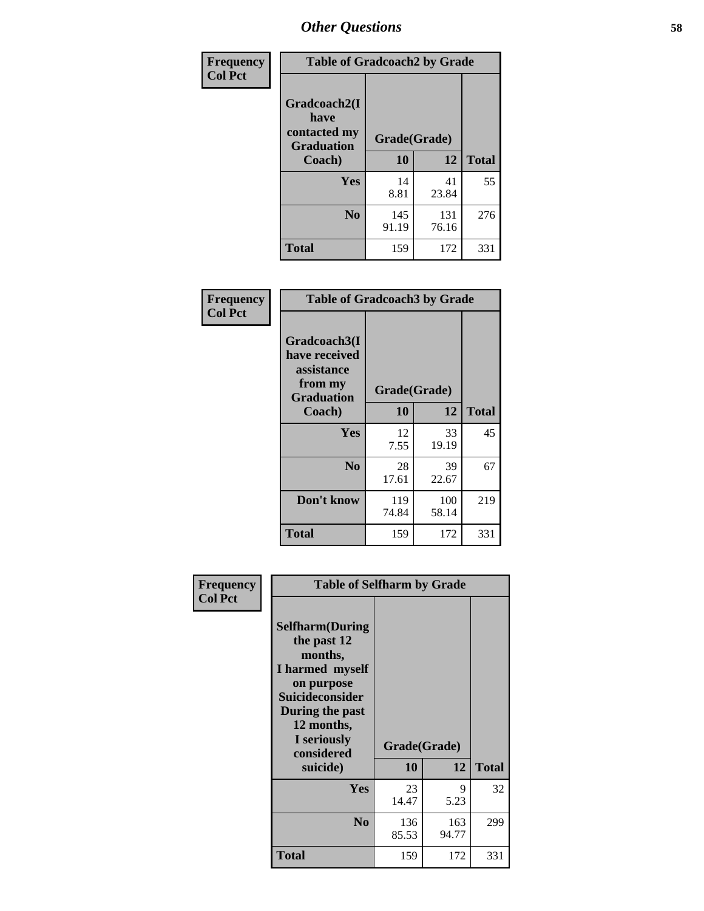# Other Questions

**Frequency**
**Col Pct**

| Table of Gradcoach2 by Grade | | | |
|---|---|---|---|
| Gradcoach2(I have contacted my Graduation Coach) | Grade(Grade) | | |
| | 10 | 12 | Total |
| **Yes** | 14<br>8.81 | 41<br>23.84 | 55 |
| **No** | 145<br>91.19 | 131<br>76.16 | 276 |
| **Total** | 159 | 172 | 331 |

**Frequency**
**Col Pct**

| Table of Gradcoach3 by Grade | | | |
|---|---|---|---|
| Gradcoach3(I have received assistance from my Graduation Coach) | Grade(Grade) | | |
| | 10 | 12 | Total |
| **Yes** | 12<br>7.55 | 33<br>19.19 | 45 |
| **No** | 28<br>17.61 | 39<br>22.67 | 67 |
| **Don't know** | 119<br>74.84 | 100<br>58.14 | 219 |
| **Total** | 159 | 172 | 331 |

**Frequency**
**Col Pct**

| Table of Selfharm by Grade | | | |
|---|---|---|---|
| Selfharm(During the past 12 months, I harmed myself on purpose Suicideconsider During the past 12 months, I seriously considered suicide) | Grade(Grade) | | |
| | 10 | 12 | Total |
| **Yes** | 23<br>14.47 | 9<br>5.23 | 32 |
| **No** | 136<br>85.53 | 163<br>94.77 | 299 |
| **Total** | 159 | 172 | 331 |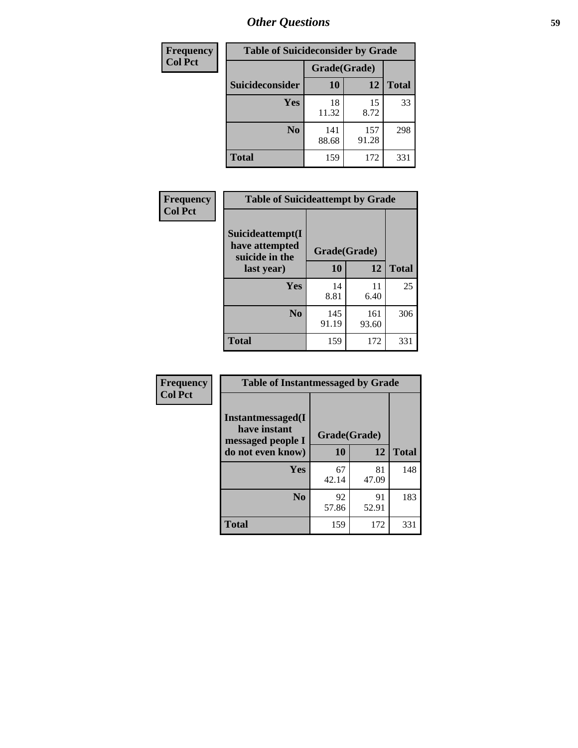| Frequency<br>Col Pct | Table of Suicideconsider by Grade | | |
|---|---|---|---|
| | Grade(Grade) | | |
| Suicideconsider | 10 | 12 | Total |
| Yes | 18<br>11.32 | 15<br>8.72 | 33 |
| No | 141<br>88.68 | 157<br>91.28 | 298 |
| Total | 159 | 172 | 331 |

| Frequency<br>Col Pct | Table of Suicideattempt by Grade | | |
|---|---|---|---|
| Suicideattempt(I have attempted suicide in the last year) | Grade(Grade) | | |
| | 10 | 12 | Total |
| Yes | 14<br>8.81 | 11<br>6.40 | 25 |
| No | 145<br>91.19 | 161<br>93.60 | 306 |
| Total | 159 | 172 | 331 |

| Frequency<br>Col Pct | Table of Instantmessaged by Grade | | |
|---|---|---|---|
| Instantmessaged(I have instant messaged people I do not even know) | Grade(Grade) | | |
| | 10 | 12 | Total |
| Yes | 67<br>42.14 | 81<br>47.09 | 148 |
| No | 92<br>57.86 | 91<br>52.91 | 183 |
| Total | 159 | 172 | 331 |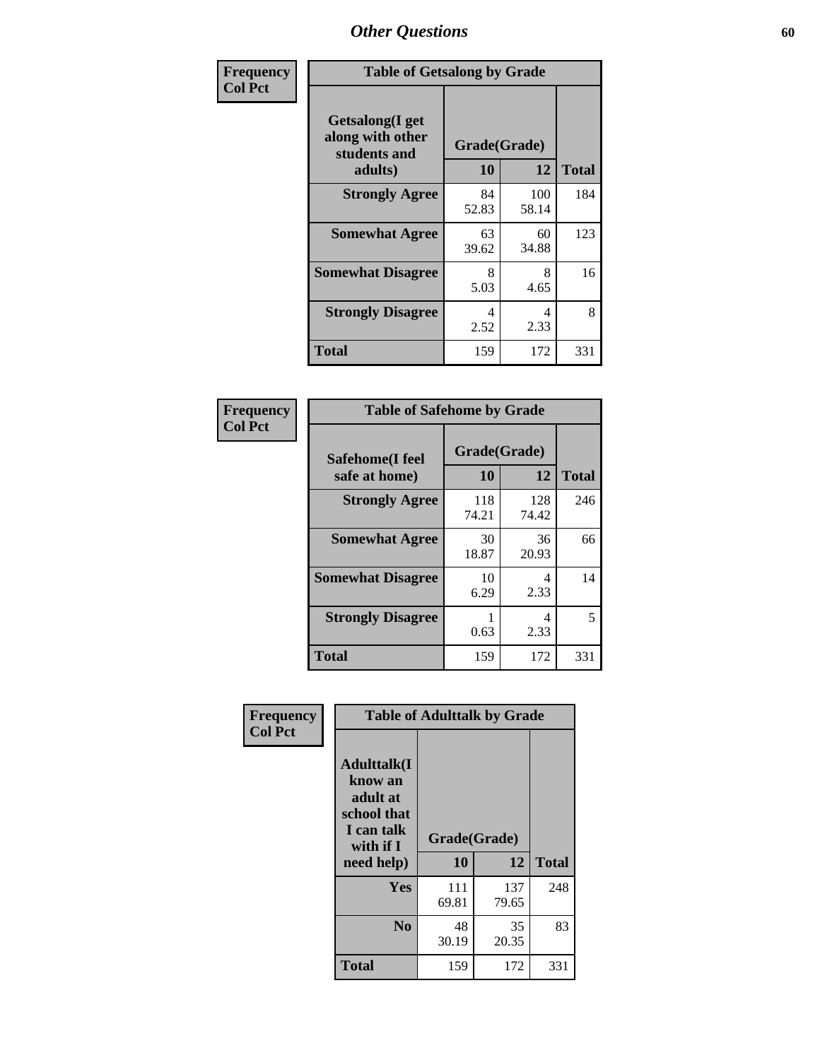## Other Questions

**Frequency**
**Col Pct**

**Table of Getsalong by Grade**

| Getsalong(I get along with other students and adults) | Grade(Grade) | | Total |
|---|---|---|---|
| | 10 | 12 | |
| **Strongly Agree** | 84<br>52.83 | 100<br>58.14 | 184 |
| **Somewhat Agree** | 63<br>39.62 | 60<br>34.88 | 123 |
| **Somewhat Disagree** | 8<br>5.03 | 8<br>4.65 | 16 |
| **Strongly Disagree** | 4<br>2.52 | 4<br>2.33 | 8 |
| **Total** | 159 | 172 | 331 |

**Frequency**
**Col Pct**

**Table of Safehome by Grade**

| Safehome(I feel safe at home) | Grade(Grade) | | Total |
|---|---|---|---|
| | 10 | 12 | |
| **Strongly Agree** | 118<br>74.21 | 128<br>74.42 | 246 |
| **Somewhat Agree** | 30<br>18.87 | 36<br>20.93 | 66 |
| **Somewhat Disagree** | 10<br>6.29 | 4<br>2.33 | 14 |
| **Strongly Disagree** | 1<br>0.63 | 4<br>2.33 | 5 |
| **Total** | 159 | 172 | 331 |

**Frequency**
**Col Pct**

**Table of Adulttalk by Grade**

| Adulttalk(I know an adult at school that I can talk with if I need help) | Grade(Grade) | | Total |
|---|---|---|---|
| | 10 | 12 | |
| **Yes** | 111<br>69.81 | 137<br>79.65 | 248 |
| **No** | 48<br>30.19 | 35<br>20.35 | 83 |
| **Total** | 159 | 172 | 331 |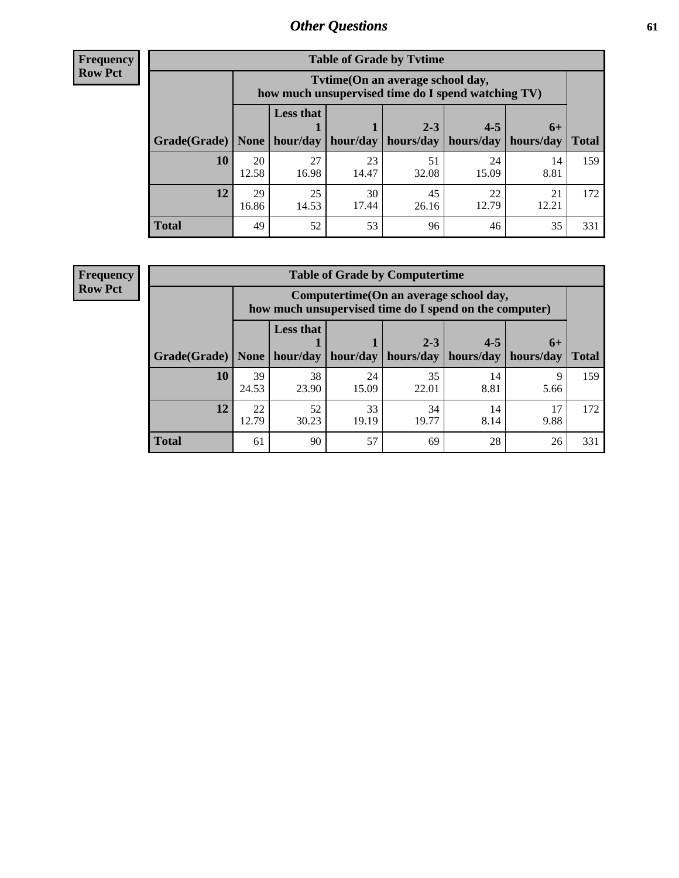## Other Questions

**Frequency**
**Row Pct**

| Table of Grade by Tvtime | | | | | | | |
|---|---|---|---|---|---|---|---|
| | Tvtime(On an average school day, how much unsupervised time do I spend watching TV) | | | | | | |
| Grade(Grade) | None | Less that 1 hour/day | 1 hour/day | 2-3 hours/day | 4-5 hours/day | 6+ hours/day | Total |
| **10** | 20<br>12.58 | 27<br>16.98 | 23<br>14.47 | 51<br>32.08 | 24<br>15.09 | 14<br>8.81 | 159 |
| **12** | 29<br>16.86 | 25<br>14.53 | 30<br>17.44 | 45<br>26.16 | 22<br>12.79 | 21<br>12.21 | 172 |
| **Total** | 49 | 52 | 53 | 96 | 46 | 35 | 331 |

**Frequency**
**Row Pct**

| Table of Grade by Computertime | | | | | | | |
|---|---|---|---|---|---|---|---|
| | Computertime(On an average school day, how much unsupervised time do I spend on the computer) | | | | | | |
| Grade(Grade) | None | Less that 1 hour/day | 1 hour/day | 2-3 hours/day | 4-5 hours/day | 6+ hours/day | Total |
| **10** | 39<br>24.53 | 38<br>23.90 | 24<br>15.09 | 35<br>22.01 | 14<br>8.81 | 9<br>5.66 | 159 |
| **12** | 22<br>12.79 | 52<br>30.23 | 33<br>19.19 | 34<br>19.77 | 14<br>8.14 | 17<br>9.88 | 172 |
| **Total** | 61 | 90 | 57 | 69 | 28 | 26 | 331 |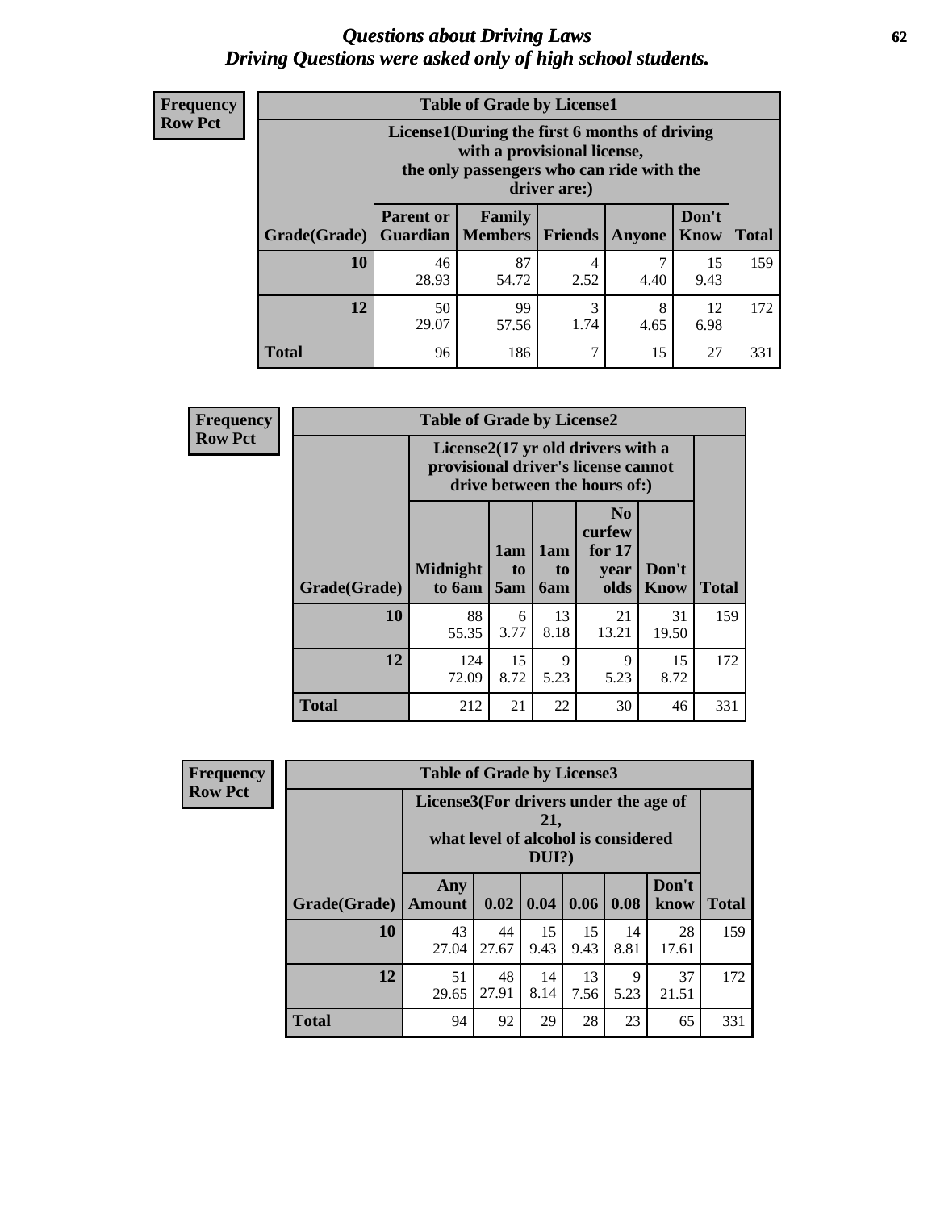# *Questions about Driving Laws*
## *Driving Questions were asked only of high school students.*

**Frequency**
**Row Pct**

| Table of Grade by License1 | | | | | | |
|---|---|---|---|---|---|---|
| | License1(During the first 6 months of driving with a provisional license, the only passengers who can ride with the driver are:) | | | | | |
| Grade(Grade) | Parent or Guardian | Family Members | Friends | Anyone | Don't Know | Total |
| **10** | 46<br>28.93 | 87<br>54.72 | 4<br>2.52 | 7<br>4.40 | 15<br>9.43 | 159 |
| **12** | 50<br>29.07 | 99<br>57.56 | 3<br>1.74 | 8<br>4.65 | 12<br>6.98 | 172 |
| **Total** | 96 | 186 | 7 | 15 | 27 | 331 |

**Frequency**
**Row Pct**

| Table of Grade by License2 | | | | | | |
|---|---|---|---|---|---|---|
| | License2(17 yr old drivers with a provisional driver's license cannot drive between the hours of:) | | | | | |
| Grade(Grade) | Midnight to 6am | 1am to 5am | 1am to 6am | No curfew for 17 year olds | Don't Know | Total |
| **10** | 88<br>55.35 | 6<br>3.77 | 13<br>8.18 | 21<br>13.21 | 31<br>19.50 | 159 |
| **12** | 124<br>72.09 | 15<br>8.72 | 9<br>5.23 | 9<br>5.23 | 15<br>8.72 | 172 |
| **Total** | 212 | 21 | 22 | 30 | 46 | 331 |

**Frequency**
**Row Pct**

| Table of Grade by License3 | | | | | | | |
|---|---|---|---|---|---|---|---|
| | License3(For drivers under the age of 21, what level of alcohol is considered DUI?) | | | | | | |
| Grade(Grade) | Any Amount | 0.02 | 0.04 | 0.06 | 0.08 | Don't know | Total |
| **10** | 43<br>27.04 | 44<br>27.67 | 15<br>9.43 | 15<br>9.43 | 14<br>8.81 | 28<br>17.61 | 159 |
| **12** | 51<br>29.65 | 48<br>27.91 | 14<br>8.14 | 13<br>7.56 | 9<br>5.23 | 37<br>21.51 | 172 |
| **Total** | 94 | 92 | 29 | 28 | 23 | 65 | 331 |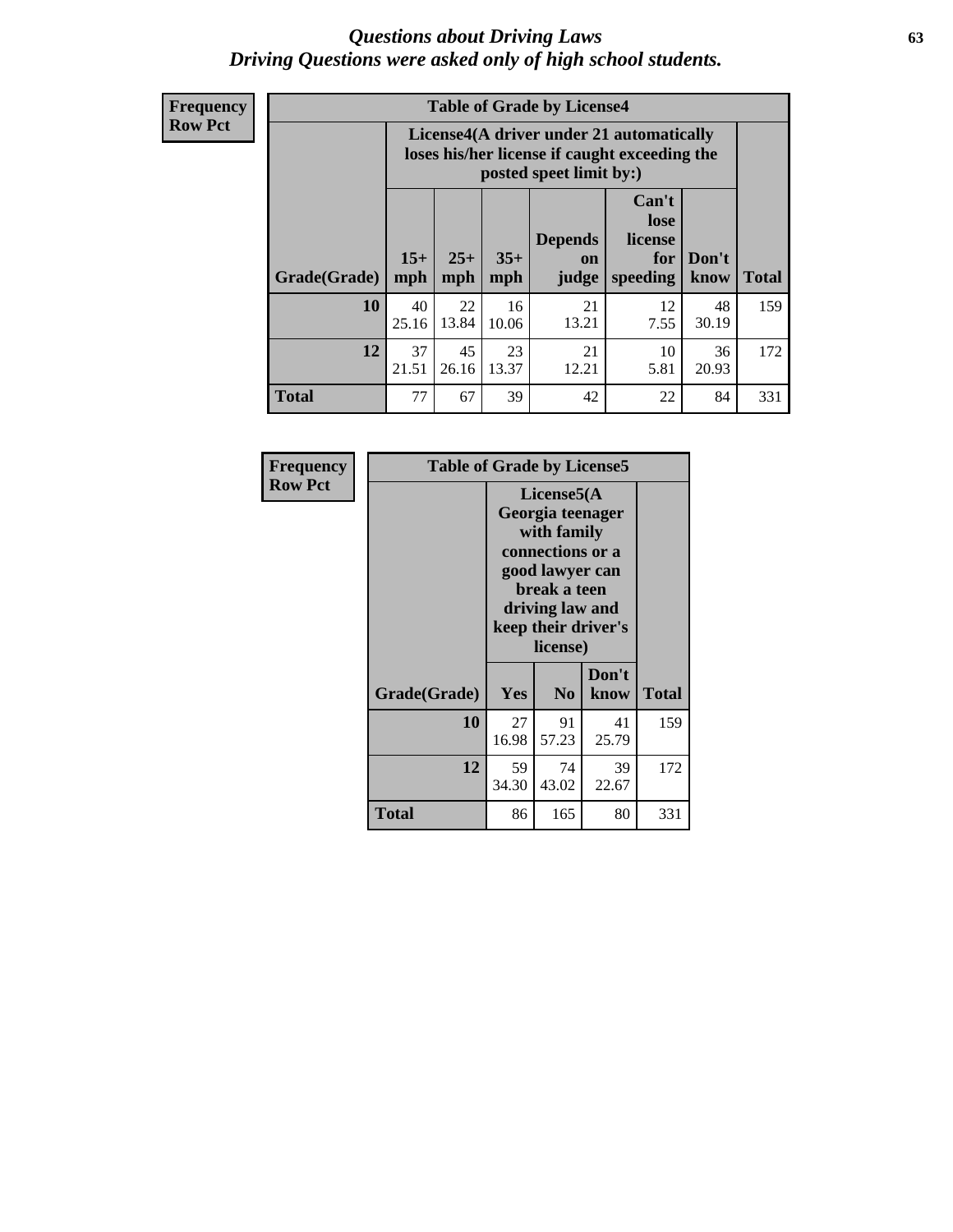# Questions about Driving Laws
## *Driving Questions were asked only of high school students.*

**Frequency**
**Row Pct**

**Table of Grade by License4**

| Grade(Grade) | License4(A driver under 21 automatically loses his/her license if caught exceeding the posted speet limit by:) 15+ mph | 25+ mph | 35+ mph | Depends on judge | Can't lose license for speeding | Don't know | Total |
|---|---|---|---|---|---|---|---|
| **10** | 40<br>25.16 | 22<br>13.84 | 16<br>10.06 | 21<br>13.21 | 12<br>7.55 | 48<br>30.19 | 159 |
| **12** | 37<br>21.51 | 45<br>26.16 | 23<br>13.37 | 21<br>12.21 | 10<br>5.81 | 36<br>20.93 | 172 |
| **Total** | 77 | 67 | 39 | 42 | 22 | 84 | 331 |

**Frequency**
**Row Pct**

**Table of Grade by License5**

| Grade(Grade) | License5(A Georgia teenager with family connections or a good lawyer can break a teen driving law and keep their driver's license) Yes | No | Don't know | Total |
|---|---|---|---|---|
| **10** | 27<br>16.98 | 91<br>57.23 | 41<br>25.79 | 159 |
| **12** | 59<br>34.30 | 74<br>43.02 | 39<br>22.67 | 172 |
| **Total** | 86 | 165 | 80 | 331 |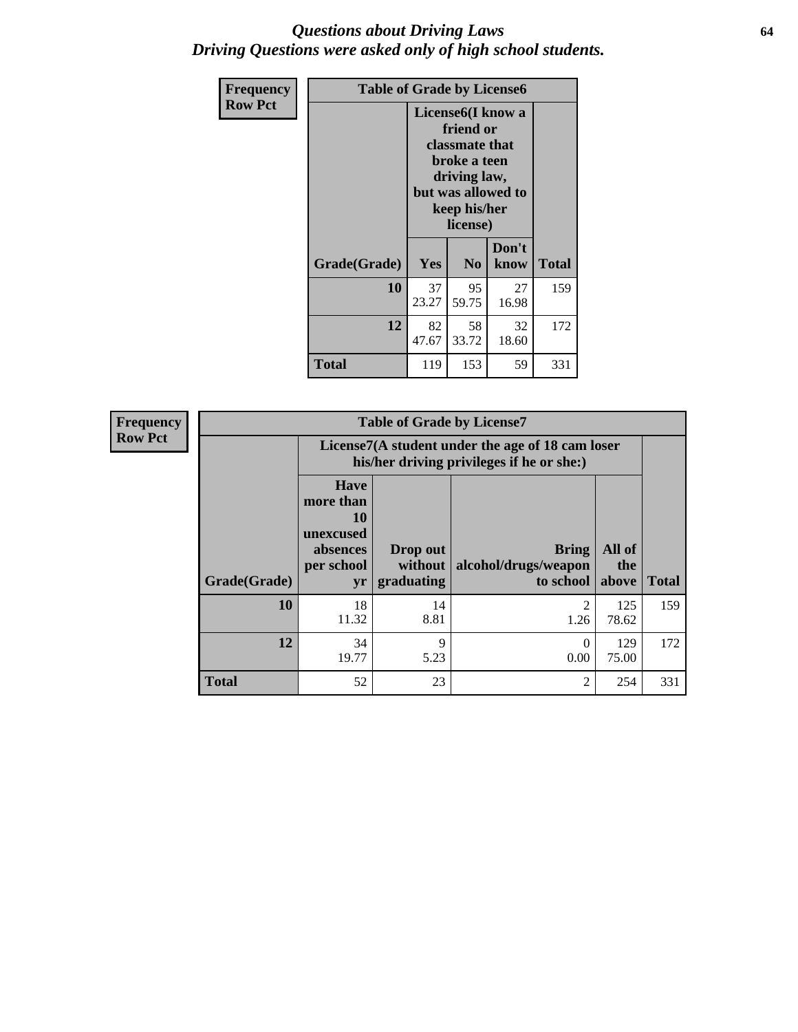# Questions about Driving Laws
## Driving Questions were asked only of high school students.

**Frequency**
**Row Pct**

| Table of Grade by License6 | | | | |
|---|---|---|---|---|
| | License6(I know a friend or classmate that broke a teen driving law, but was allowed to keep his/her license) | | | |
| Grade(Grade) | Yes | No | Don't know | Total |
| 10 | 37<br>23.27 | 95<br>59.75 | 27<br>16.98 | 159 |
| 12 | 82<br>47.67 | 58<br>33.72 | 32<br>18.60 | 172 |
| Total | 119 | 153 | 59 | 331 |

**Frequency**
**Row Pct**

| Table of Grade by License7 | | | | | |
|---|---|---|---|---|---|
| | License7(A student under the age of 18 cam loser his/her driving privileges if he or she:) | | | | |
| Grade(Grade) | Have more than 10 unexcused absences per school yr | Drop out without graduating | Bring alcohol/drugs/weapon to school | All of the above | Total |
| 10 | 18<br>11.32 | 14<br>8.81 | 2<br>1.26 | 125<br>78.62 | 159 |
| 12 | 34<br>19.77 | 9<br>5.23 | 0<br>0.00 | 129<br>75.00 | 172 |
| Total | 52 | 23 | 2 | 254 | 331 |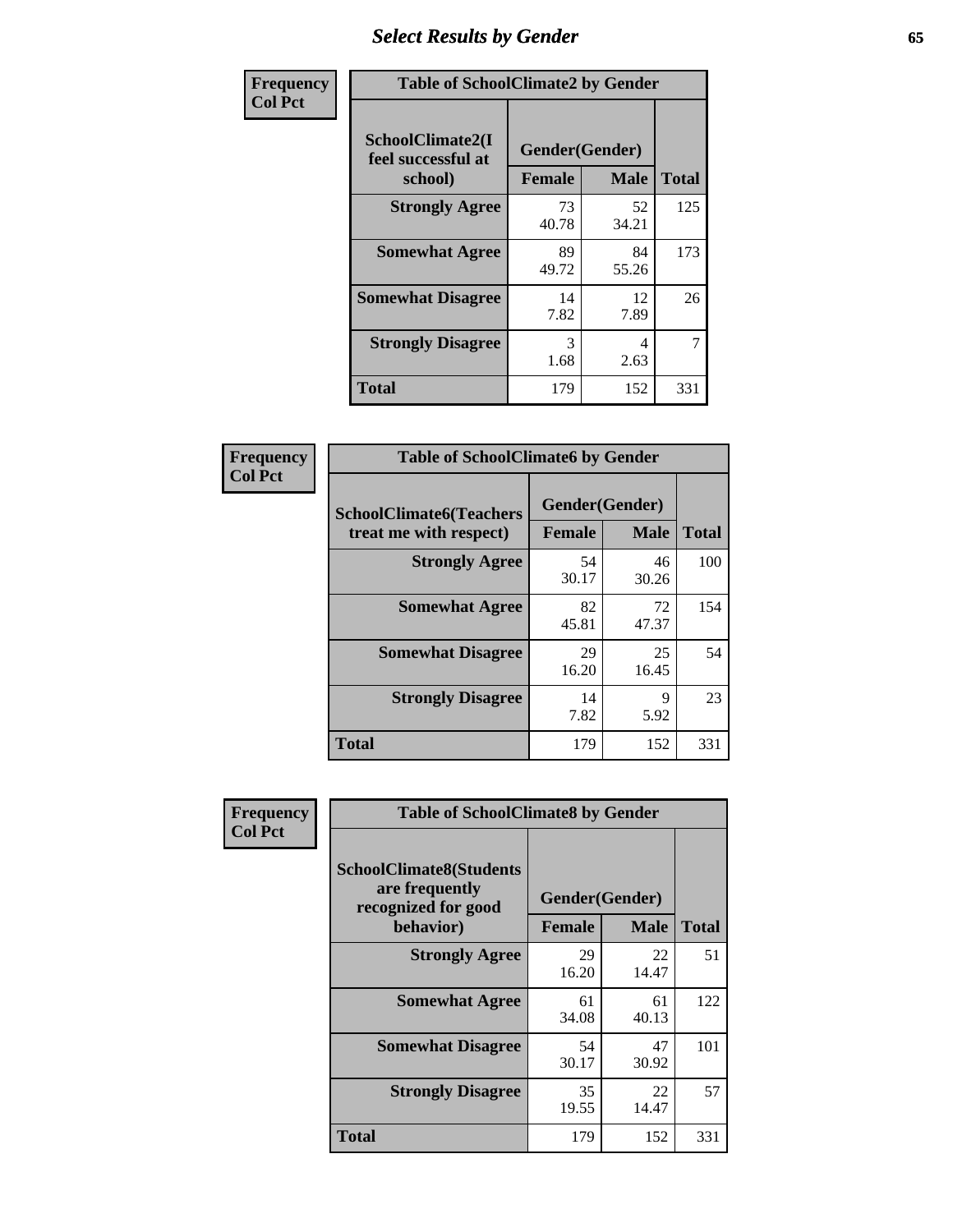# Select Results by Gender

| Frequency Col Pct | | | |
|---|---|---|---|
| **Table of SchoolClimate2 by Gender** | | | |
| **SchoolClimate2(I feel successful at school)** | **Gender(Gender)** | | **Total** |
| | **Female** | **Male** | |
| **Strongly Agree** | 73<br>40.78 | 52<br>34.21 | 125 |
| **Somewhat Agree** | 89<br>49.72 | 84<br>55.26 | 173 |
| **Somewhat Disagree** | 14<br>7.82 | 12<br>7.89 | 26 |
| **Strongly Disagree** | 3<br>1.68 | 4<br>2.63 | 7 |
| **Total** | 179 | 152 | 331 |

| Frequency Col Pct | | | |
|---|---|---|---|
| **Table of SchoolClimate6 by Gender** | | | |
| **SchoolClimate6(Teachers treat me with respect)** | **Gender(Gender)** | | **Total** |
| | **Female** | **Male** | |
| **Strongly Agree** | 54<br>30.17 | 46<br>30.26 | 100 |
| **Somewhat Agree** | 82<br>45.81 | 72<br>47.37 | 154 |
| **Somewhat Disagree** | 29<br>16.20 | 25<br>16.45 | 54 |
| **Strongly Disagree** | 14<br>7.82 | 9<br>5.92 | 23 |
| **Total** | 179 | 152 | 331 |

| Frequency Col Pct | | | |
|---|---|---|---|
| **Table of SchoolClimate8 by Gender** | | | |
| **SchoolClimate8(Students are frequently recognized for good behavior)** | **Gender(Gender)** | | **Total** |
| | **Female** | **Male** | |
| **Strongly Agree** | 29<br>16.20 | 22<br>14.47 | 51 |
| **Somewhat Agree** | 61<br>34.08 | 61<br>40.13 | 122 |
| **Somewhat Disagree** | 54<br>30.17 | 47<br>30.92 | 101 |
| **Strongly Disagree** | 35<br>19.55 | 22<br>14.47 | 57 |
| **Total** | 179 | 152 | 331 |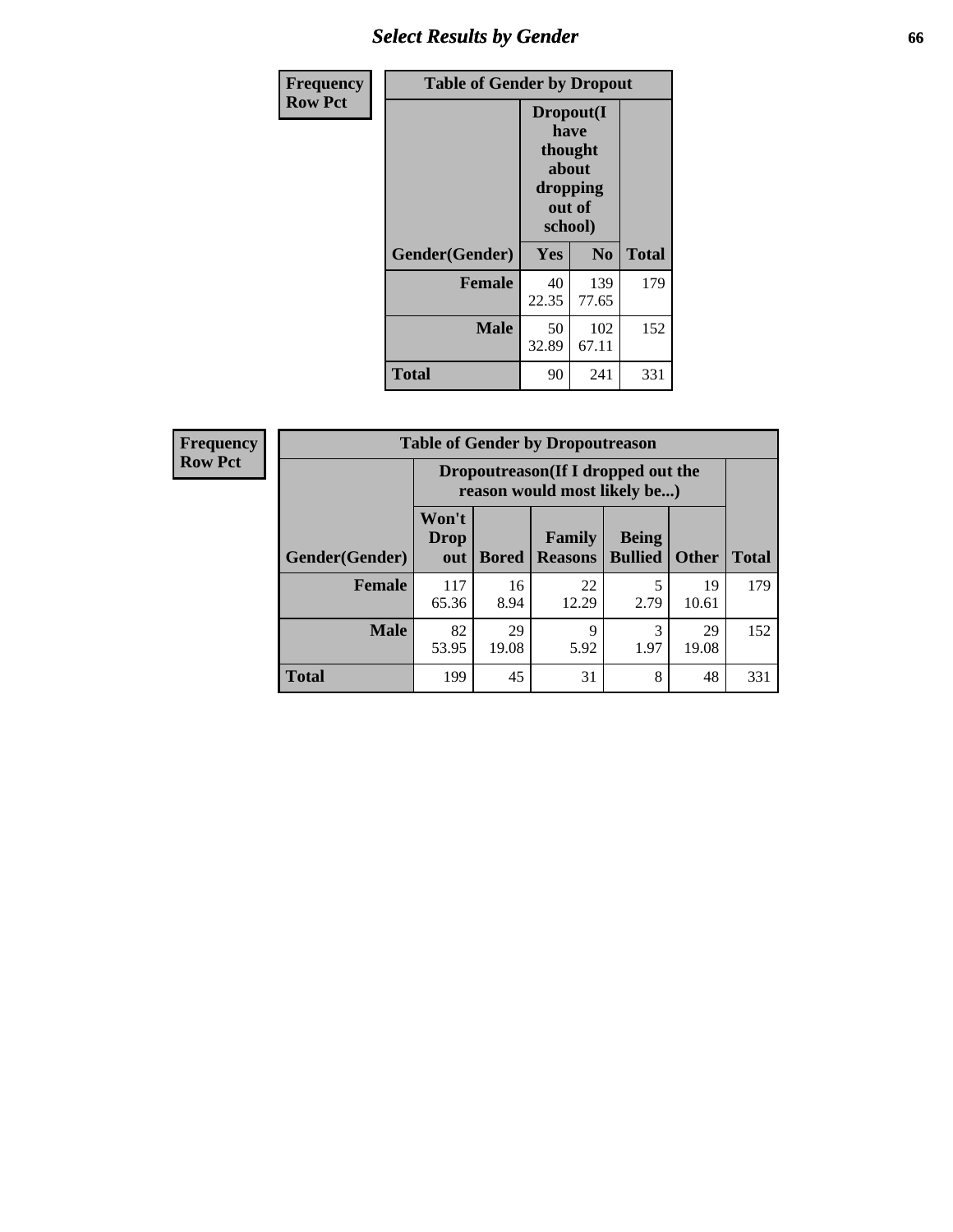# Select Results by Gender

**Frequency**
**Row Pct**

| Table of Gender by Dropout | | | |
|---|---|---|---|
| | Dropout(I have thought about dropping out of school) | | |
| Gender(Gender) | Yes | No | Total |
| **Female** | 40<br>22.35 | 139<br>77.65 | 179 |
| **Male** | 50<br>32.89 | 102<br>67.11 | 152 |
| **Total** | 90 | 241 | 331 |

**Frequency**
**Row Pct**

| Table of Gender by Dropoutreason | | | | | | |
|---|---|---|---|---|---|---|
| | Dropoutreason(If I dropped out the reason would most likely be...) | | | | | |
| Gender(Gender) | Won't Drop out | Bored | Family Reasons | Being Bullied | Other | Total |
| **Female** | 117<br>65.36 | 16<br>8.94 | 22<br>12.29 | 5<br>2.79 | 19<br>10.61 | 179 |
| **Male** | 82<br>53.95 | 29<br>19.08 | 9<br>5.92 | 3<br>1.97 | 29<br>19.08 | 152 |
| **Total** | 199 | 45 | 31 | 8 | 48 | 331 |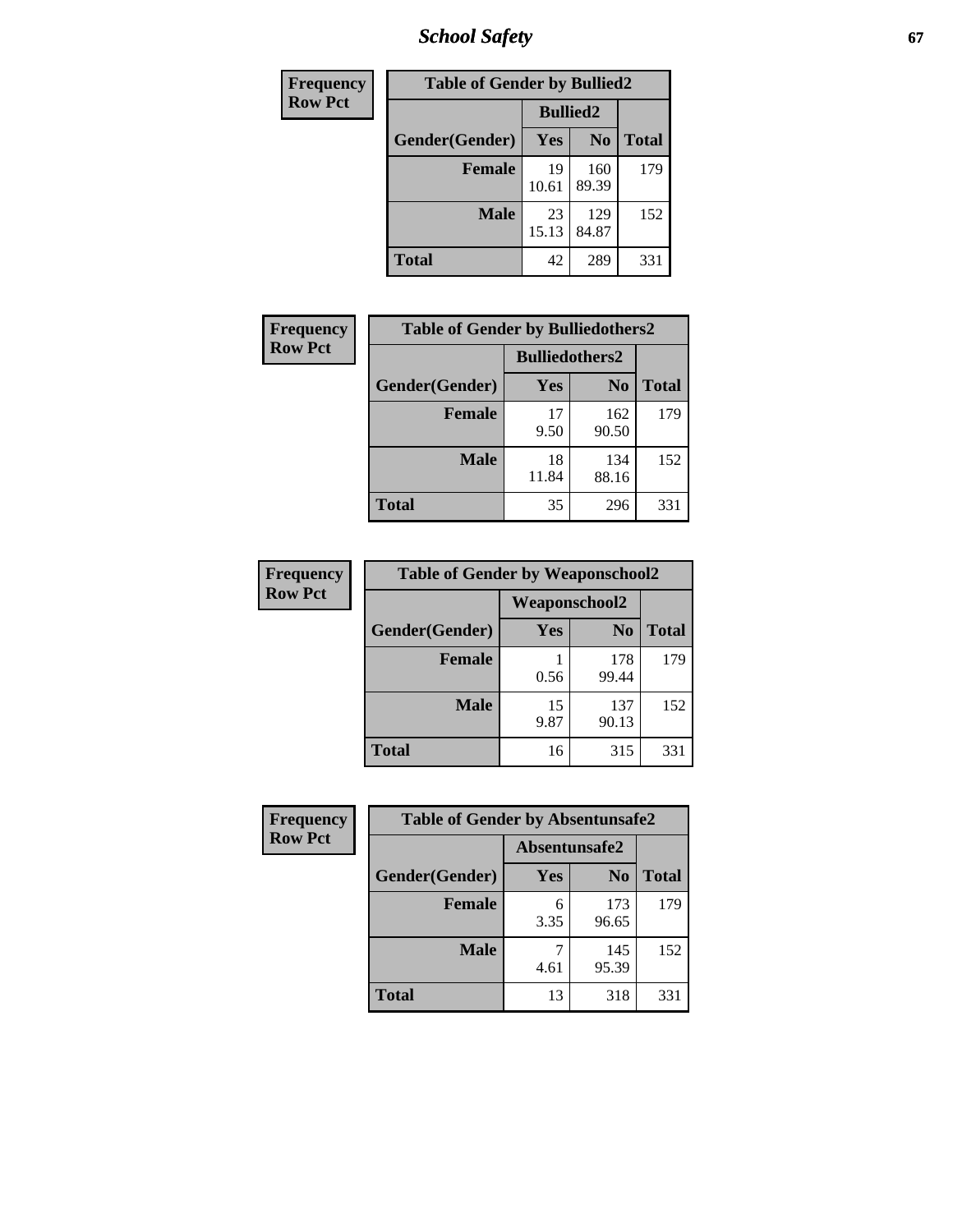| Frequency<br>Row Pct |
|---|

| Table of Gender by Bullied2 | | | |
|---|---|---|---|
| | Bullied2 | | |
| Gender(Gender) | Yes | No | Total |
| Female | 19<br>10.61 | 160<br>89.39 | 179 |
| Male | 23<br>15.13 | 129<br>84.87 | 152 |
| Total | 42 | 289 | 331 |

| Frequency<br>Row Pct |
|---|

| Table of Gender by Bulliedothers2 | | | |
|---|---|---|---|
| | Bulliedothers2 | | |
| Gender(Gender) | Yes | No | Total |
| Female | 17<br>9.50 | 162<br>90.50 | 179 |
| Male | 18<br>11.84 | 134<br>88.16 | 152 |
| Total | 35 | 296 | 331 |

| Frequency<br>Row Pct |
|---|

| Table of Gender by Weaponschool2 | | | |
|---|---|---|---|
| | Weaponschool2 | | |
| Gender(Gender) | Yes | No | Total |
| Female | 1<br>0.56 | 178<br>99.44 | 179 |
| Male | 15<br>9.87 | 137<br>90.13 | 152 |
| Total | 16 | 315 | 331 |

| Frequency<br>Row Pct |
|---|

| Table of Gender by Absentunsafe2 | | | |
|---|---|---|---|
| | Absentunsafe2 | | |
| Gender(Gender) | Yes | No | Total |
| Female | 6<br>3.35 | 173<br>96.65 | 179 |
| Male | 7<br>4.61 | 145<br>95.39 | 152 |
| Total | 13 | 318 | 331 |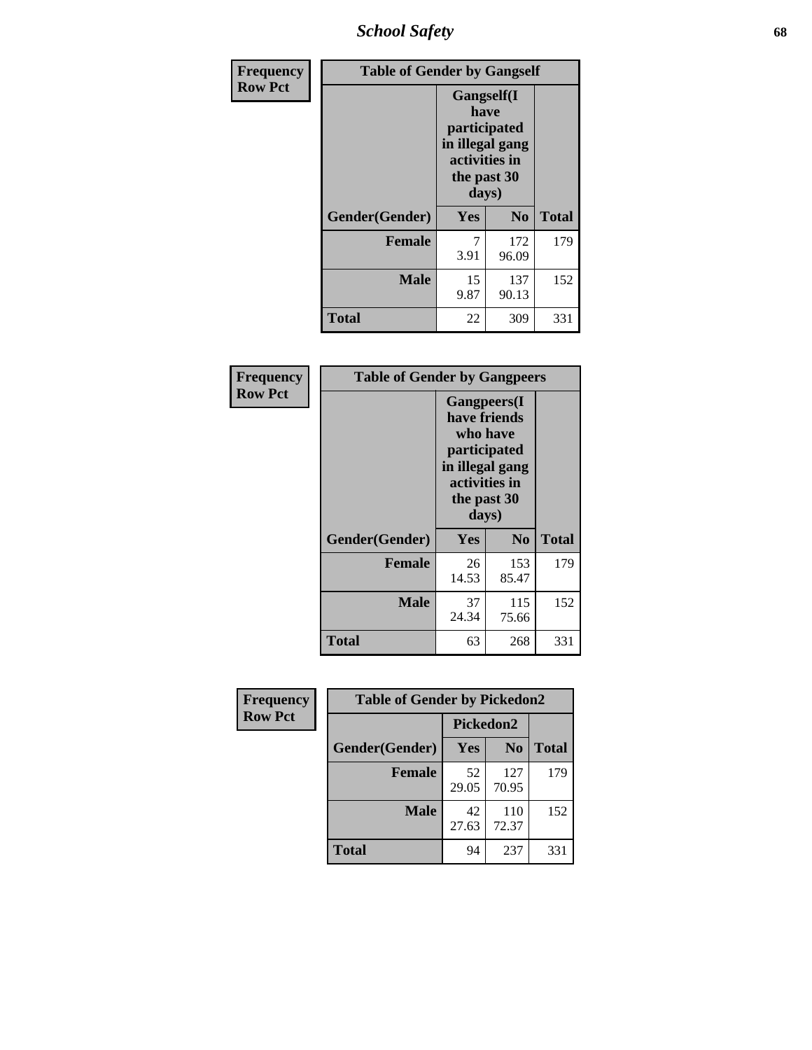| Frequency Row Pct | Table of Gender by Gangself | | |
|---|---|---|---|
| | Gangself(I have participated in illegal gang activities in the past 30 days) | | |
| Gender(Gender) | Yes | No | Total |
| Female | 7<br>3.91 | 172<br>96.09 | 179 |
| Male | 15<br>9.87 | 137<br>90.13 | 152 |
| Total | 22 | 309 | 331 |

| Frequency Row Pct | Table of Gender by Gangpeers | | |
|---|---|---|---|
| | Gangpeers(I have friends who have participated in illegal gang activities in the past 30 days) | | |
| Gender(Gender) | Yes | No | Total |
| Female | 26<br>14.53 | 153<br>85.47 | 179 |
| Male | 37<br>24.34 | 115<br>75.66 | 152 |
| Total | 63 | 268 | 331 |

| Frequency Row Pct | Table of Gender by Pickedon2 | | |
|---|---|---|---|
| | Pickedon2 | | |
| Gender(Gender) | Yes | No | Total |
| Female | 52<br>29.05 | 127<br>70.95 | 179 |
| Male | 42<br>27.63 | 110<br>72.37 | 152 |
| Total | 94 | 237 | 331 |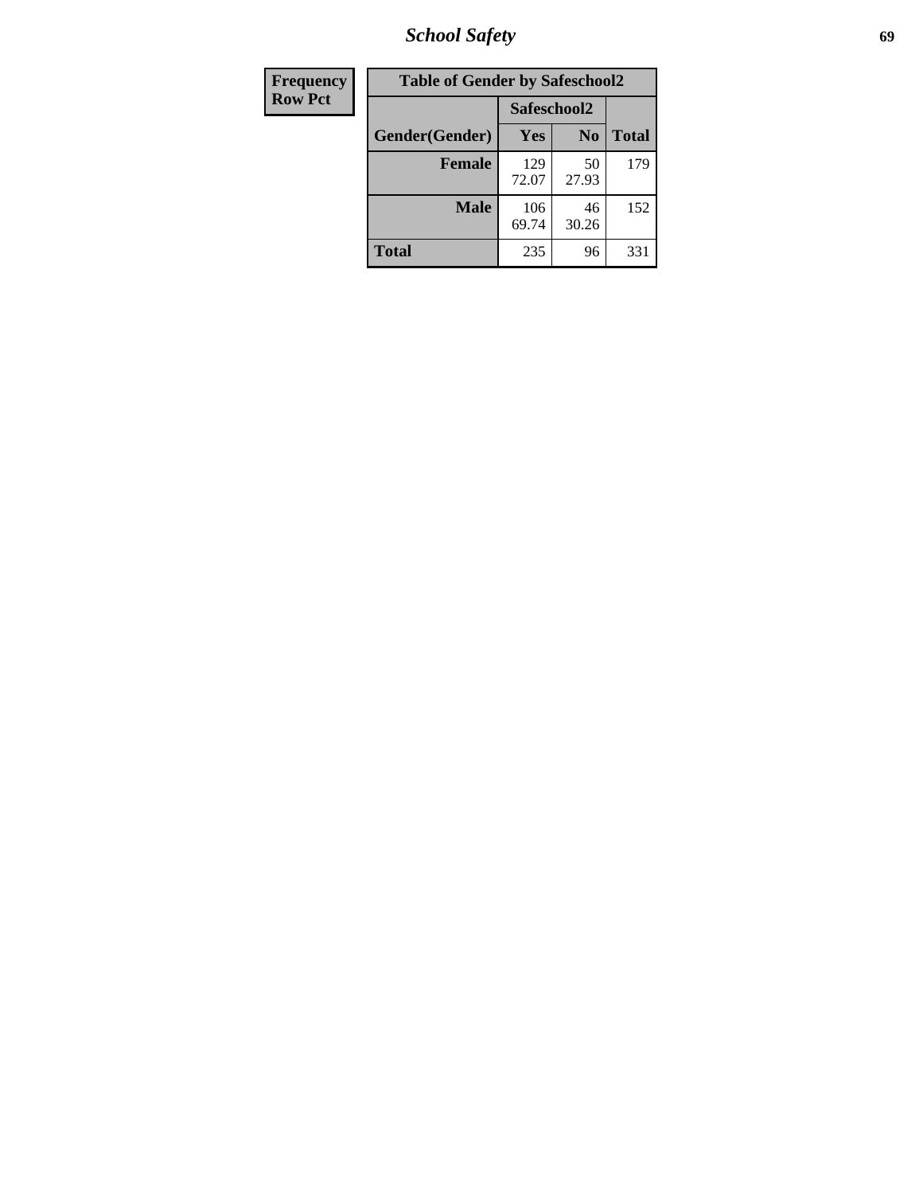| Frequency Row Pct | Table of Gender by Safeschool2 | | |
|---|---|---|---|
| | Safeschool2 | | |
| Gender(Gender) | Yes | No | Total |
| Female | 129 72.07 | 50 27.93 | 179 |
| Male | 106 69.74 | 46 30.26 | 152 |
| Total | 235 | 96 | 331 |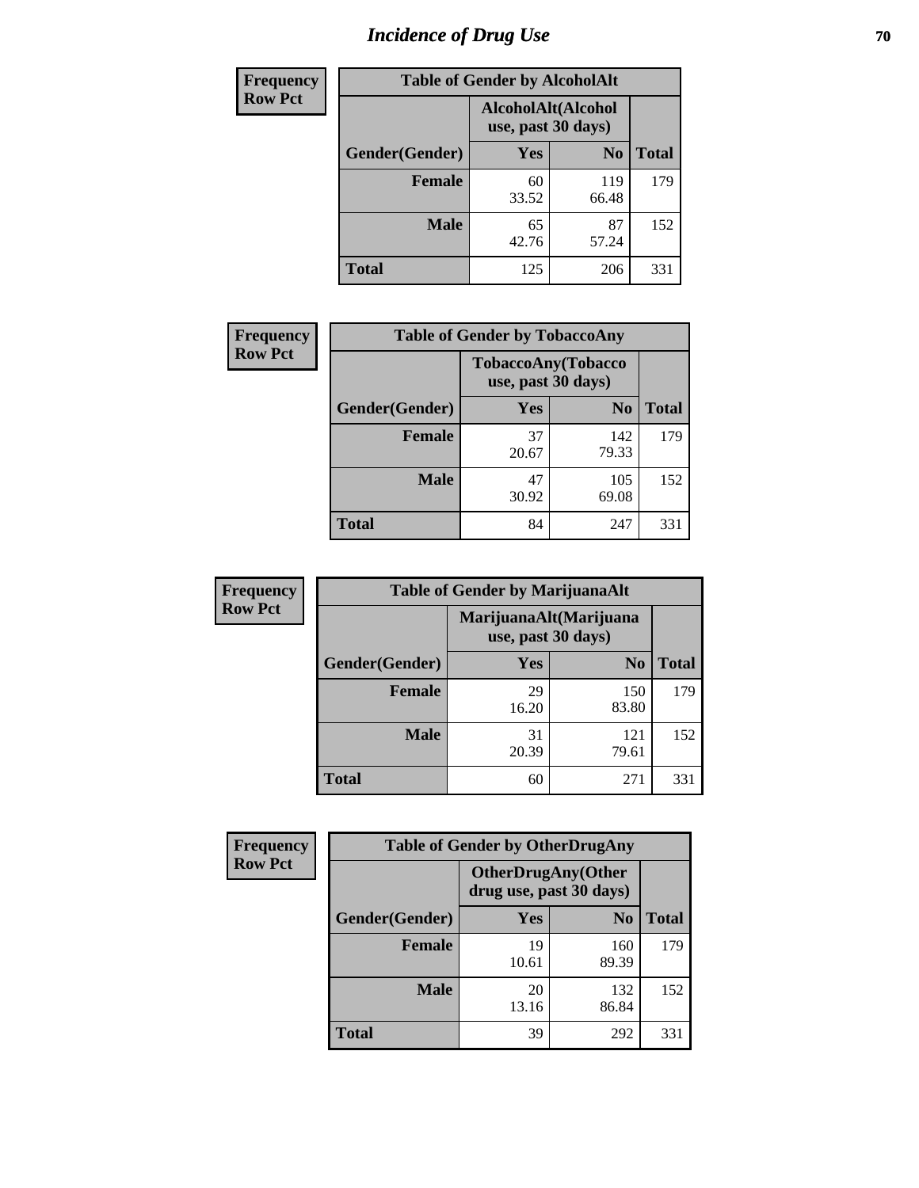# Incidence of Drug Use

**Frequency**
**Row Pct**

| Table of Gender by AlcoholAlt | | | |
|---|---|---|---|
| | AlcoholAlt(Alcohol use, past 30 days) | | |
| Gender(Gender) | Yes | No | Total |
| Female | 60<br>33.52 | 119<br>66.48 | 179 |
| Male | 65<br>42.76 | 87<br>57.24 | 152 |
| Total | 125 | 206 | 331 |

**Frequency**
**Row Pct**

| Table of Gender by TobaccoAny | | | |
|---|---|---|---|
| | TobaccoAny(Tobacco use, past 30 days) | | |
| Gender(Gender) | Yes | No | Total |
| Female | 37<br>20.67 | 142<br>79.33 | 179 |
| Male | 47<br>30.92 | 105<br>69.08 | 152 |
| Total | 84 | 247 | 331 |

**Frequency**
**Row Pct**

| Table of Gender by MarijuanaAlt | | | |
|---|---|---|---|
| | MarijuanaAlt(Marijuana use, past 30 days) | | |
| Gender(Gender) | Yes | No | Total |
| Female | 29<br>16.20 | 150<br>83.80 | 179 |
| Male | 31<br>20.39 | 121<br>79.61 | 152 |
| Total | 60 | 271 | 331 |

**Frequency**
**Row Pct**

| Table of Gender by OtherDrugAny | | | |
|---|---|---|---|
| | OtherDrugAny(Other drug use, past 30 days) | | |
| Gender(Gender) | Yes | No | Total |
| Female | 19<br>10.61 | 160<br>89.39 | 179 |
| Male | 20<br>13.16 | 132<br>86.84 | 152 |
| Total | 39 | 292 | 331 |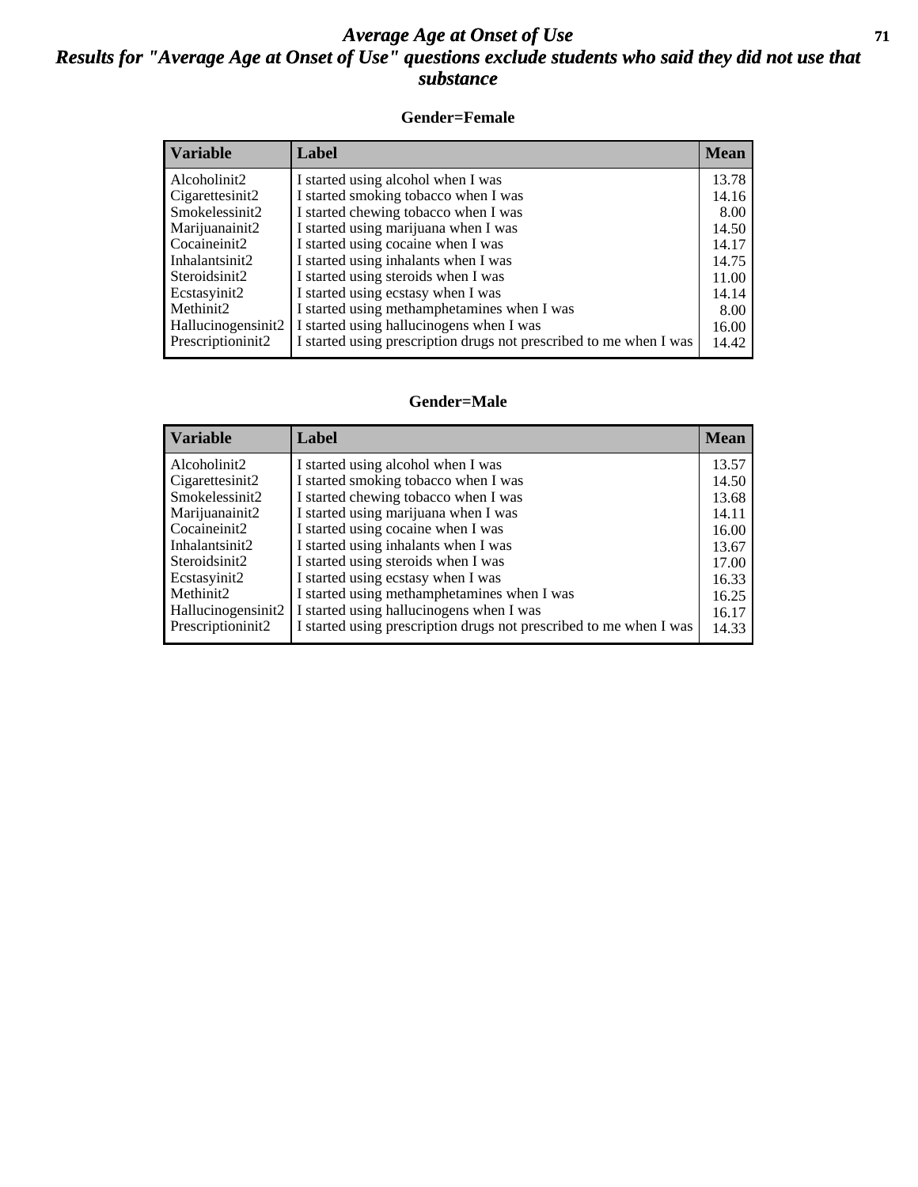# *Average Age at Onset of Use*

## *Results for "Average Age at Onset of Use" questions exclude students who said they did not use that substance*

### Gender=Female

| Variable | Label | Mean |
|---|---|---|
| Alcoholinit2 | I started using alcohol when I was | 13.78 |
| Cigarettesinit2 | I started smoking tobacco when I was | 14.16 |
| Smokelessinit2 | I started chewing tobacco when I was | 8.00 |
| Marijuanainit2 | I started using marijuana when I was | 14.50 |
| Cocaineinit2 | I started using cocaine when I was | 14.17 |
| Inhalantsinit2 | I started using inhalants when I was | 14.75 |
| Steroidsinit2 | I started using steroids when I was | 11.00 |
| Ecstasyinit2 | I started using ecstasy when I was | 14.14 |
| Methinit2 | I started using methamphetamines when I was | 8.00 |
| Hallucinogensinit2 | I started using hallucinogens when I was | 16.00 |
| Prescriptioninit2 | I started using prescription drugs not prescribed to me when I was | 14.42 |

### Gender=Male

| Variable | Label | Mean |
|---|---|---|
| Alcoholinit2 | I started using alcohol when I was | 13.57 |
| Cigarettesinit2 | I started smoking tobacco when I was | 14.50 |
| Smokelessinit2 | I started chewing tobacco when I was | 13.68 |
| Marijuanainit2 | I started using marijuana when I was | 14.11 |
| Cocaineinit2 | I started using cocaine when I was | 16.00 |
| Inhalantsinit2 | I started using inhalants when I was | 13.67 |
| Steroidsinit2 | I started using steroids when I was | 17.00 |
| Ecstasyinit2 | I started using ecstasy when I was | 16.33 |
| Methinit2 | I started using methamphetamines when I was | 16.25 |
| Hallucinogensinit2 | I started using hallucinogens when I was | 16.17 |
| Prescriptioninit2 | I started using prescription drugs not prescribed to me when I was | 14.33 |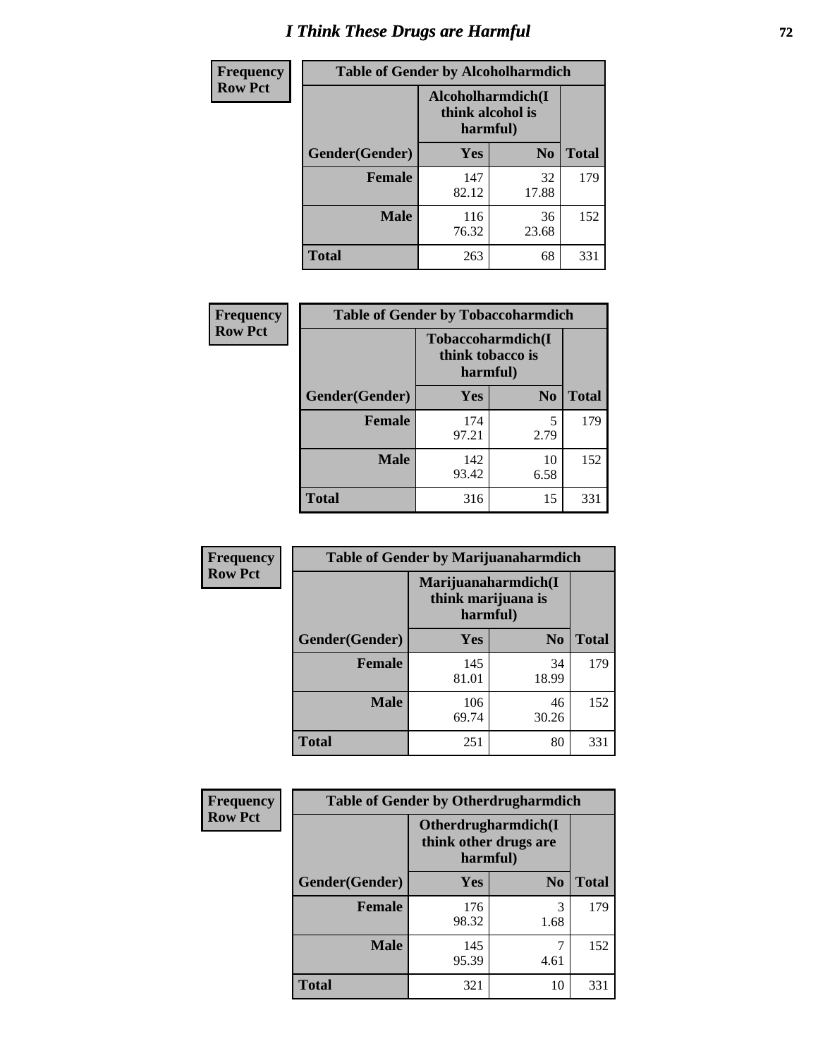# I Think These Drugs are Harmful

| Frequency<br>Row Pct | Table of Gender by Alcoholharmdich | | |
|---|---|---|---|
| | Alcoholharmdich(I think alcohol is harmful) | | |
| Gender(Gender) | Yes | No | Total |
| Female | 147<br>82.12 | 32<br>17.88 | 179 |
| Male | 116<br>76.32 | 36<br>23.68 | 152 |
| Total | 263 | 68 | 331 |

| Frequency<br>Row Pct | Table of Gender by Tobaccoharmdich | | |
|---|---|---|---|
| | Tobaccoharmdich(I think tobacco is harmful) | | |
| Gender(Gender) | Yes | No | Total |
| Female | 174<br>97.21 | 5<br>2.79 | 179 |
| Male | 142<br>93.42 | 10<br>6.58 | 152 |
| Total | 316 | 15 | 331 |

| Frequency<br>Row Pct | Table of Gender by Marijuanaharmdich | | |
|---|---|---|---|
| | Marijuanaharmdich(I think marijuana is harmful) | | |
| Gender(Gender) | Yes | No | Total |
| Female | 145<br>81.01 | 34<br>18.99 | 179 |
| Male | 106<br>69.74 | 46<br>30.26 | 152 |
| Total | 251 | 80 | 331 |

| Frequency<br>Row Pct | Table of Gender by Otherdrugharmdich | | |
|---|---|---|---|
| | Otherdrugharmdich(I think other drugs are harmful) | | |
| Gender(Gender) | Yes | No | Total |
| Female | 176<br>98.32 | 3<br>1.68 | 179 |
| Male | 145<br>95.39 | 7<br>4.61 | 152 |
| Total | 321 | 10 | 331 |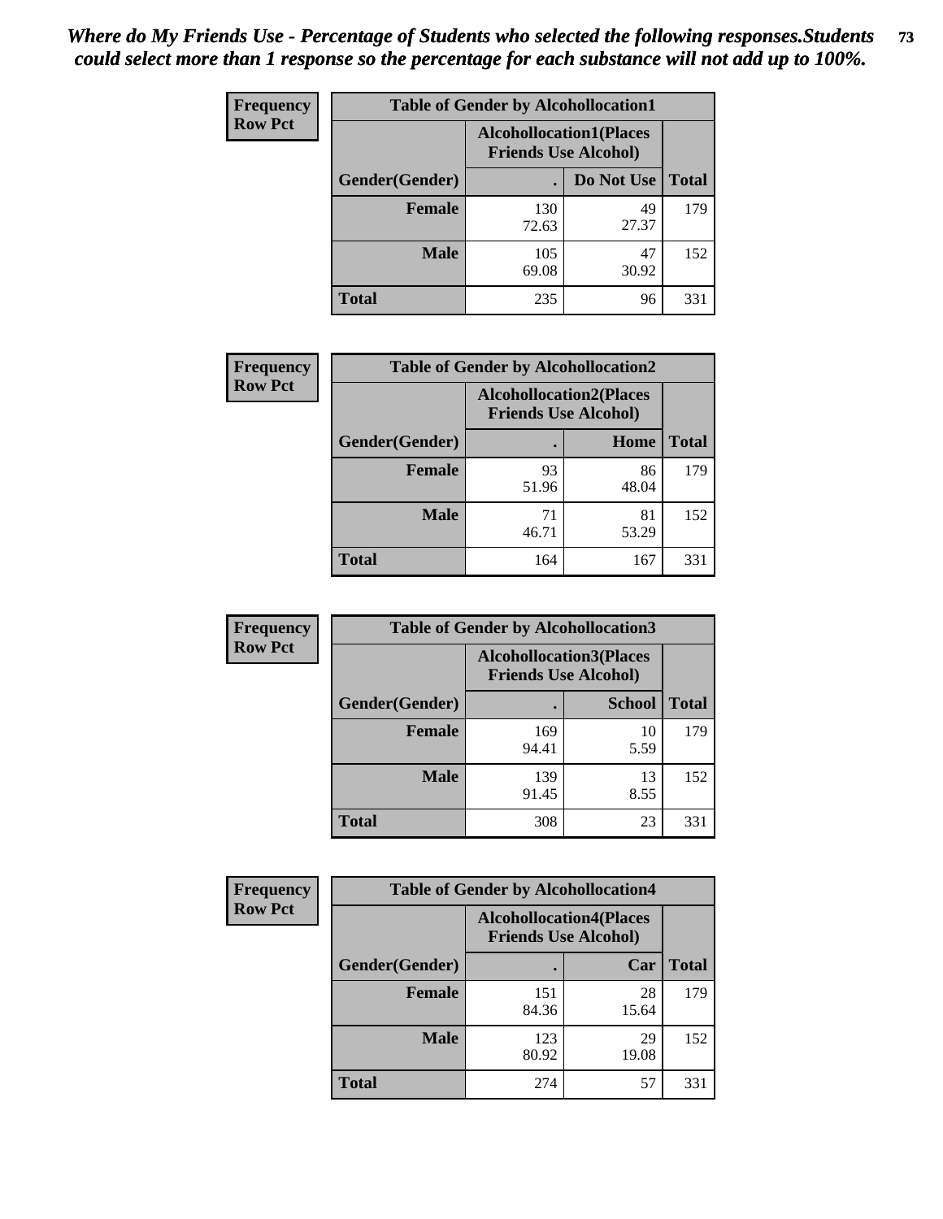*Where do My Friends Use - Percentage of Students who selected the following responses.Students could select more than 1 response so the percentage for each substance will not add up to 100%.*

**Frequency**
**Row Pct**

| Table of Gender by Alcohollocation1 | | | |
|---|---|---|---|
| | Alcohollocation1(Places Friends Use Alcohol) | | |
| Gender(Gender) | . | Do Not Use | Total |
| **Female** | 130<br>72.63 | 49<br>27.37 | 179 |
| **Male** | 105<br>69.08 | 47<br>30.92 | 152 |
| **Total** | 235 | 96 | 331 |

**Frequency**
**Row Pct**

| Table of Gender by Alcohollocation2 | | | |
|---|---|---|---|
| | Alcohollocation2(Places Friends Use Alcohol) | | |
| Gender(Gender) | . | Home | Total |
| **Female** | 93<br>51.96 | 86<br>48.04 | 179 |
| **Male** | 71<br>46.71 | 81<br>53.29 | 152 |
| **Total** | 164 | 167 | 331 |

**Frequency**
**Row Pct**

| Table of Gender by Alcohollocation3 | | | |
|---|---|---|---|
| | Alcohollocation3(Places Friends Use Alcohol) | | |
| Gender(Gender) | . | School | Total |
| **Female** | 169<br>94.41 | 10<br>5.59 | 179 |
| **Male** | 139<br>91.45 | 13<br>8.55 | 152 |
| **Total** | 308 | 23 | 331 |

**Frequency**
**Row Pct**

| Table of Gender by Alcohollocation4 | | | |
|---|---|---|---|
| | Alcohollocation4(Places Friends Use Alcohol) | | |
| Gender(Gender) | . | Car | Total |
| **Female** | 151<br>84.36 | 28<br>15.64 | 179 |
| **Male** | 123<br>80.92 | 29<br>19.08 | 152 |
| **Total** | 274 | 57 | 331 |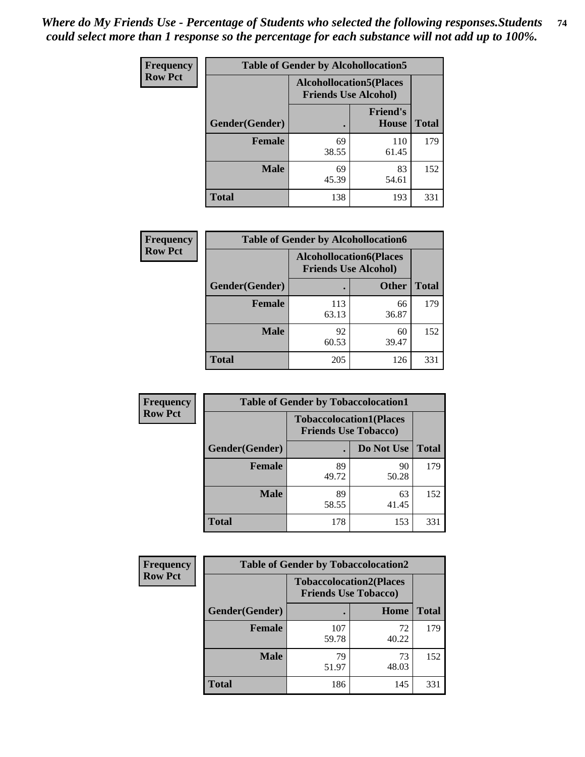*Where do My Friends Use - Percentage of Students who selected the following responses.Students could select more than 1 response so the percentage for each substance will not add up to 100%.*

**Frequency**
**Row Pct**

| Table of Gender by Alcohollocation5 | | | |
|---|---|---|---|
| | Alcohollocation5(Places Friends Use Alcohol) | | |
| Gender(Gender) | . | Friend's House | Total |
| **Female** | 69<br>38.55 | 110<br>61.45 | 179 |
| **Male** | 69<br>45.39 | 83<br>54.61 | 152 |
| **Total** | 138 | 193 | 331 |

**Frequency**
**Row Pct**

| Table of Gender by Alcohollocation6 | | | |
|---|---|---|---|
| | Alcohollocation6(Places Friends Use Alcohol) | | |
| Gender(Gender) | . | Other | Total |
| **Female** | 113<br>63.13 | 66<br>36.87 | 179 |
| **Male** | 92<br>60.53 | 60<br>39.47 | 152 |
| **Total** | 205 | 126 | 331 |

**Frequency**
**Row Pct**

| Table of Gender by Tobaccolocation1 | | | |
|---|---|---|---|
| | Tobaccolocation1(Places Friends Use Tobacco) | | |
| Gender(Gender) | . | Do Not Use | Total |
| **Female** | 89<br>49.72 | 90<br>50.28 | 179 |
| **Male** | 89<br>58.55 | 63<br>41.45 | 152 |
| **Total** | 178 | 153 | 331 |

**Frequency**
**Row Pct**

| Table of Gender by Tobaccolocation2 | | | |
|---|---|---|---|
| | Tobaccolocation2(Places Friends Use Tobacco) | | |
| Gender(Gender) | . | Home | Total |
| **Female** | 107<br>59.78 | 72<br>40.22 | 179 |
| **Male** | 79<br>51.97 | 73<br>48.03 | 152 |
| **Total** | 186 | 145 | 331 |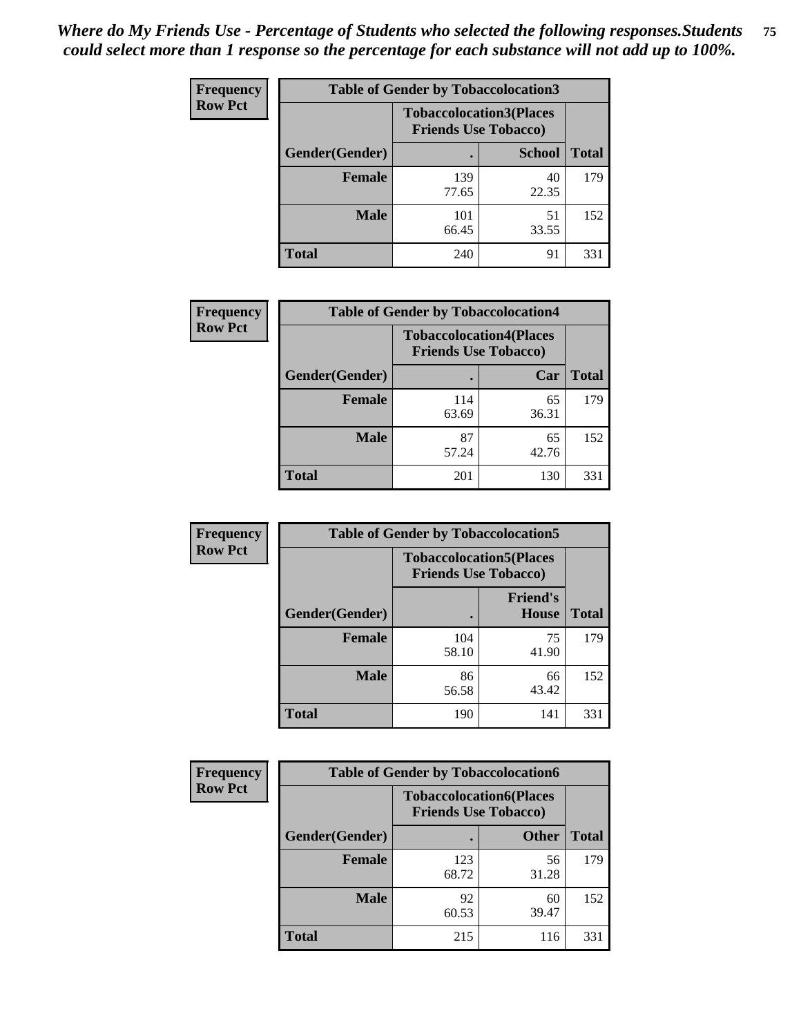*Where do My Friends Use - Percentage of Students who selected the following responses.Students could select more than 1 response so the percentage for each substance will not add up to 100%.*

**Frequency**
**Row Pct**

| Table of Gender by Tobaccolocation3 | | | |
|---|---|---|---|
| | Tobaccolocation3(Places Friends Use Tobacco) | | |
| Gender(Gender) | . | School | Total |
| Female | 139<br>77.65 | 40<br>22.35 | 179 |
| Male | 101<br>66.45 | 51<br>33.55 | 152 |
| Total | 240 | 91 | 331 |

**Frequency**
**Row Pct**

| Table of Gender by Tobaccolocation4 | | | |
|---|---|---|---|
| | Tobaccolocation4(Places Friends Use Tobacco) | | |
| Gender(Gender) | . | Car | Total |
| Female | 114<br>63.69 | 65<br>36.31 | 179 |
| Male | 87<br>57.24 | 65<br>42.76 | 152 |
| Total | 201 | 130 | 331 |

**Frequency**
**Row Pct**

| Table of Gender by Tobaccolocation5 | | | |
|---|---|---|---|
| | Tobaccolocation5(Places Friends Use Tobacco) | | |
| Gender(Gender) | . | Friend's House | Total |
| Female | 104<br>58.10 | 75<br>41.90 | 179 |
| Male | 86<br>56.58 | 66<br>43.42 | 152 |
| Total | 190 | 141 | 331 |

**Frequency**
**Row Pct**

| Table of Gender by Tobaccolocation6 | | | |
|---|---|---|---|
| | Tobaccolocation6(Places Friends Use Tobacco) | | |
| Gender(Gender) | . | Other | Total |
| Female | 123<br>68.72 | 56<br>31.28 | 179 |
| Male | 92<br>60.53 | 60<br>39.47 | 152 |
| Total | 215 | 116 | 331 |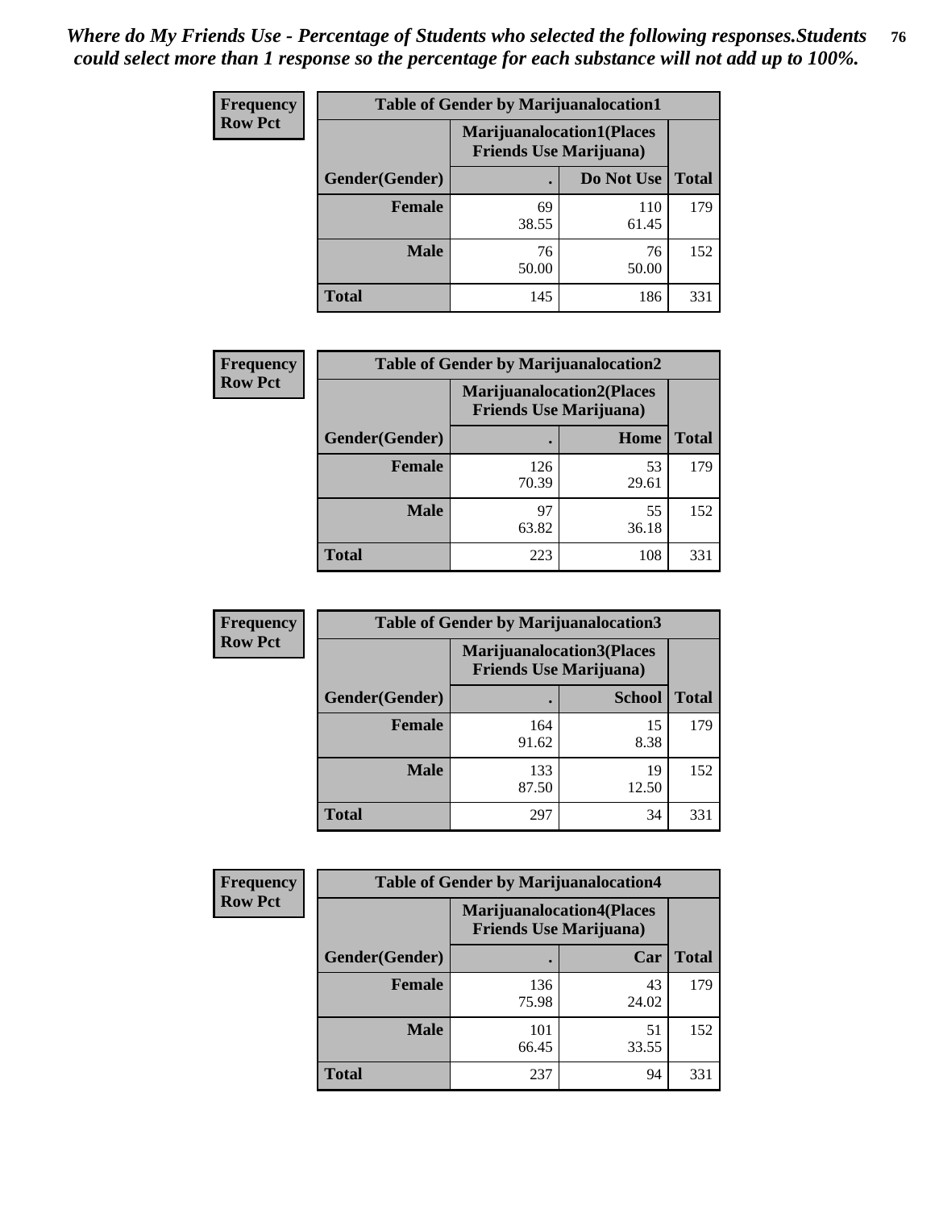*Where do My Friends Use - Percentage of Students who selected the following responses.Students could select more than 1 response so the percentage for each substance will not add up to 100%.*

**Frequency Row Pct**

| Table of Gender by Marijuanalocation1 | | | |
|---|---|---|---|
| | Marijuanalocation1(Places Friends Use Marijuana) | | |
| Gender(Gender) | . | Do Not Use | Total |
| **Female** | 69<br>38.55 | 110<br>61.45 | 179 |
| **Male** | 76<br>50.00 | 76<br>50.00 | 152 |
| **Total** | 145 | 186 | 331 |

**Frequency Row Pct**

| Table of Gender by Marijuanalocation2 | | | |
|---|---|---|---|
| | Marijuanalocation2(Places Friends Use Marijuana) | | |
| Gender(Gender) | . | Home | Total |
| **Female** | 126<br>70.39 | 53<br>29.61 | 179 |
| **Male** | 97<br>63.82 | 55<br>36.18 | 152 |
| **Total** | 223 | 108 | 331 |

**Frequency Row Pct**

| Table of Gender by Marijuanalocation3 | | | |
|---|---|---|---|
| | Marijuanalocation3(Places Friends Use Marijuana) | | |
| Gender(Gender) | . | School | Total |
| **Female** | 164<br>91.62 | 15<br>8.38 | 179 |
| **Male** | 133<br>87.50 | 19<br>12.50 | 152 |
| **Total** | 297 | 34 | 331 |

**Frequency Row Pct**

| Table of Gender by Marijuanalocation4 | | | |
|---|---|---|---|
| | Marijuanalocation4(Places Friends Use Marijuana) | | |
| Gender(Gender) | . | Car | Total |
| **Female** | 136<br>75.98 | 43<br>24.02 | 179 |
| **Male** | 101<br>66.45 | 51<br>33.55 | 152 |
| **Total** | 237 | 94 | 331 |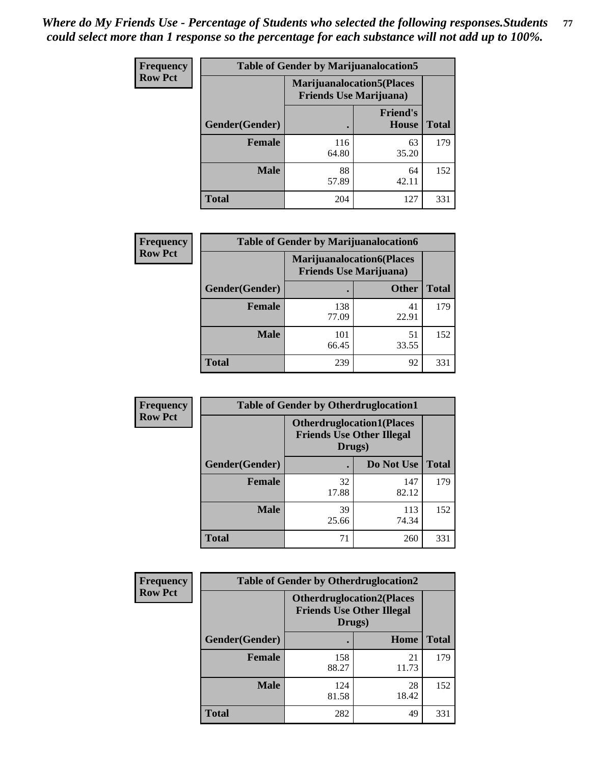*Where do My Friends Use - Percentage of Students who selected the following responses.Students could select more than 1 response so the percentage for each substance will not add up to 100%.*

**Frequency / Row Pct**

| Table of Gender by Marijuanalocation5 | | | |
|---|---|---|---|
| | Marijuanalocation5(Places Friends Use Marijuana) | | |
| Gender(Gender) | . | Friend's House | Total |
| **Female** | 116<br>64.80 | 63<br>35.20 | 179 |
| **Male** | 88<br>57.89 | 64<br>42.11 | 152 |
| **Total** | 204 | 127 | 331 |

**Frequency / Row Pct**

| Table of Gender by Marijuanalocation6 | | | |
|---|---|---|---|
| | Marijuanalocation6(Places Friends Use Marijuana) | | |
| Gender(Gender) | . | Other | Total |
| **Female** | 138<br>77.09 | 41<br>22.91 | 179 |
| **Male** | 101<br>66.45 | 51<br>33.55 | 152 |
| **Total** | 239 | 92 | 331 |

**Frequency / Row Pct**

| Table of Gender by Otherdruglocation1 | | | |
|---|---|---|---|
| | Otherdruglocation1(Places Friends Use Other Illegal Drugs) | | |
| Gender(Gender) | . | Do Not Use | Total |
| **Female** | 32<br>17.88 | 147<br>82.12 | 179 |
| **Male** | 39<br>25.66 | 113<br>74.34 | 152 |
| **Total** | 71 | 260 | 331 |

**Frequency / Row Pct**

| Table of Gender by Otherdruglocation2 | | | |
|---|---|---|---|
| | Otherdruglocation2(Places Friends Use Other Illegal Drugs) | | |
| Gender(Gender) | . | Home | Total |
| **Female** | 158<br>88.27 | 21<br>11.73 | 179 |
| **Male** | 124<br>81.58 | 28<br>18.42 | 152 |
| **Total** | 282 | 49 | 331 |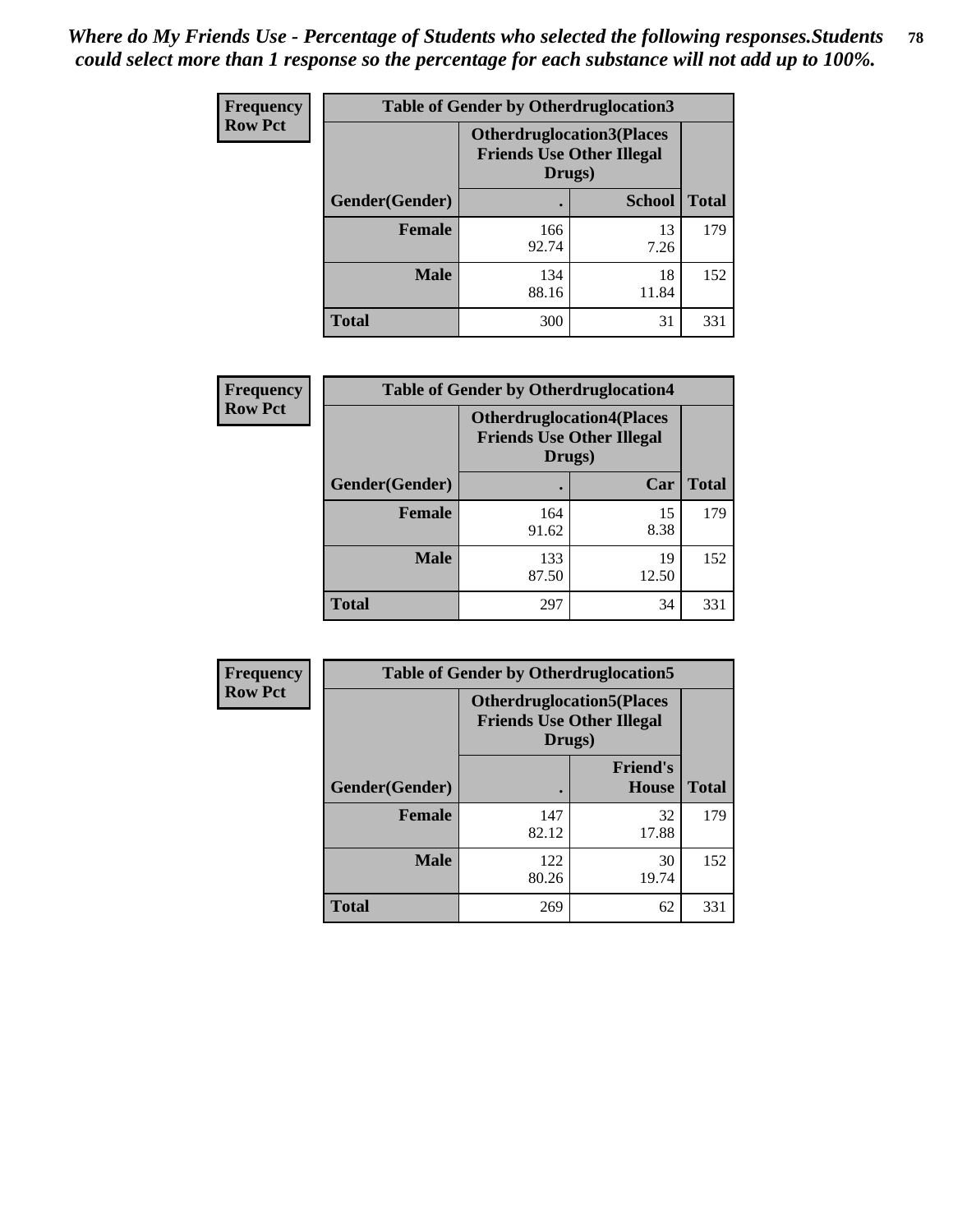*Where do My Friends Use - Percentage of Students who selected the following responses.Students could select more than 1 response so the percentage for each substance will not add up to 100%.*

**Frequency / Row Pct**

| Table of Gender by Otherdruglocation3 | | | |
|---|---|---|---|
| | Otherdruglocation3(Places Friends Use Other Illegal Drugs) | | |
| Gender(Gender) | . | School | Total |
| Female | 166<br>92.74 | 13<br>7.26 | 179 |
| Male | 134<br>88.16 | 18<br>11.84 | 152 |
| Total | 300 | 31 | 331 |

**Frequency / Row Pct**

| Table of Gender by Otherdruglocation4 | | | |
|---|---|---|---|
| | Otherdruglocation4(Places Friends Use Other Illegal Drugs) | | |
| Gender(Gender) | . | Car | Total |
| Female | 164<br>91.62 | 15<br>8.38 | 179 |
| Male | 133<br>87.50 | 19<br>12.50 | 152 |
| Total | 297 | 34 | 331 |

**Frequency / Row Pct**

| Table of Gender by Otherdruglocation5 | | | |
|---|---|---|---|
| | Otherdruglocation5(Places Friends Use Other Illegal Drugs) | | |
| Gender(Gender) | . | Friend's House | Total |
| Female | 147<br>82.12 | 32<br>17.88 | 179 |
| Male | 122<br>80.26 | 30<br>19.74 | 152 |
| Total | 269 | 62 | 331 |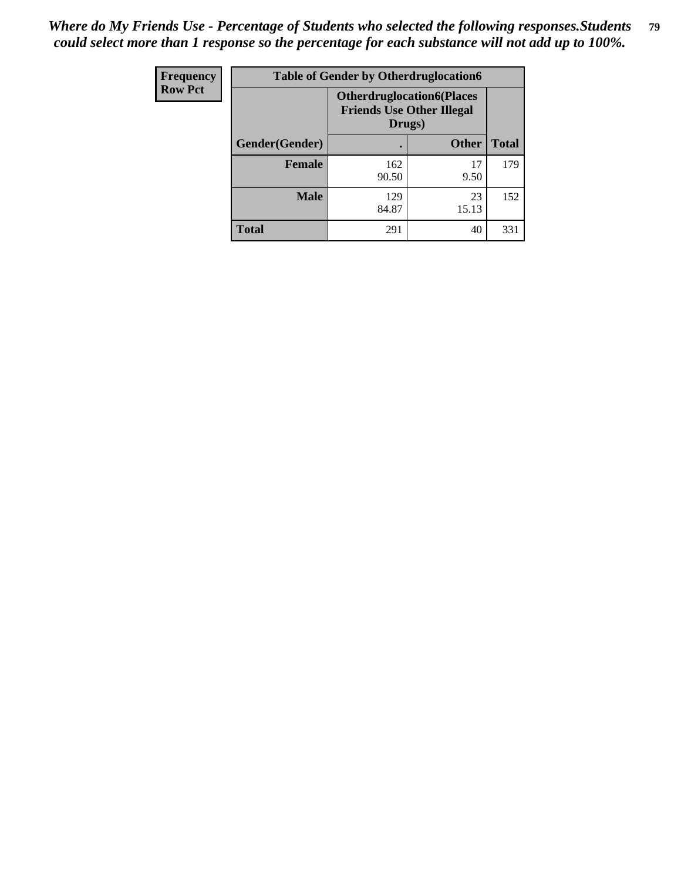*Where do My Friends Use - Percentage of Students who selected the following responses.Students could select more than 1 response so the percentage for each substance will not add up to 100%.*

| Frequency<br>Row Pct | Table of Gender by Otherdruglocation6 | | |
|---|---|---|---|
| | Otherdruglocation6(Places Friends Use Other Illegal Drugs) | | |
| Gender(Gender) | . | Other | Total |
| Female | 162<br>90.50 | 17<br>9.50 | 179 |
| Male | 129<br>84.87 | 23<br>15.13 | 152 |
| Total | 291 | 40 | 331 |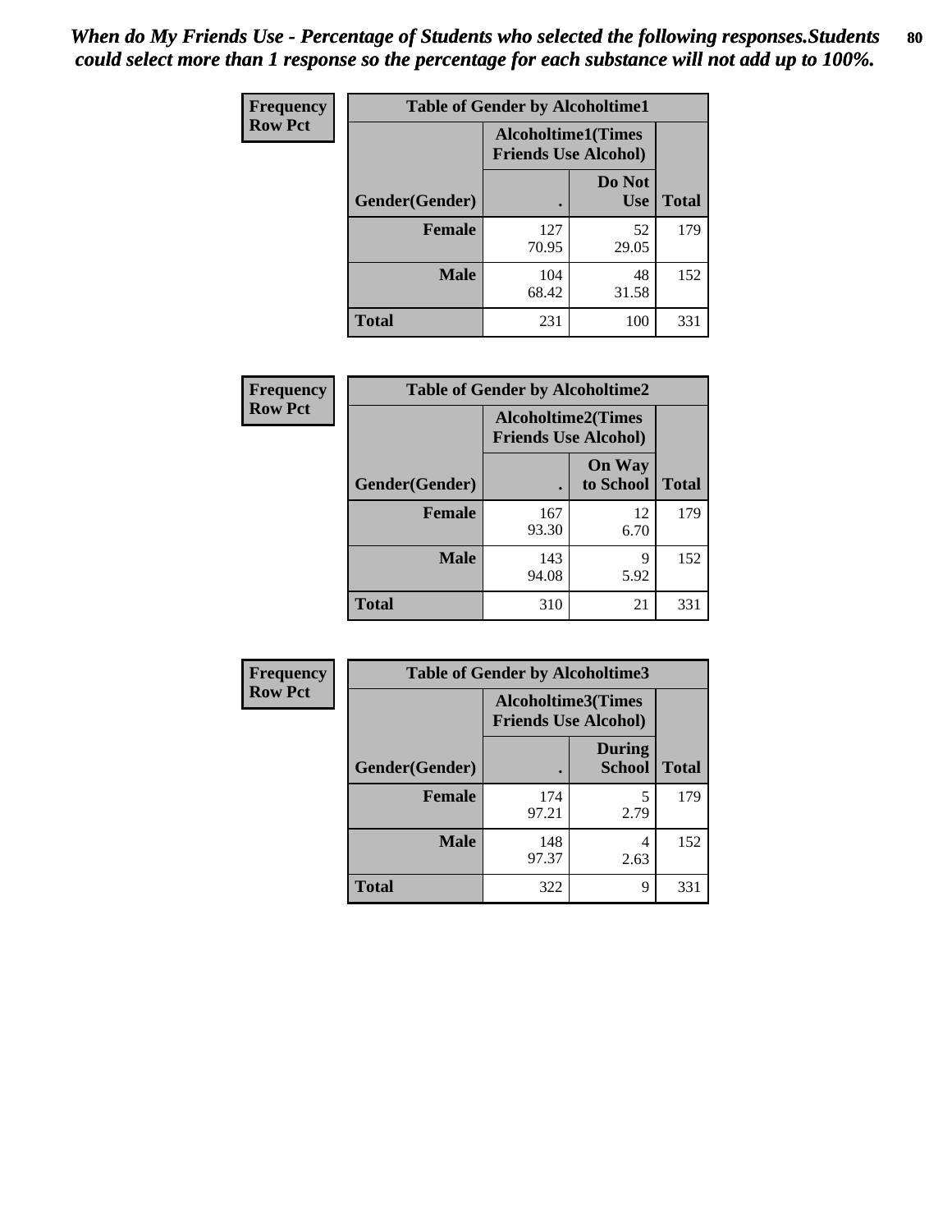*When do My Friends Use - Percentage of Students who selected the following responses.Students could select more than 1 response so the percentage for each substance will not add up to 100%.*

**Frequency**
**Row Pct**

| Table of Gender by Alcoholtime1 | | | |
|---|---|---|---|
| | Alcoholtime1(Times Friends Use Alcohol) | | |
| Gender(Gender) | . | Do Not Use | Total |
| **Female** | 127<br>70.95 | 52<br>29.05 | 179 |
| **Male** | 104<br>68.42 | 48<br>31.58 | 152 |
| **Total** | 231 | 100 | 331 |

**Frequency**
**Row Pct**

| Table of Gender by Alcoholtime2 | | | |
|---|---|---|---|
| | Alcoholtime2(Times Friends Use Alcohol) | | |
| Gender(Gender) | . | On Way to School | Total |
| **Female** | 167<br>93.30 | 12<br>6.70 | 179 |
| **Male** | 143<br>94.08 | 9<br>5.92 | 152 |
| **Total** | 310 | 21 | 331 |

**Frequency**
**Row Pct**

| Table of Gender by Alcoholtime3 | | | |
|---|---|---|---|
| | Alcoholtime3(Times Friends Use Alcohol) | | |
| Gender(Gender) | . | During School | Total |
| **Female** | 174<br>97.21 | 5<br>2.79 | 179 |
| **Male** | 148<br>97.37 | 4<br>2.63 | 152 |
| **Total** | 322 | 9 | 331 |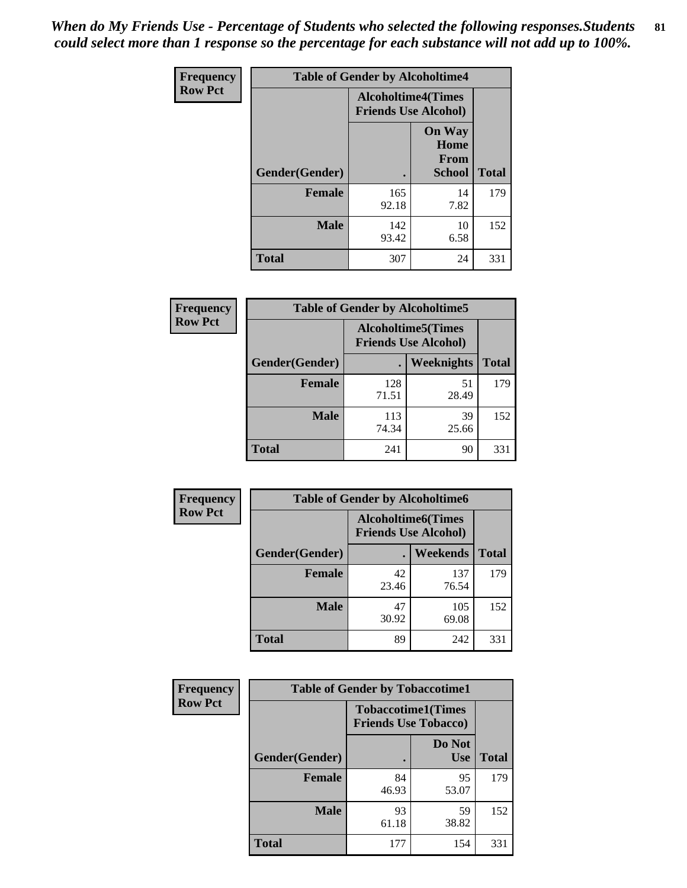*When do My Friends Use - Percentage of Students who selected the following responses.Students could select more than 1 response so the percentage for each substance will not add up to 100%.*

**Frequency**
**Row Pct**

| Table of Gender by Alcoholtime4 | | | |
|---|---|---|---|
| | Alcoholtime4(Times Friends Use Alcohol) | | |
| Gender(Gender) | . | On Way Home From School | Total |
| **Female** | 165<br>92.18 | 14<br>7.82 | 179 |
| **Male** | 142<br>93.42 | 10<br>6.58 | 152 |
| **Total** | 307 | 24 | 331 |

**Frequency**
**Row Pct**

| Table of Gender by Alcoholtime5 | | | |
|---|---|---|---|
| | Alcoholtime5(Times Friends Use Alcohol) | | |
| Gender(Gender) | . | Weeknights | Total |
| **Female** | 128<br>71.51 | 51<br>28.49 | 179 |
| **Male** | 113<br>74.34 | 39<br>25.66 | 152 |
| **Total** | 241 | 90 | 331 |

**Frequency**
**Row Pct**

| Table of Gender by Alcoholtime6 | | | |
|---|---|---|---|
| | Alcoholtime6(Times Friends Use Alcohol) | | |
| Gender(Gender) | . | Weekends | Total |
| **Female** | 42<br>23.46 | 137<br>76.54 | 179 |
| **Male** | 47<br>30.92 | 105<br>69.08 | 152 |
| **Total** | 89 | 242 | 331 |

**Frequency**
**Row Pct**

| Table of Gender by Tobaccotime1 | | | |
|---|---|---|---|
| | Tobaccotime1(Times Friends Use Tobacco) | | |
| Gender(Gender) | . | Do Not Use | Total |
| **Female** | 84<br>46.93 | 95<br>53.07 | 179 |
| **Male** | 93<br>61.18 | 59<br>38.82 | 152 |
| **Total** | 177 | 154 | 331 |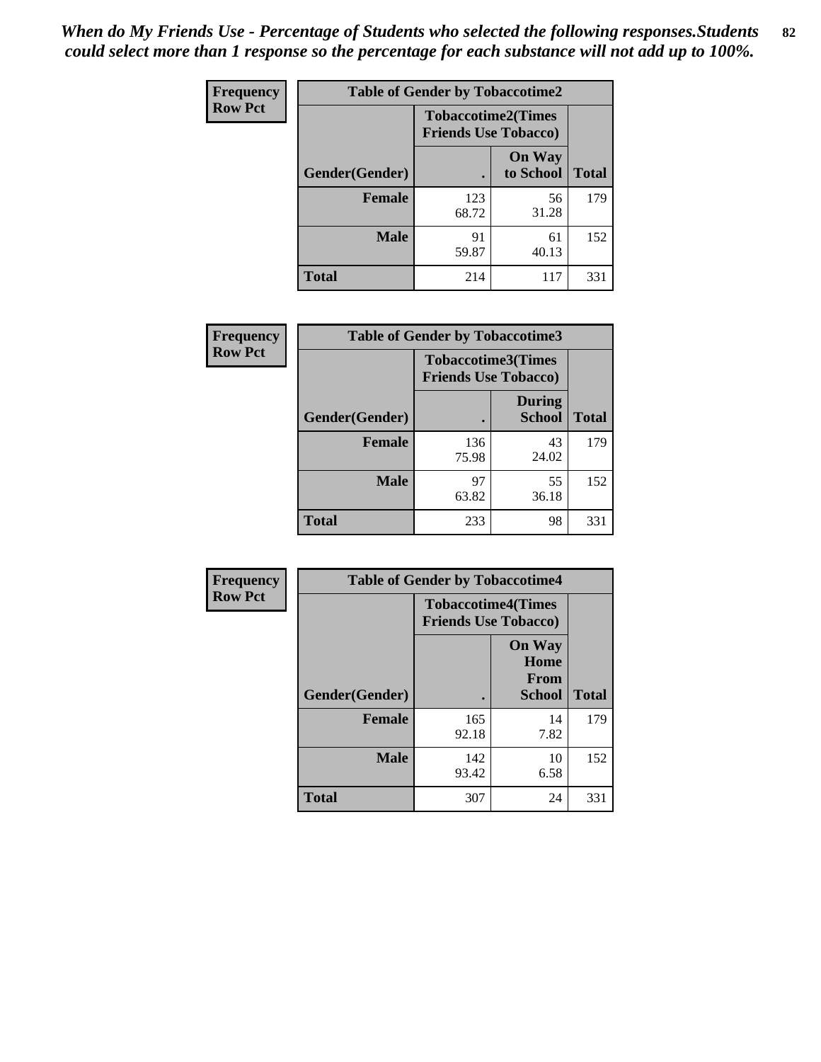*When do My Friends Use - Percentage of Students who selected the following responses.Students could select more than 1 response so the percentage for each substance will not add up to 100%.*

| Frequency Row Pct | Table of Gender by Tobaccotime2 | | |
|---|---|---|---|
| | Tobaccotime2(Times Friends Use Tobacco) | | |
| Gender(Gender) | . | On Way to School | Total |
| **Female** | 123 68.72 | 56 31.28 | 179 |
| **Male** | 91 59.87 | 61 40.13 | 152 |
| **Total** | 214 | 117 | 331 |

| Frequency Row Pct | Table of Gender by Tobaccotime3 | | |
|---|---|---|---|
| | Tobaccotime3(Times Friends Use Tobacco) | | |
| Gender(Gender) | . | During School | Total |
| **Female** | 136 75.98 | 43 24.02 | 179 |
| **Male** | 97 63.82 | 55 36.18 | 152 |
| **Total** | 233 | 98 | 331 |

| Frequency Row Pct | Table of Gender by Tobaccotime4 | | |
|---|---|---|---|
| | Tobaccotime4(Times Friends Use Tobacco) | | |
| Gender(Gender) | . | On Way Home From School | Total |
| **Female** | 165 92.18 | 14 7.82 | 179 |
| **Male** | 142 93.42 | 10 6.58 | 152 |
| **Total** | 307 | 24 | 331 |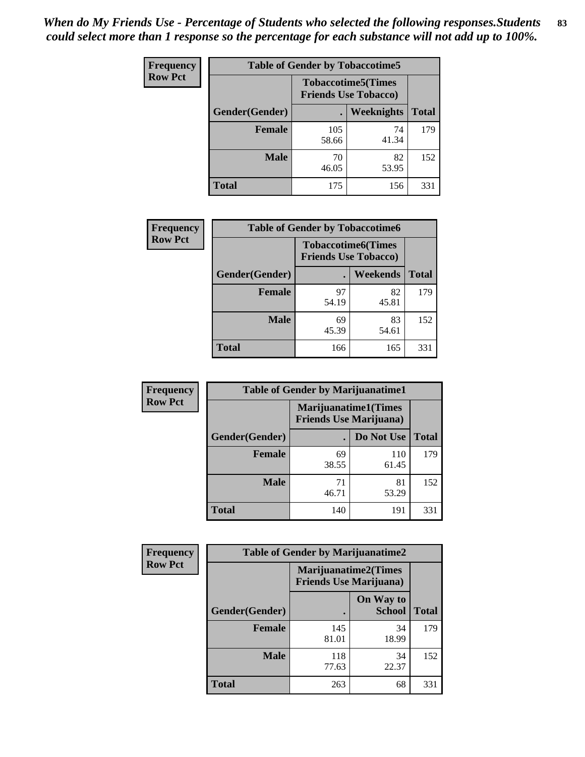*When do My Friends Use - Percentage of Students who selected the following responses.Students could select more than 1 response so the percentage for each substance will not add up to 100%.*

**Frequency**
**Row Pct**

| Table of Gender by Tobaccotime5 | | | |
|---|---|---|---|
| | Tobaccotime5(Times Friends Use Tobacco) | | |
| Gender(Gender) | . | Weeknights | Total |
| Female | 105<br>58.66 | 74<br>41.34 | 179 |
| Male | 70<br>46.05 | 82<br>53.95 | 152 |
| Total | 175 | 156 | 331 |

**Frequency**
**Row Pct**

| Table of Gender by Tobaccotime6 | | | |
|---|---|---|---|
| | Tobaccotime6(Times Friends Use Tobacco) | | |
| Gender(Gender) | . | Weekends | Total |
| Female | 97<br>54.19 | 82<br>45.81 | 179 |
| Male | 69<br>45.39 | 83<br>54.61 | 152 |
| Total | 166 | 165 | 331 |

**Frequency**
**Row Pct**

| Table of Gender by Marijuanatime1 | | | |
|---|---|---|---|
| | Marijuanatime1(Times Friends Use Marijuana) | | |
| Gender(Gender) | . | Do Not Use | Total |
| Female | 69<br>38.55 | 110<br>61.45 | 179 |
| Male | 71<br>46.71 | 81<br>53.29 | 152 |
| Total | 140 | 191 | 331 |

**Frequency**
**Row Pct**

| Table of Gender by Marijuanatime2 | | | |
|---|---|---|---|
| | Marijuanatime2(Times Friends Use Marijuana) | | |
| Gender(Gender) | . | On Way to School | Total |
| Female | 145<br>81.01 | 34<br>18.99 | 179 |
| Male | 118<br>77.63 | 34<br>22.37 | 152 |
| Total | 263 | 68 | 331 |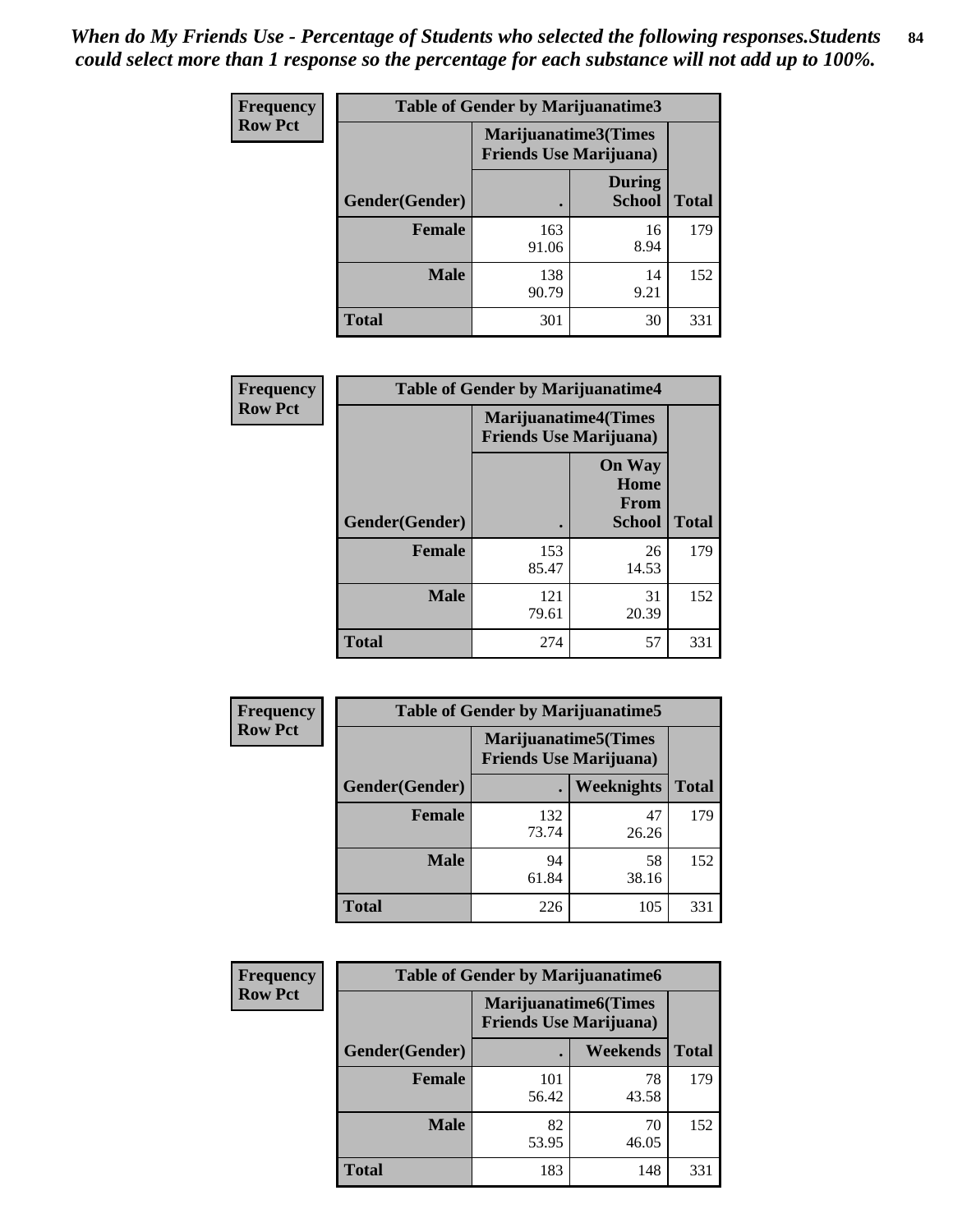*When do My Friends Use - Percentage of Students who selected the following responses.Students could select more than 1 response so the percentage for each substance will not add up to 100%.*

**Frequency**
**Row Pct**

| Table of Gender by Marijuanatime3 | | | |
|---|---|---|---|
| | Marijuanatime3(Times Friends Use Marijuana) | | |
| Gender(Gender) | . | During School | Total |
| **Female** | 163<br>91.06 | 16<br>8.94 | 179 |
| **Male** | 138<br>90.79 | 14<br>9.21 | 152 |
| **Total** | 301 | 30 | 331 |

**Frequency**
**Row Pct**

| Table of Gender by Marijuanatime4 | | | |
|---|---|---|---|
| | Marijuanatime4(Times Friends Use Marijuana) | | |
| Gender(Gender) | . | On Way Home From School | Total |
| **Female** | 153<br>85.47 | 26<br>14.53 | 179 |
| **Male** | 121<br>79.61 | 31<br>20.39 | 152 |
| **Total** | 274 | 57 | 331 |

**Frequency**
**Row Pct**

| Table of Gender by Marijuanatime5 | | | |
|---|---|---|---|
| | Marijuanatime5(Times Friends Use Marijuana) | | |
| Gender(Gender) | . | Weeknights | Total |
| **Female** | 132<br>73.74 | 47<br>26.26 | 179 |
| **Male** | 94<br>61.84 | 58<br>38.16 | 152 |
| **Total** | 226 | 105 | 331 |

**Frequency**
**Row Pct**

| Table of Gender by Marijuanatime6 | | | |
|---|---|---|---|
| | Marijuanatime6(Times Friends Use Marijuana) | | |
| Gender(Gender) | . | Weekends | Total |
| **Female** | 101<br>56.42 | 78<br>43.58 | 179 |
| **Male** | 82<br>53.95 | 70<br>46.05 | 152 |
| **Total** | 183 | 148 | 331 |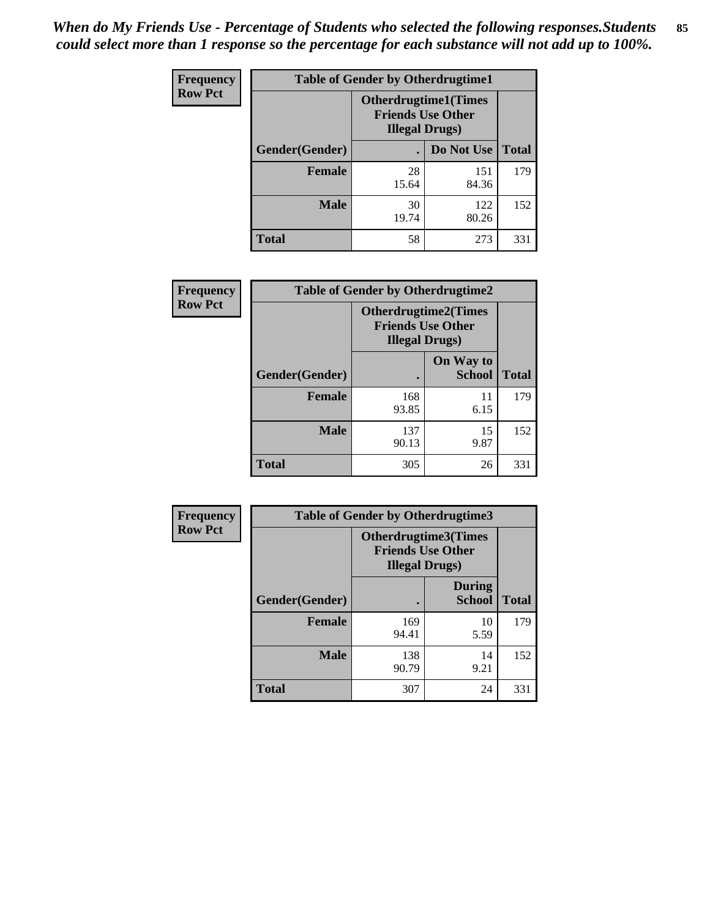*When do My Friends Use - Percentage of Students who selected the following responses.Students could select more than 1 response so the percentage for each substance will not add up to 100%.*

**Frequency**
**Row Pct**

| Table of Gender by Otherdrugtime1 | | | |
|---|---|---|---|
| | Otherdrugtime1(Times Friends Use Other Illegal Drugs) | | |
| Gender(Gender) | . | Do Not Use | Total |
| **Female** | 28<br>15.64 | 151<br>84.36 | 179 |
| **Male** | 30<br>19.74 | 122<br>80.26 | 152 |
| **Total** | 58 | 273 | 331 |

**Frequency**
**Row Pct**

| Table of Gender by Otherdrugtime2 | | | |
|---|---|---|---|
| | Otherdrugtime2(Times Friends Use Other Illegal Drugs) | | |
| Gender(Gender) | . | On Way to School | Total |
| **Female** | 168<br>93.85 | 11<br>6.15 | 179 |
| **Male** | 137<br>90.13 | 15<br>9.87 | 152 |
| **Total** | 305 | 26 | 331 |

**Frequency**
**Row Pct**

| Table of Gender by Otherdrugtime3 | | | |
|---|---|---|---|
| | Otherdrugtime3(Times Friends Use Other Illegal Drugs) | | |
| Gender(Gender) | . | During School | Total |
| **Female** | 169<br>94.41 | 10<br>5.59 | 179 |
| **Male** | 138<br>90.79 | 14<br>9.21 | 152 |
| **Total** | 307 | 24 | 331 |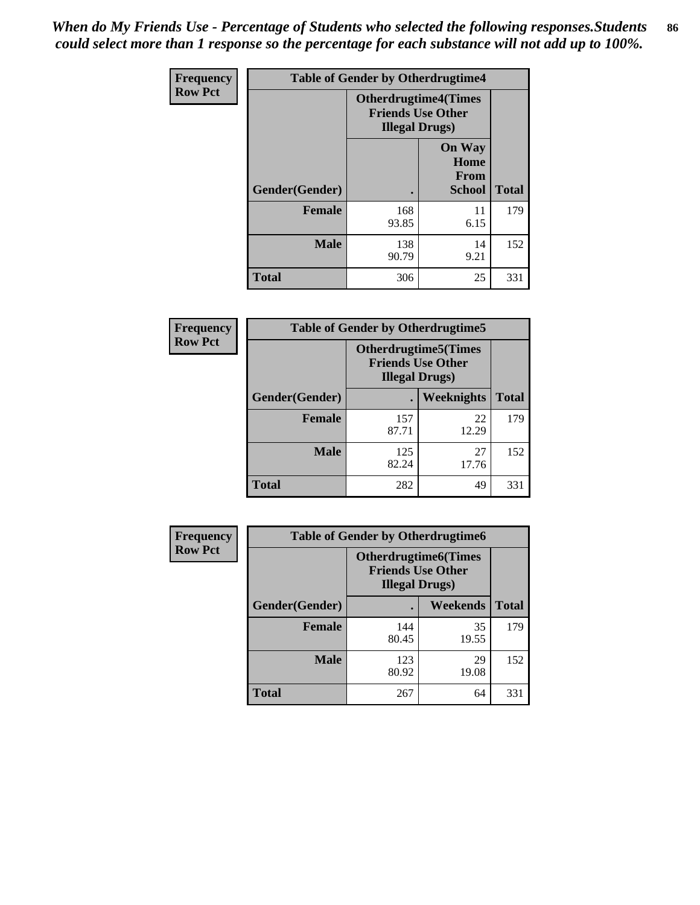*When do My Friends Use - Percentage of Students who selected the following responses.Students could select more than 1 response so the percentage for each substance will not add up to 100%.*

**Frequency / Row Pct**

| Table of Gender by Otherdrugtime4 | | | |
|---|---|---|---|
| | Otherdrugtime4(Times Friends Use Other Illegal Drugs) | | |
| Gender(Gender) | . | On Way Home From School | Total |
| Female | 168<br>93.85 | 11<br>6.15 | 179 |
| Male | 138<br>90.79 | 14<br>9.21 | 152 |
| Total | 306 | 25 | 331 |

**Frequency / Row Pct**

| Table of Gender by Otherdrugtime5 | | | |
|---|---|---|---|
| | Otherdrugtime5(Times Friends Use Other Illegal Drugs) | | |
| Gender(Gender) | . | Weeknights | Total |
| Female | 157<br>87.71 | 22<br>12.29 | 179 |
| Male | 125<br>82.24 | 27<br>17.76 | 152 |
| Total | 282 | 49 | 331 |

**Frequency / Row Pct**

| Table of Gender by Otherdrugtime6 | | | |
|---|---|---|---|
| | Otherdrugtime6(Times Friends Use Other Illegal Drugs) | | |
| Gender(Gender) | . | Weekends | Total |
| Female | 144<br>80.45 | 35<br>19.55 | 179 |
| Male | 123<br>80.92 | 29<br>19.08 | 152 |
| Total | 267 | 64 | 331 |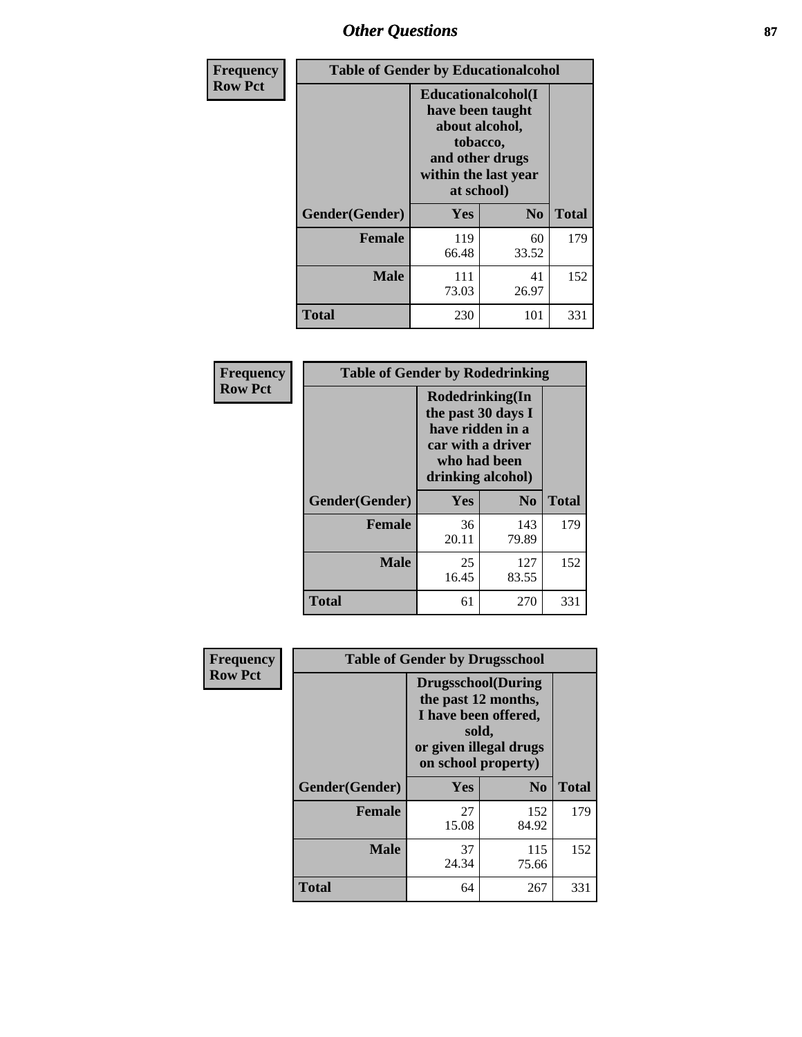| Frequency Row Pct | Table of Gender by Educationalcohol | | |
|---|---|---|---|
| | Educationalcohol(I have been taught about alcohol, tobacco, and other drugs within the last year at school) | | |
| Gender(Gender) | Yes | No | Total |
| Female | 119<br>66.48 | 60<br>33.52 | 179 |
| Male | 111<br>73.03 | 41<br>26.97 | 152 |
| Total | 230 | 101 | 331 |

| Frequency Row Pct | Table of Gender by Rodedrinking | | |
|---|---|---|---|
| | Rodedrinking(In the past 30 days I have ridden in a car with a driver who had been drinking alcohol) | | |
| Gender(Gender) | Yes | No | Total |
| Female | 36<br>20.11 | 143<br>79.89 | 179 |
| Male | 25<br>16.45 | 127<br>83.55 | 152 |
| Total | 61 | 270 | 331 |

| Frequency Row Pct | Table of Gender by Drugsschool | | |
|---|---|---|---|
| | Drugsschool(During the past 12 months, I have been offered, sold, or given illegal drugs on school property) | | |
| Gender(Gender) | Yes | No | Total |
| Female | 27<br>15.08 | 152<br>84.92 | 179 |
| Male | 37<br>24.34 | 115<br>75.66 | 152 |
| Total | 64 | 267 | 331 |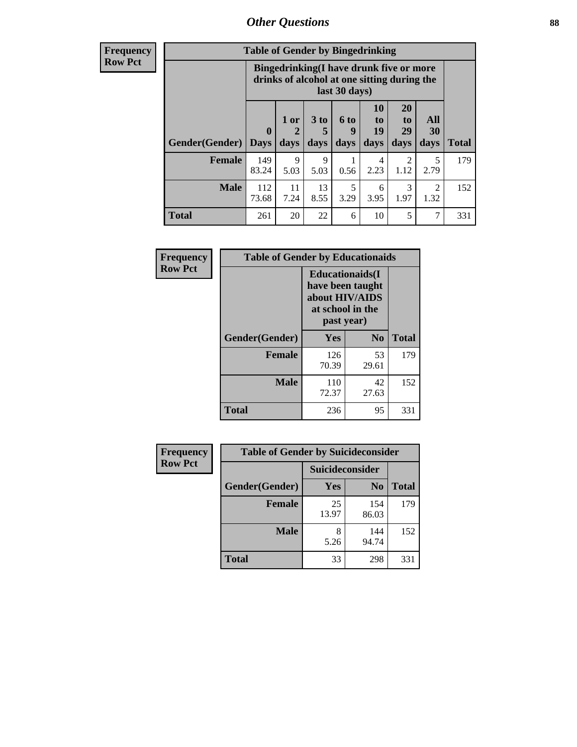| Frequency Row Pct | Table of Gender by Bingedrinking | | | | | | | |
|---|---|---|---|---|---|---|---|---|
| | Bingedrinking(I have drunk five or more drinks of alcohol at one sitting during the last 30 days) | | | | | | | |
| Gender(Gender) | 0 Days | 1 or 2 days | 3 to 5 days | 6 to 9 days | 10 to 19 days | 20 to 29 days | All 30 days | Total |
| Female | 149<br>83.24 | 9<br>5.03 | 9<br>5.03 | 1<br>0.56 | 4<br>2.23 | 2<br>1.12 | 5<br>2.79 | 179 |
| Male | 112<br>73.68 | 11<br>7.24 | 13<br>8.55 | 5<br>3.29 | 6<br>3.95 | 3<br>1.97 | 2<br>1.32 | 152 |
| Total | 261 | 20 | 22 | 6 | 10 | 5 | 7 | 331 |

| Frequency Row Pct | Table of Gender by Educationaids | | |
|---|---|---|---|
| | Educationaids(I have been taught about HIV/AIDS at school in the past year) | | |
| Gender(Gender) | Yes | No | Total |
| Female | 126<br>70.39 | 53<br>29.61 | 179 |
| Male | 110<br>72.37 | 42<br>27.63 | 152 |
| Total | 236 | 95 | 331 |

| Frequency Row Pct | Table of Gender by Suicideconsider | | |
|---|---|---|---|
| | Suicideconsider | | |
| Gender(Gender) | Yes | No | Total |
| Female | 25<br>13.97 | 154<br>86.03 | 179 |
| Male | 8<br>5.26 | 144<br>94.74 | 152 |
| Total | 33 | 298 | 331 |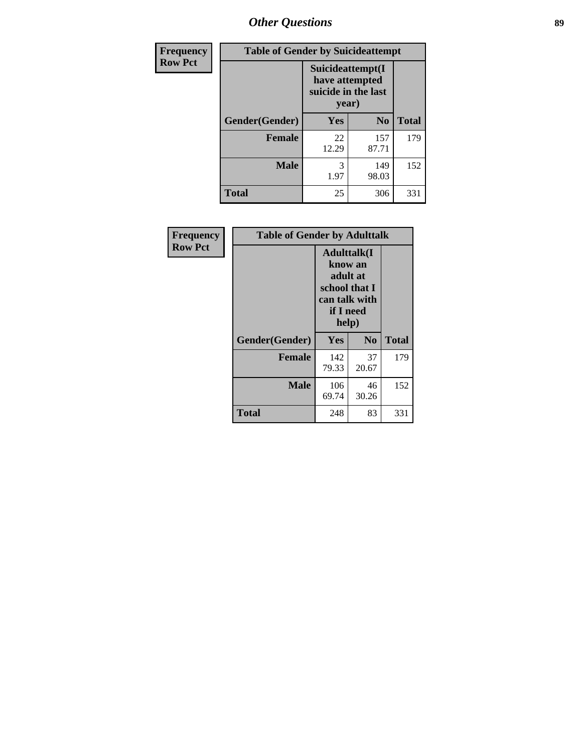| Frequency Row Pct |
|---|

**Table of Gender by Suicideattempt**

| Gender(Gender) | Suicideattempt(I have attempted suicide in the last year) Yes | No | Total |
|---|---|---|---|
| Female | 22<br>12.29 | 157<br>87.71 | 179 |
| Male | 3<br>1.97 | 149<br>98.03 | 152 |
| Total | 25 | 306 | 331 |

| Frequency Row Pct |
|---|

**Table of Gender by Adulttalk**

| Gender(Gender) | Adulttalk(I know an adult at school that I can talk with if I need help) Yes | No | Total |
|---|---|---|---|
| Female | 142<br>79.33 | 37<br>20.67 | 179 |
| Male | 106<br>69.74 | 46<br>30.26 | 152 |
| Total | 248 | 83 | 331 |